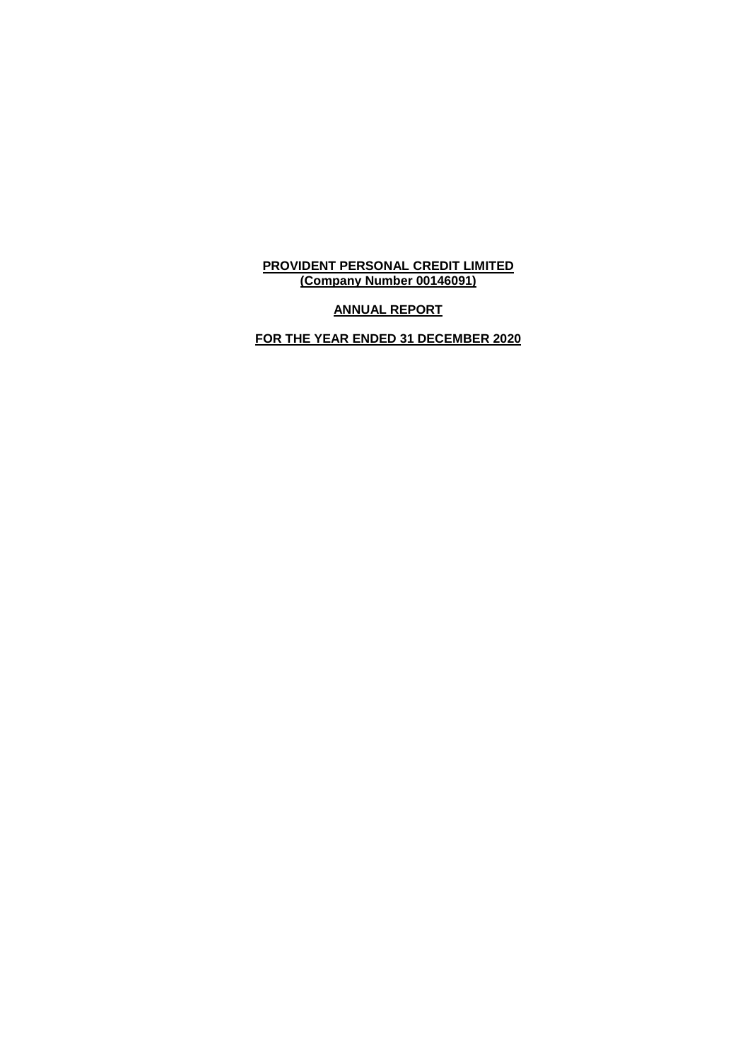**PROVIDENT PERSONAL CREDIT LIMITED**
**(Company Number 00146091)**

**ANNUAL REPORT**

**FOR THE YEAR ENDED 31 DECEMBER 2020**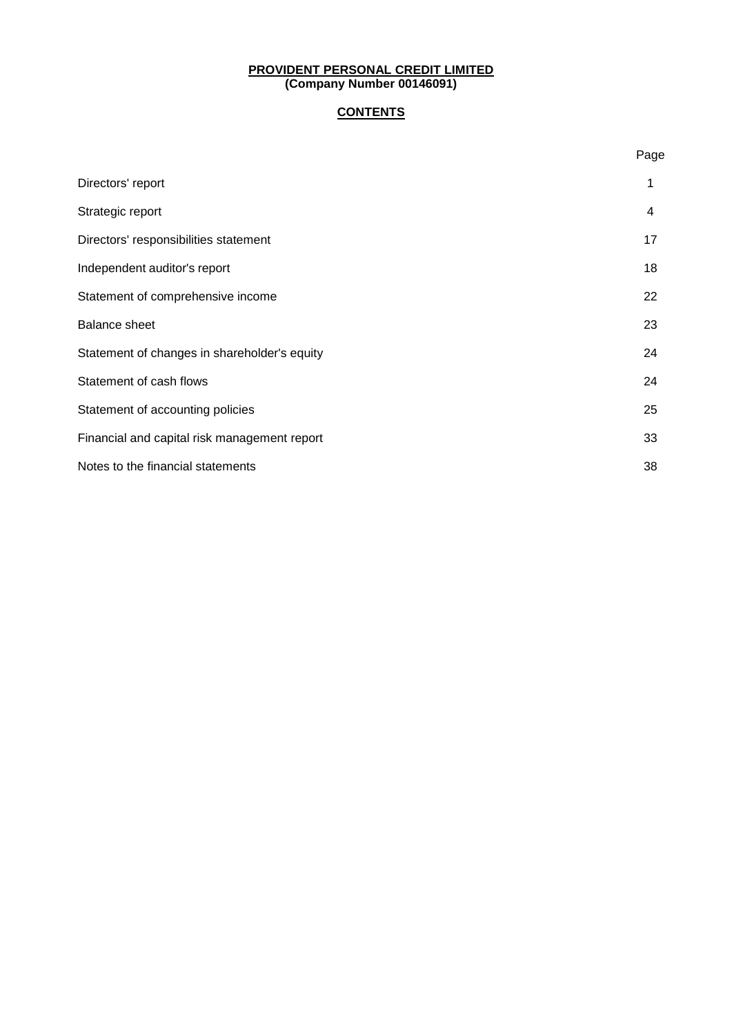**PROVIDENT PERSONAL CREDIT LIMITED**
**(Company Number 00146091)**

## CONTENTS

| | Page |
|---|---|
| Directors' report | 1 |
| Strategic report | 4 |
| Directors' responsibilities statement | 17 |
| Independent auditor's report | 18 |
| Statement of comprehensive income | 22 |
| Balance sheet | 23 |
| Statement of changes in shareholder's equity | 24 |
| Statement of cash flows | 24 |
| Statement of accounting policies | 25 |
| Financial and capital risk management report | 33 |
| Notes to the financial statements | 38 |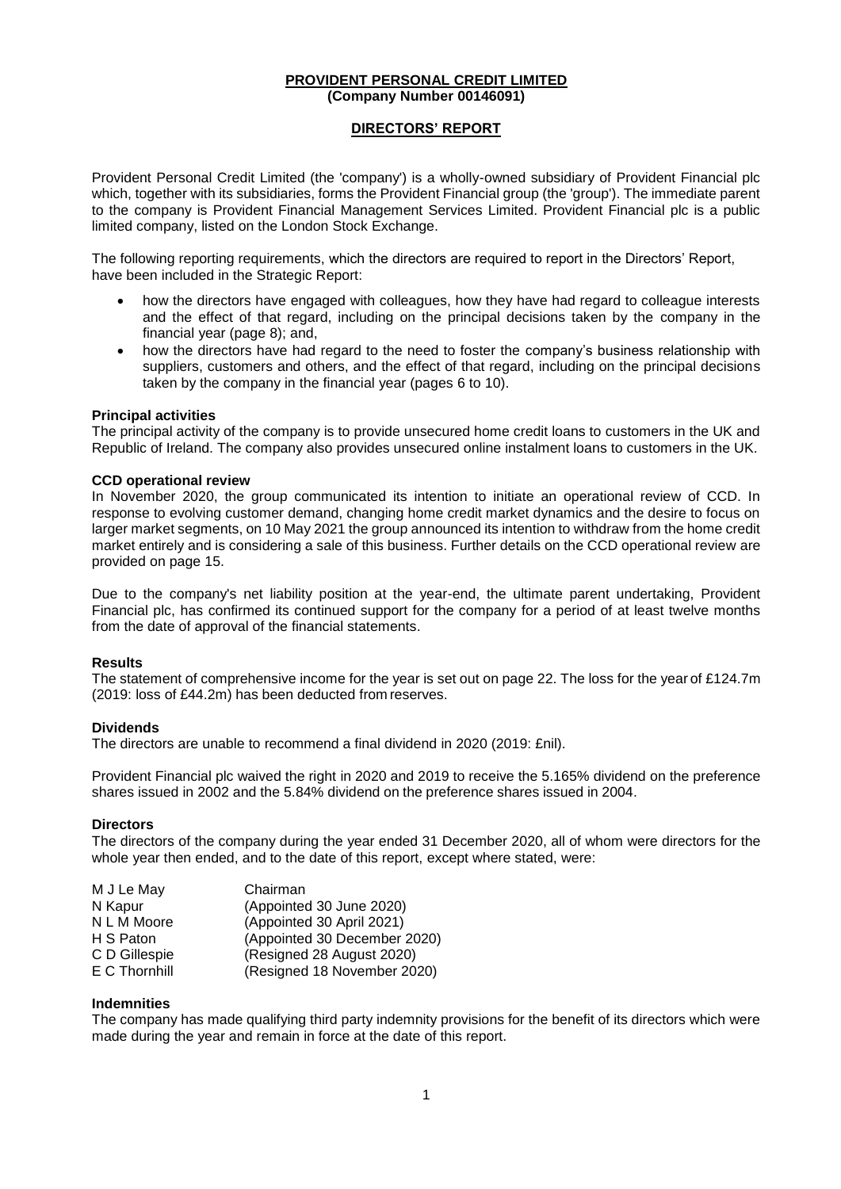**PROVIDENT PERSONAL CREDIT LIMITED**
**(Company Number 00146091)**

## DIRECTORS' REPORT

Provident Personal Credit Limited (the 'company') is a wholly-owned subsidiary of Provident Financial plc which, together with its subsidiaries, forms the Provident Financial group (the 'group'). The immediate parent to the company is Provident Financial Management Services Limited. Provident Financial plc is a public limited company, listed on the London Stock Exchange.

The following reporting requirements, which the directors are required to report in the Directors' Report, have been included in the Strategic Report:

- how the directors have engaged with colleagues, how they have had regard to colleague interests and the effect of that regard, including on the principal decisions taken by the company in the financial year (page 8); and,
- how the directors have had regard to the need to foster the company's business relationship with suppliers, customers and others, and the effect of that regard, including on the principal decisions taken by the company in the financial year (pages 6 to 10).

### Principal activities

The principal activity of the company is to provide unsecured home credit loans to customers in the UK and Republic of Ireland. The company also provides unsecured online instalment loans to customers in the UK.

### CCD operational review

In November 2020, the group communicated its intention to initiate an operational review of CCD. In response to evolving customer demand, changing home credit market dynamics and the desire to focus on larger market segments, on 10 May 2021 the group announced its intention to withdraw from the home credit market entirely and is considering a sale of this business. Further details on the CCD operational review are provided on page 15.

Due to the company's net liability position at the year-end, the ultimate parent undertaking, Provident Financial plc, has confirmed its continued support for the company for a period of at least twelve months from the date of approval of the financial statements.

### Results

The statement of comprehensive income for the year is set out on page 22. The loss for the year of £124.7m (2019: loss of £44.2m) has been deducted from reserves.

### Dividends

The directors are unable to recommend a final dividend in 2020 (2019: £nil).

Provident Financial plc waived the right in 2020 and 2019 to receive the 5.165% dividend on the preference shares issued in 2002 and the 5.84% dividend on the preference shares issued in 2004.

### Directors

The directors of the company during the year ended 31 December 2020, all of whom were directors for the whole year then ended, and to the date of this report, except where stated, were:

| | |
|---|---|
| M J Le May | Chairman |
| N Kapur | (Appointed 30 June 2020) |
| N L M Moore | (Appointed 30 April 2021) |
| H S Paton | (Appointed 30 December 2020) |
| C D Gillespie | (Resigned 28 August 2020) |
| E C Thornhill | (Resigned 18 November 2020) |

### Indemnities

The company has made qualifying third party indemnity provisions for the benefit of its directors which were made during the year and remain in force at the date of this report.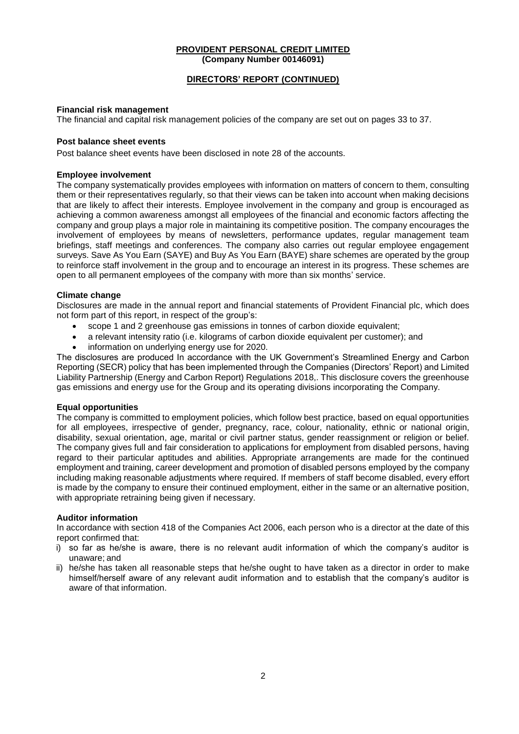**PROVIDENT PERSONAL CREDIT LIMITED**
**(Company Number 00146091)**

**DIRECTORS' REPORT (CONTINUED)**

**Financial risk management**

The financial and capital risk management policies of the company are set out on pages 33 to 37.

**Post balance sheet events**

Post balance sheet events have been disclosed in note 28 of the accounts.

**Employee involvement**

The company systematically provides employees with information on matters of concern to them, consulting them or their representatives regularly, so that their views can be taken into account when making decisions that are likely to affect their interests. Employee involvement in the company and group is encouraged as achieving a common awareness amongst all employees of the financial and economic factors affecting the company and group plays a major role in maintaining its competitive position. The company encourages the involvement of employees by means of newsletters, performance updates, regular management team briefings, staff meetings and conferences. The company also carries out regular employee engagement surveys. Save As You Earn (SAYE) and Buy As You Earn (BAYE) share schemes are operated by the group to reinforce staff involvement in the group and to encourage an interest in its progress. These schemes are open to all permanent employees of the company with more than six months' service.

**Climate change**

Disclosures are made in the annual report and financial statements of Provident Financial plc, which does not form part of this report, in respect of the group's:

- scope 1 and 2 greenhouse gas emissions in tonnes of carbon dioxide equivalent;
- a relevant intensity ratio (i.e. kilograms of carbon dioxide equivalent per customer); and
- information on underlying energy use for 2020.

The disclosures are produced In accordance with the UK Government's Streamlined Energy and Carbon Reporting (SECR) policy that has been implemented through the Companies (Directors' Report) and Limited Liability Partnership (Energy and Carbon Report) Regulations 2018,. This disclosure covers the greenhouse gas emissions and energy use for the Group and its operating divisions incorporating the Company.

**Equal opportunities**

The company is committed to employment policies, which follow best practice, based on equal opportunities for all employees, irrespective of gender, pregnancy, race, colour, nationality, ethnic or national origin, disability, sexual orientation, age, marital or civil partner status, gender reassignment or religion or belief. The company gives full and fair consideration to applications for employment from disabled persons, having regard to their particular aptitudes and abilities. Appropriate arrangements are made for the continued employment and training, career development and promotion of disabled persons employed by the company including making reasonable adjustments where required. If members of staff become disabled, every effort is made by the company to ensure their continued employment, either in the same or an alternative position, with appropriate retraining being given if necessary.

**Auditor information**

In accordance with section 418 of the Companies Act 2006, each person who is a director at the date of this report confirmed that:

i) so far as he/she is aware, there is no relevant audit information of which the company's auditor is unaware; and
ii) he/she has taken all reasonable steps that he/she ought to have taken as a director in order to make himself/herself aware of any relevant audit information and to establish that the company's auditor is aware of that information.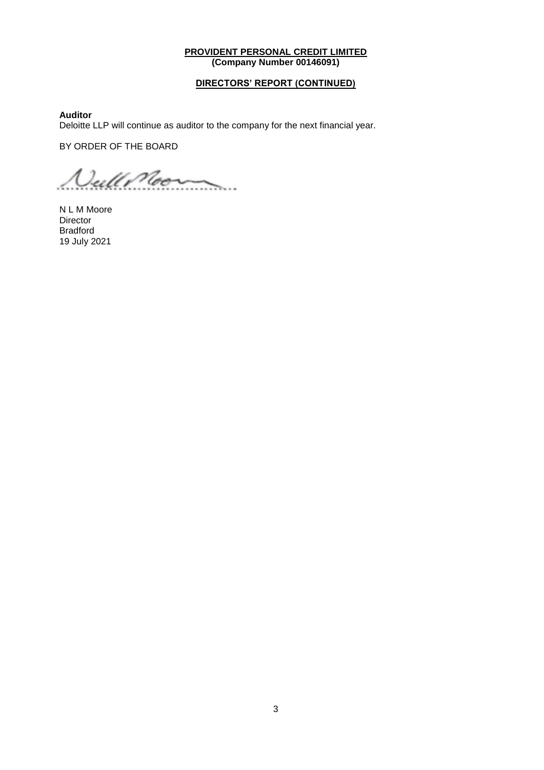**PROVIDENT PERSONAL CREDIT LIMITED**
**(Company Number 00146091)**

**DIRECTORS' REPORT (CONTINUED)**

**Auditor**
Deloitte LLP will continue as auditor to the company for the next financial year.

BY ORDER OF THE BOARD

N L M Moore
Director
Bradford
19 July 2021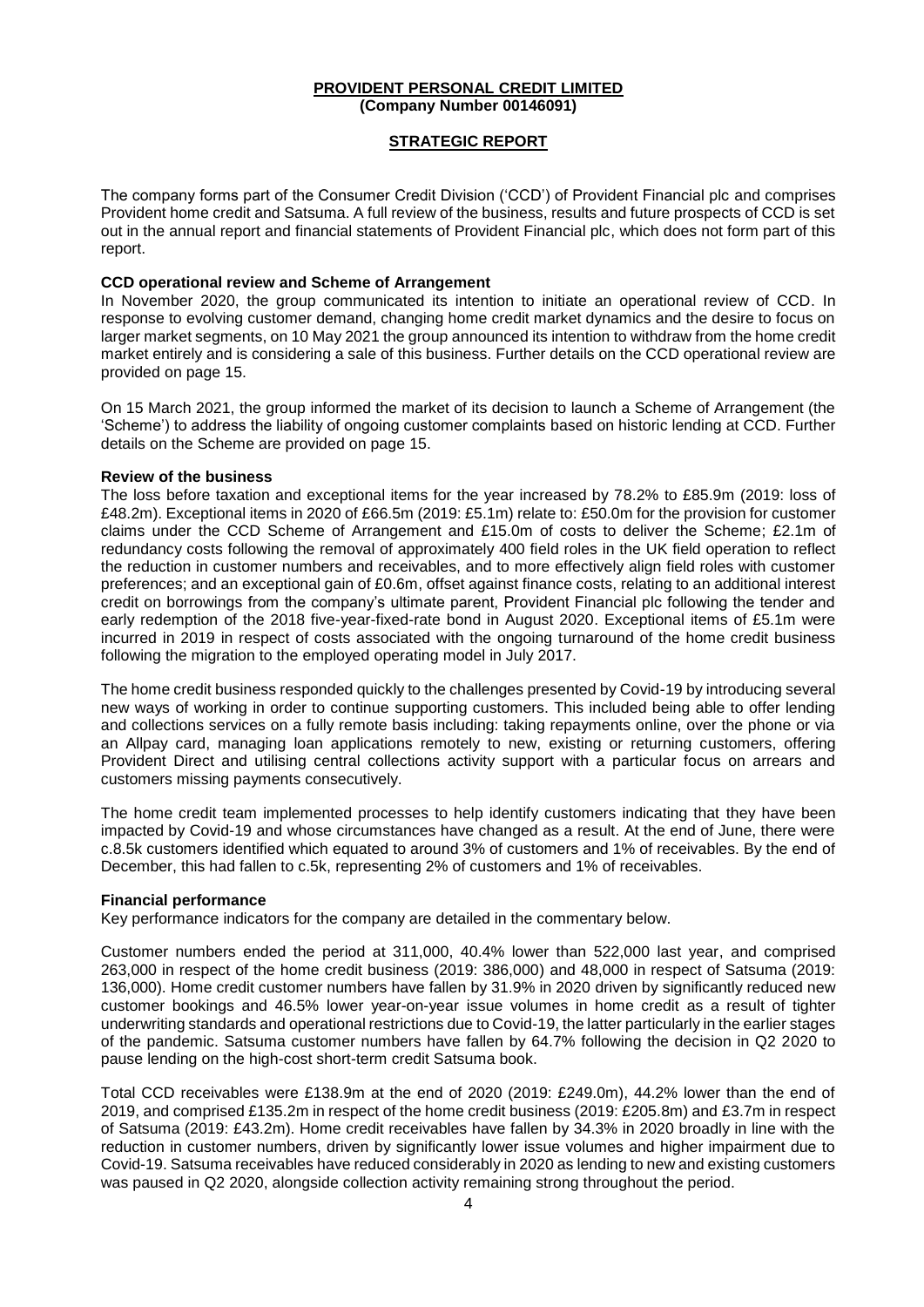**PROVIDENT PERSONAL CREDIT LIMITED**
**(Company Number 00146091)**

## STRATEGIC REPORT

The company forms part of the Consumer Credit Division ('CCD') of Provident Financial plc and comprises Provident home credit and Satsuma. A full review of the business, results and future prospects of CCD is set out in the annual report and financial statements of Provident Financial plc, which does not form part of this report.

### CCD operational review and Scheme of Arrangement

In November 2020, the group communicated its intention to initiate an operational review of CCD. In response to evolving customer demand, changing home credit market dynamics and the desire to focus on larger market segments, on 10 May 2021 the group announced its intention to withdraw from the home credit market entirely and is considering a sale of this business. Further details on the CCD operational review are provided on page 15.

On 15 March 2021, the group informed the market of its decision to launch a Scheme of Arrangement (the 'Scheme') to address the liability of ongoing customer complaints based on historic lending at CCD. Further details on the Scheme are provided on page 15.

### Review of the business

The loss before taxation and exceptional items for the year increased by 78.2% to £85.9m (2019: loss of £48.2m). Exceptional items in 2020 of £66.5m (2019: £5.1m) relate to: £50.0m for the provision for customer claims under the CCD Scheme of Arrangement and £15.0m of costs to deliver the Scheme; £2.1m of redundancy costs following the removal of approximately 400 field roles in the UK field operation to reflect the reduction in customer numbers and receivables, and to more effectively align field roles with customer preferences; and an exceptional gain of £0.6m, offset against finance costs, relating to an additional interest credit on borrowings from the company's ultimate parent, Provident Financial plc following the tender and early redemption of the 2018 five-year-fixed-rate bond in August 2020. Exceptional items of £5.1m were incurred in 2019 in respect of costs associated with the ongoing turnaround of the home credit business following the migration to the employed operating model in July 2017.

The home credit business responded quickly to the challenges presented by Covid-19 by introducing several new ways of working in order to continue supporting customers. This included being able to offer lending and collections services on a fully remote basis including: taking repayments online, over the phone or via an Allpay card, managing loan applications remotely to new, existing or returning customers, offering Provident Direct and utilising central collections activity support with a particular focus on arrears and customers missing payments consecutively.

The home credit team implemented processes to help identify customers indicating that they have been impacted by Covid-19 and whose circumstances have changed as a result. At the end of June, there were c.8.5k customers identified which equated to around 3% of customers and 1% of receivables. By the end of December, this had fallen to c.5k, representing 2% of customers and 1% of receivables.

### Financial performance

Key performance indicators for the company are detailed in the commentary below.

Customer numbers ended the period at 311,000, 40.4% lower than 522,000 last year, and comprised 263,000 in respect of the home credit business (2019: 386,000) and 48,000 in respect of Satsuma (2019: 136,000). Home credit customer numbers have fallen by 31.9% in 2020 driven by significantly reduced new customer bookings and 46.5% lower year-on-year issue volumes in home credit as a result of tighter underwriting standards and operational restrictions due to Covid-19, the latter particularly in the earlier stages of the pandemic. Satsuma customer numbers have fallen by 64.7% following the decision in Q2 2020 to pause lending on the high-cost short-term credit Satsuma book.

Total CCD receivables were £138.9m at the end of 2020 (2019: £249.0m), 44.2% lower than the end of 2019, and comprised £135.2m in respect of the home credit business (2019: £205.8m) and £3.7m in respect of Satsuma (2019: £43.2m). Home credit receivables have fallen by 34.3% in 2020 broadly in line with the reduction in customer numbers, driven by significantly lower issue volumes and higher impairment due to Covid-19. Satsuma receivables have reduced considerably in 2020 as lending to new and existing customers was paused in Q2 2020, alongside collection activity remaining strong throughout the period.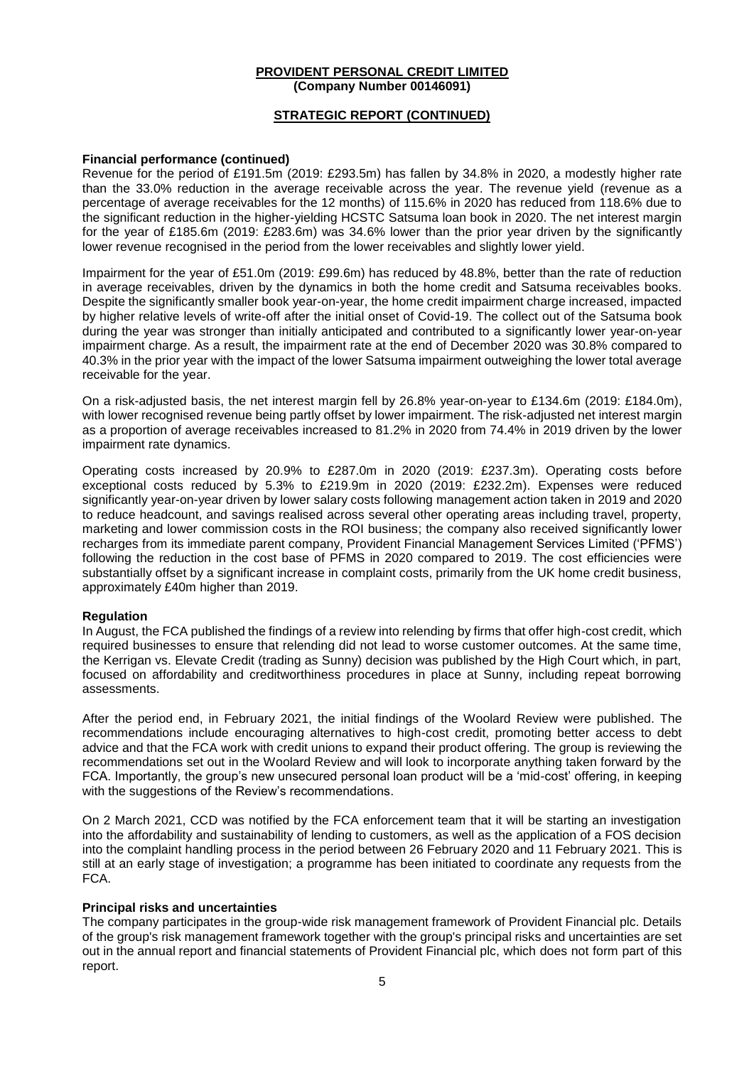**PROVIDENT PERSONAL CREDIT LIMITED**
**(Company Number 00146091)**

**STRATEGIC REPORT (CONTINUED)**

**Financial performance (continued)**

Revenue for the period of £191.5m (2019: £293.5m) has fallen by 34.8% in 2020, a modestly higher rate than the 33.0% reduction in the average receivable across the year. The revenue yield (revenue as a percentage of average receivables for the 12 months) of 115.6% in 2020 has reduced from 118.6% due to the significant reduction in the higher-yielding HCSTC Satsuma loan book in 2020. The net interest margin for the year of £185.6m (2019: £283.6m) was 34.6% lower than the prior year driven by the significantly lower revenue recognised in the period from the lower receivables and slightly lower yield.

Impairment for the year of £51.0m (2019: £99.6m) has reduced by 48.8%, better than the rate of reduction in average receivables, driven by the dynamics in both the home credit and Satsuma receivables books. Despite the significantly smaller book year-on-year, the home credit impairment charge increased, impacted by higher relative levels of write-off after the initial onset of Covid-19. The collect out of the Satsuma book during the year was stronger than initially anticipated and contributed to a significantly lower year-on-year impairment charge. As a result, the impairment rate at the end of December 2020 was 30.8% compared to 40.3% in the prior year with the impact of the lower Satsuma impairment outweighing the lower total average receivable for the year.

On a risk-adjusted basis, the net interest margin fell by 26.8% year-on-year to £134.6m (2019: £184.0m), with lower recognised revenue being partly offset by lower impairment. The risk-adjusted net interest margin as a proportion of average receivables increased to 81.2% in 2020 from 74.4% in 2019 driven by the lower impairment rate dynamics.

Operating costs increased by 20.9% to £287.0m in 2020 (2019: £237.3m). Operating costs before exceptional costs reduced by 5.3% to £219.9m in 2020 (2019: £232.2m). Expenses were reduced significantly year-on-year driven by lower salary costs following management action taken in 2019 and 2020 to reduce headcount, and savings realised across several other operating areas including travel, property, marketing and lower commission costs in the ROI business; the company also received significantly lower recharges from its immediate parent company, Provident Financial Management Services Limited ('PFMS') following the reduction in the cost base of PFMS in 2020 compared to 2019. The cost efficiencies were substantially offset by a significant increase in complaint costs, primarily from the UK home credit business, approximately £40m higher than 2019.

**Regulation**

In August, the FCA published the findings of a review into relending by firms that offer high-cost credit, which required businesses to ensure that relending did not lead to worse customer outcomes. At the same time, the Kerrigan vs. Elevate Credit (trading as Sunny) decision was published by the High Court which, in part, focused on affordability and creditworthiness procedures in place at Sunny, including repeat borrowing assessments.

After the period end, in February 2021, the initial findings of the Woolard Review were published. The recommendations include encouraging alternatives to high-cost credit, promoting better access to debt advice and that the FCA work with credit unions to expand their product offering. The group is reviewing the recommendations set out in the Woolard Review and will look to incorporate anything taken forward by the FCA. Importantly, the group's new unsecured personal loan product will be a 'mid-cost' offering, in keeping with the suggestions of the Review's recommendations.

On 2 March 2021, CCD was notified by the FCA enforcement team that it will be starting an investigation into the affordability and sustainability of lending to customers, as well as the application of a FOS decision into the complaint handling process in the period between 26 February 2020 and 11 February 2021. This is still at an early stage of investigation; a programme has been initiated to coordinate any requests from the FCA.

**Principal risks and uncertainties**

The company participates in the group-wide risk management framework of Provident Financial plc. Details of the group's risk management framework together with the group's principal risks and uncertainties are set out in the annual report and financial statements of Provident Financial plc, which does not form part of this report.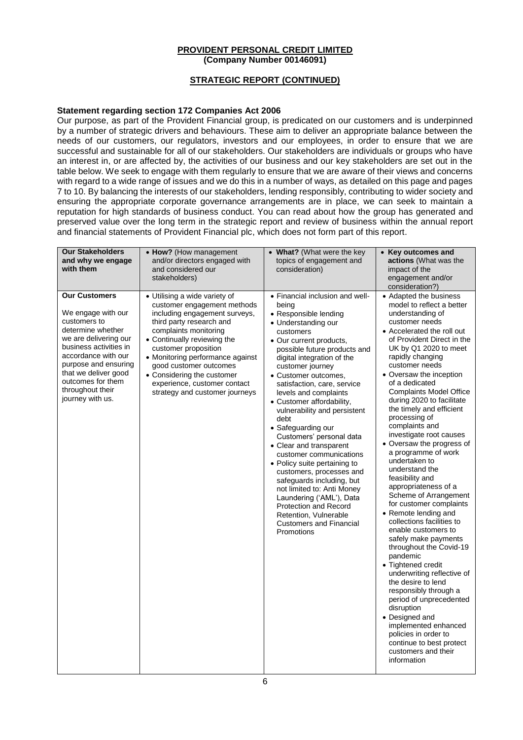**PROVIDENT PERSONAL CREDIT LIMITED**
**(Company Number 00146091)**

**STRATEGIC REPORT (CONTINUED)**

**Statement regarding section 172 Companies Act 2006**

Our purpose, as part of the Provident Financial group, is predicated on our customers and is underpinned by a number of strategic drivers and behaviours. These aim to deliver an appropriate balance between the needs of our customers, our regulators, investors and our employees, in order to ensure that we are successful and sustainable for all of our stakeholders. Our stakeholders are individuals or groups who have an interest in, or are affected by, the activities of our business and our key stakeholders are set out in the table below. We seek to engage with them regularly to ensure that we are aware of their views and concerns with regard to a wide range of issues and we do this in a number of ways, as detailed on this page and pages 7 to 10. By balancing the interests of our stakeholders, lending responsibly, contributing to wider society and ensuring the appropriate corporate governance arrangements are in place, we can seek to maintain a reputation for high standards of business conduct. You can read about how the group has generated and preserved value over the long term in the strategic report and review of business within the annual report and financial statements of Provident Financial plc, which does not form part of this report.

| **Our Stakeholders and why we engage with them** | • **How?** (How management and/or directors engaged with and considered our stakeholders) | • **What?** (What were the key topics of engagement and consideration) | • **Key outcomes and actions** (What was the impact of the engagement and/or consideration?) |
|---|---|---|---|
| **Our Customers**<br><br>We engage with our customers to determine whether we are delivering our business activities in accordance with our purpose and ensuring that we deliver good outcomes for them throughout their journey with us. | • Utilising a wide variety of customer engagement methods including engagement surveys, third party research and complaints monitoring<br>• Continually reviewing the customer proposition<br>• Monitoring performance against good customer outcomes<br>• Considering the customer experience, customer contact strategy and customer journeys | • Financial inclusion and well-being<br>• Responsible lending<br>• Understanding our customers<br>• Our current products, possible future products and digital integration of the customer journey<br>• Customer outcomes, satisfaction, care, service levels and complaints<br>• Customer affordability, vulnerability and persistent debt<br>• Safeguarding our Customers' personal data<br>• Clear and transparent customer communications<br>• Policy suite pertaining to customers, processes and safeguards including, but not limited to: Anti Money Laundering ('AML'), Data Protection and Record Retention, Vulnerable Customers and Financial Promotions | • Adapted the business model to reflect a better understanding of customer needs<br>• Accelerated the roll out of Provident Direct in the UK by Q1 2020 to meet rapidly changing customer needs<br>• Oversaw the inception of a dedicated Complaints Model Office during 2020 to facilitate the timely and efficient processing of complaints and investigate root causes<br>• Oversaw the progress of a programme of work undertaken to understand the feasibility and appropriateness of a Scheme of Arrangement for customer complaints<br>• Remote lending and collections facilities to enable customers to safely make payments throughout the Covid-19 pandemic<br>• Tightened credit underwriting reflective of the desire to lend responsibly through a period of unprecedented disruption<br>• Designed and implemented enhanced policies in order to continue to best protect customers and their information |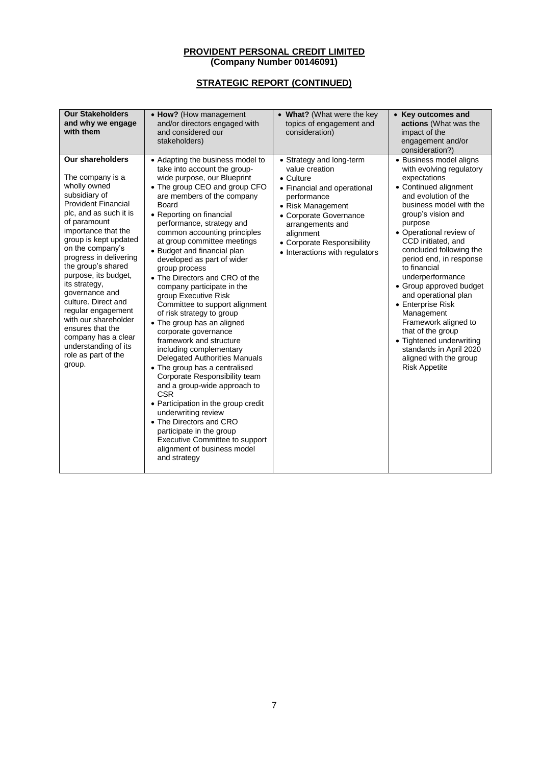**PROVIDENT PERSONAL CREDIT LIMITED**
**(Company Number 00146091)**

**STRATEGIC REPORT (CONTINUED)**

| **Our Stakeholders and why we engage with them** | • **How?** (How management and/or directors engaged with and considered our stakeholders) | • **What?** (What were the key topics of engagement and consideration) | • **Key outcomes and actions** (What was the impact of the engagement and/or consideration?) |
|---|---|---|---|
| **Our shareholders**<br><br>The company is a wholly owned subsidiary of Provident Financial plc, and as such it is of paramount importance that the group is kept updated on the company's progress in delivering the group's shared purpose, its budget, its strategy, governance and culture. Direct and regular engagement with our shareholder ensures that the company has a clear understanding of its role as part of the group. | • Adapting the business model to take into account the group-wide purpose, our Blueprint<br>• The group CEO and group CFO are members of the company Board<br>• Reporting on financial performance, strategy and common accounting principles at group committee meetings<br>• Budget and financial plan developed as part of wider group process<br>• The Directors and CRO of the company participate in the group Executive Risk Committee to support alignment of risk strategy to group<br>• The group has an aligned corporate governance framework and structure including complementary Delegated Authorities Manuals<br>• The group has a centralised Corporate Responsibility team and a group-wide approach to CSR<br>• Participation in the group credit underwriting review<br>• The Directors and CRO participate in the group Executive Committee to support alignment of business model and strategy | • Strategy and long-term value creation<br>• Culture<br>• Financial and operational performance<br>• Risk Management<br>• Corporate Governance arrangements and alignment<br>• Corporate Responsibility<br>• Interactions with regulators | • Business model aligns with evolving regulatory expectations<br>• Continued alignment and evolution of the business model with the group's vision and purpose<br>• Operational review of CCD initiated, and concluded following the period end, in response to financial underperformance<br>• Group approved budget and operational plan<br>• Enterprise Risk Management Framework aligned to that of the group<br>• Tightened underwriting standards in April 2020 aligned with the group Risk Appetite |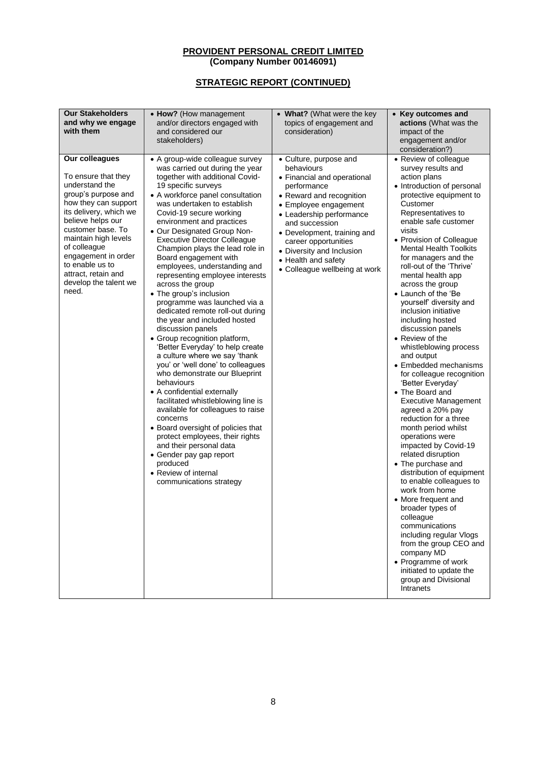**PROVIDENT PERSONAL CREDIT LIMITED**
**(Company Number 00146091)**

**STRATEGIC REPORT (CONTINUED)**

| Our Stakeholders and why we engage with them | • **How?** (How management and/or directors engaged with and considered our stakeholders) | • **What?** (What were the key topics of engagement and consideration) | • **Key outcomes and actions** (What was the impact of the engagement and/or consideration?) |
|---|---|---|---|
| **Our colleagues**<br><br>To ensure that they understand the group's purpose and how they can support its delivery, which we believe helps our customer base. To maintain high levels of colleague engagement in order to enable us to attract, retain and develop the talent we need. | • A group-wide colleague survey was carried out during the year together with additional Covid-19 specific surveys<br>• A workforce panel consultation was undertaken to establish Covid-19 secure working environment and practices<br>• Our Designated Group Non-Executive Director Colleague Champion plays the lead role in Board engagement with employees, understanding and representing employee interests across the group<br>• The group's inclusion programme was launched via a dedicated remote roll-out during the year and included hosted discussion panels<br>• Group recognition platform, 'Better Everyday' to help create a culture where we say 'thank you' or 'well done' to colleagues who demonstrate our Blueprint behaviours<br>• A confidential externally facilitated whistleblowing line is available for colleagues to raise concerns<br>• Board oversight of policies that protect employees, their rights and their personal data<br>• Gender pay gap report produced<br>• Review of internal communications strategy | • Culture, purpose and behaviours<br>• Financial and operational performance<br>• Reward and recognition<br>• Employee engagement<br>• Leadership performance and succession<br>• Development, training and career opportunities<br>• Diversity and Inclusion<br>• Health and safety<br>• Colleague wellbeing at work | • Review of colleague survey results and action plans<br>• Introduction of personal protective equipment to Customer Representatives to enable safe customer visits<br>• Provision of Colleague Mental Health Toolkits for managers and the roll-out of the 'Thrive' mental health app across the group<br>• Launch of the 'Be yourself' diversity and inclusion initiative including hosted discussion panels<br>• Review of the whistleblowing process and output<br>• Embedded mechanisms for colleague recognition 'Better Everyday'<br>• The Board and Executive Management agreed a 20% pay reduction for a three month period whilst operations were impacted by Covid-19 related disruption<br>• The purchase and distribution of equipment to enable colleagues to work from home<br>• More frequent and broader types of colleague communications including regular Vlogs from the group CEO and company MD<br>• Programme of work initiated to update the group and Divisional Intranets |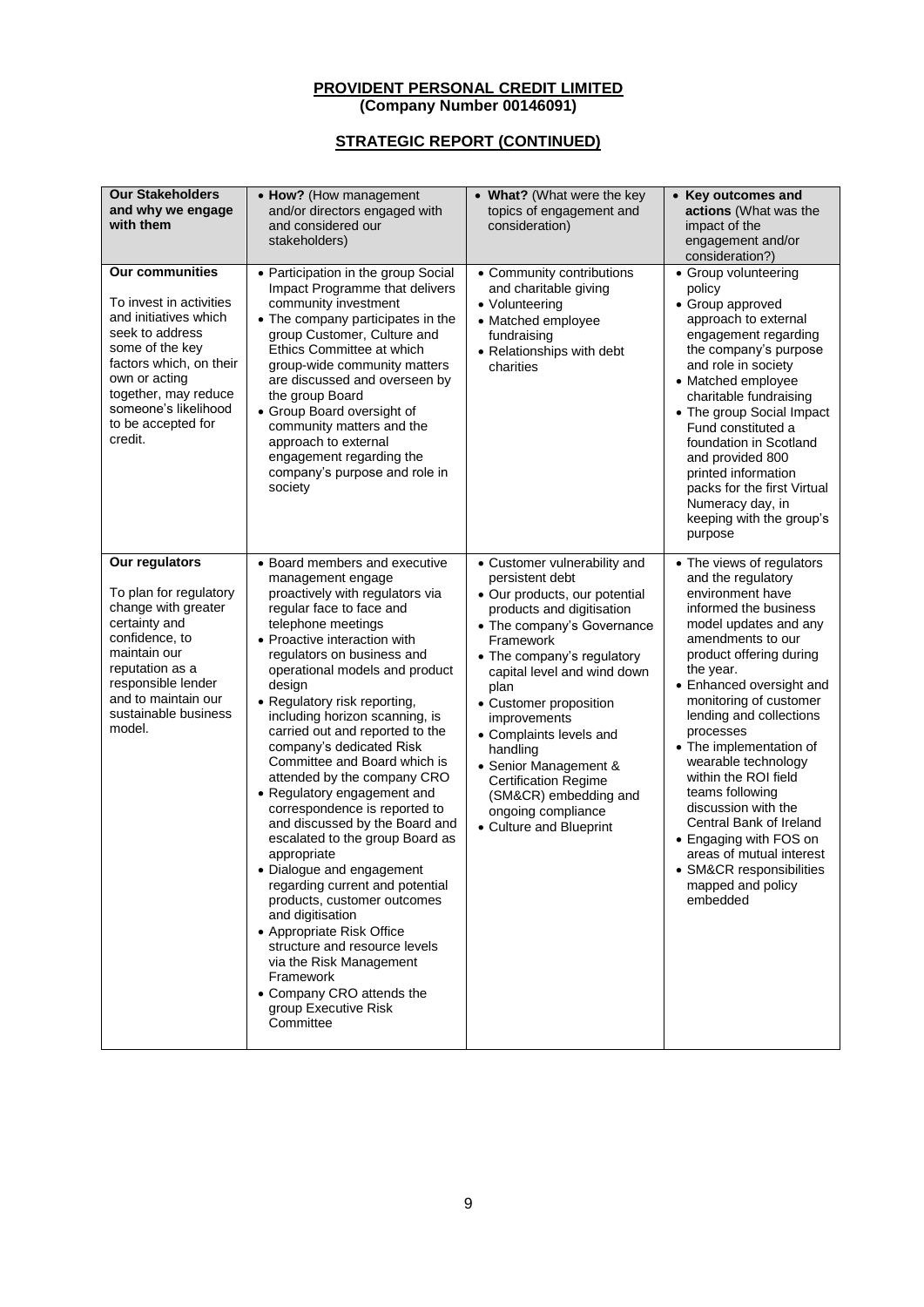**PROVIDENT PERSONAL CREDIT LIMITED**
**(Company Number 00146091)**

**STRATEGIC REPORT (CONTINUED)**

| Our Stakeholders and why we engage with them | • How? (How management and/or directors engaged with and considered our stakeholders) | • What? (What were the key topics of engagement and consideration) | • Key outcomes and actions (What was the impact of the engagement and/or consideration?) |
|---|---|---|---|
| **Our communities**<br><br>To invest in activities and initiatives which seek to address some of the key factors which, on their own or acting together, may reduce someone's likelihood to be accepted for credit. | • Participation in the group Social Impact Programme that delivers community investment<br>• The company participates in the group Customer, Culture and Ethics Committee at which group-wide community matters are discussed and overseen by the group Board<br>• Group Board oversight of community matters and the approach to external engagement regarding the company's purpose and role in society | • Community contributions and charitable giving<br>• Volunteering<br>• Matched employee fundraising<br>• Relationships with debt charities | • Group volunteering policy<br>• Group approved approach to external engagement regarding the company's purpose and role in society<br>• Matched employee charitable fundraising<br>• The group Social Impact Fund constituted a foundation in Scotland and provided 800 printed information packs for the first Virtual Numeracy day, in keeping with the group's purpose |
| **Our regulators**<br><br>To plan for regulatory change with greater certainty and confidence, to maintain our reputation as a responsible lender and to maintain our sustainable business model. | • Board members and executive management engage proactively with regulators via regular face to face and telephone meetings<br>• Proactive interaction with regulators on business and operational models and product design<br>• Regulatory risk reporting, including horizon scanning, is carried out and reported to the company's dedicated Risk Committee and Board which is attended by the company CRO<br>• Regulatory engagement and correspondence is reported to and discussed by the Board and escalated to the group Board as appropriate<br>• Dialogue and engagement regarding current and potential products, customer outcomes and digitisation<br>• Appropriate Risk Office structure and resource levels via the Risk Management Framework<br>• Company CRO attends the group Executive Risk Committee | • Customer vulnerability and persistent debt<br>• Our products, our potential products and digitisation<br>• The company's Governance Framework<br>• The company's regulatory capital level and wind down plan<br>• Customer proposition improvements<br>• Complaints levels and handling<br>• Senior Management & Certification Regime (SM&CR) embedding and ongoing compliance<br>• Culture and Blueprint | • The views of regulators and the regulatory environment have informed the business model updates and any amendments to our product offering during the year.<br>• Enhanced oversight and monitoring of customer lending and collections processes<br>• The implementation of wearable technology within the ROI field teams following discussion with the Central Bank of Ireland<br>• Engaging with FOS on areas of mutual interest<br>• SM&CR responsibilities mapped and policy embedded |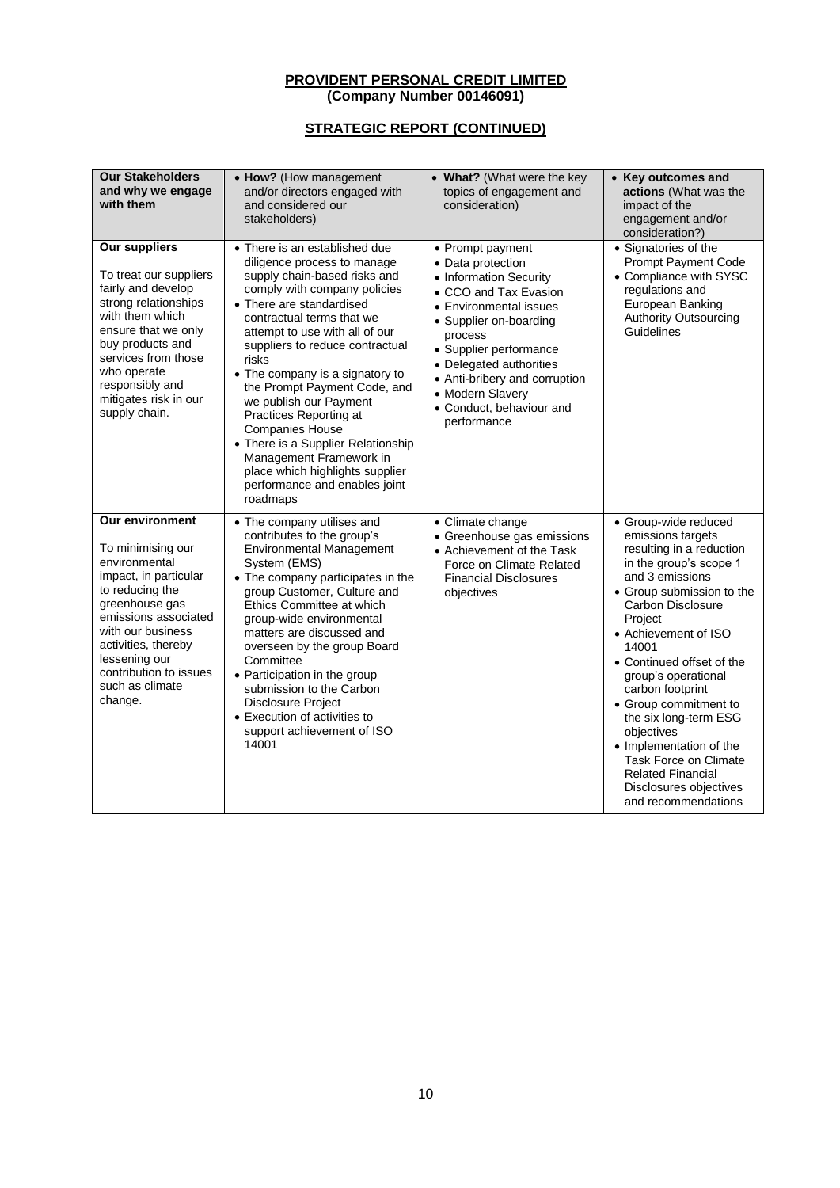**PROVIDENT PERSONAL CREDIT LIMITED**
**(Company Number 00146091)**

**STRATEGIC REPORT (CONTINUED)**

| **Our Stakeholders and why we engage with them** | • **How?** (How management and/or directors engaged with and considered our stakeholders) | • **What?** (What were the key topics of engagement and consideration) | • **Key outcomes and actions** (What was the impact of the engagement and/or consideration?) |
|---|---|---|---|
| **Our suppliers**<br><br>To treat our suppliers fairly and develop strong relationships with them which ensure that we only buy products and services from those who operate responsibly and mitigates risk in our supply chain. | • There is an established due diligence process to manage supply chain-based risks and comply with company policies<br>• There are standardised contractual terms that we attempt to use with all of our suppliers to reduce contractual risks<br>• The company is a signatory to the Prompt Payment Code, and we publish our Payment Practices Reporting at Companies House<br>• There is a Supplier Relationship Management Framework in place which highlights supplier performance and enables joint roadmaps | • Prompt payment<br>• Data protection<br>• Information Security<br>• CCO and Tax Evasion<br>• Environmental issues<br>• Supplier on-boarding process<br>• Supplier performance<br>• Delegated authorities<br>• Anti-bribery and corruption<br>• Modern Slavery<br>• Conduct, behaviour and performance | • Signatories of the Prompt Payment Code<br>• Compliance with SYSC regulations and European Banking Authority Outsourcing Guidelines |
| **Our environment**<br><br>To minimising our environmental impact, in particular to reducing the greenhouse gas emissions associated with our business activities, thereby lessening our contribution to issues such as climate change. | • The company utilises and contributes to the group's Environmental Management System (EMS)<br>• The company participates in the group Customer, Culture and Ethics Committee at which group-wide environmental matters are discussed and overseen by the group Board Committee<br>• Participation in the group submission to the Carbon Disclosure Project<br>• Execution of activities to support achievement of ISO 14001 | • Climate change<br>• Greenhouse gas emissions<br>• Achievement of the Task Force on Climate Related Financial Disclosures objectives | • Group-wide reduced emissions targets resulting in a reduction in the group's scope 1 and 3 emissions<br>• Group submission to the Carbon Disclosure Project<br>• Achievement of ISO 14001<br>• Continued offset of the group's operational carbon footprint<br>• Group commitment to the six long-term ESG objectives<br>• Implementation of the Task Force on Climate Related Financial Disclosures objectives and recommendations |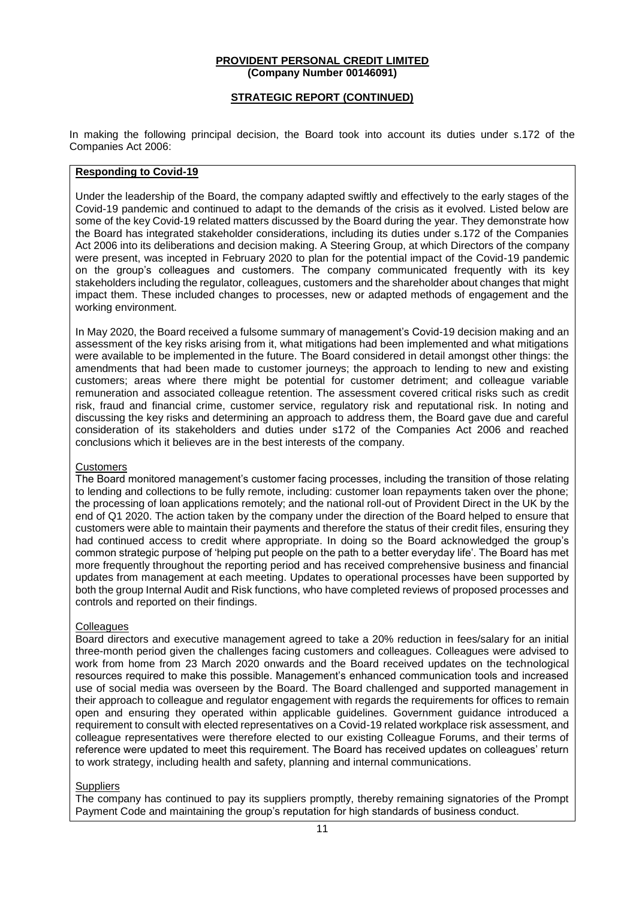**PROVIDENT PERSONAL CREDIT LIMITED**
**(Company Number 00146091)**

**STRATEGIC REPORT (CONTINUED)**

In making the following principal decision, the Board took into account its duties under s.172 of the Companies Act 2006:

**Responding to Covid-19**

Under the leadership of the Board, the company adapted swiftly and effectively to the early stages of the Covid-19 pandemic and continued to adapt to the demands of the crisis as it evolved. Listed below are some of the key Covid-19 related matters discussed by the Board during the year. They demonstrate how the Board has integrated stakeholder considerations, including its duties under s.172 of the Companies Act 2006 into its deliberations and decision making. A Steering Group, at which Directors of the company were present, was incepted in February 2020 to plan for the potential impact of the Covid-19 pandemic on the group's colleagues and customers. The company communicated frequently with its key stakeholders including the regulator, colleagues, customers and the shareholder about changes that might impact them. These included changes to processes, new or adapted methods of engagement and the working environment.

In May 2020, the Board received a fulsome summary of management's Covid-19 decision making and an assessment of the key risks arising from it, what mitigations had been implemented and what mitigations were available to be implemented in the future. The Board considered in detail amongst other things: the amendments that had been made to customer journeys; the approach to lending to new and existing customers; areas where there might be potential for customer detriment; and colleague variable remuneration and associated colleague retention. The assessment covered critical risks such as credit risk, fraud and financial crime, customer service, regulatory risk and reputational risk. In noting and discussing the key risks and determining an approach to address them, the Board gave due and careful consideration of its stakeholders and duties under s172 of the Companies Act 2006 and reached conclusions which it believes are in the best interests of the company.

Customers

The Board monitored management's customer facing processes, including the transition of those relating to lending and collections to be fully remote, including: customer loan repayments taken over the phone; the processing of loan applications remotely; and the national roll-out of Provident Direct in the UK by the end of Q1 2020. The action taken by the company under the direction of the Board helped to ensure that customers were able to maintain their payments and therefore the status of their credit files, ensuring they had continued access to credit where appropriate. In doing so the Board acknowledged the group's common strategic purpose of 'helping put people on the path to a better everyday life'. The Board has met more frequently throughout the reporting period and has received comprehensive business and financial updates from management at each meeting. Updates to operational processes have been supported by both the group Internal Audit and Risk functions, who have completed reviews of proposed processes and controls and reported on their findings.

Colleagues

Board directors and executive management agreed to take a 20% reduction in fees/salary for an initial three-month period given the challenges facing customers and colleagues. Colleagues were advised to work from home from 23 March 2020 onwards and the Board received updates on the technological resources required to make this possible. Management's enhanced communication tools and increased use of social media was overseen by the Board. The Board challenged and supported management in their approach to colleague and regulator engagement with regards the requirements for offices to remain open and ensuring they operated within applicable guidelines. Government guidance introduced a requirement to consult with elected representatives on a Covid-19 related workplace risk assessment, and colleague representatives were therefore elected to our existing Colleague Forums, and their terms of reference were updated to meet this requirement. The Board has received updates on colleagues' return to work strategy, including health and safety, planning and internal communications.

Suppliers

The company has continued to pay its suppliers promptly, thereby remaining signatories of the Prompt Payment Code and maintaining the group's reputation for high standards of business conduct.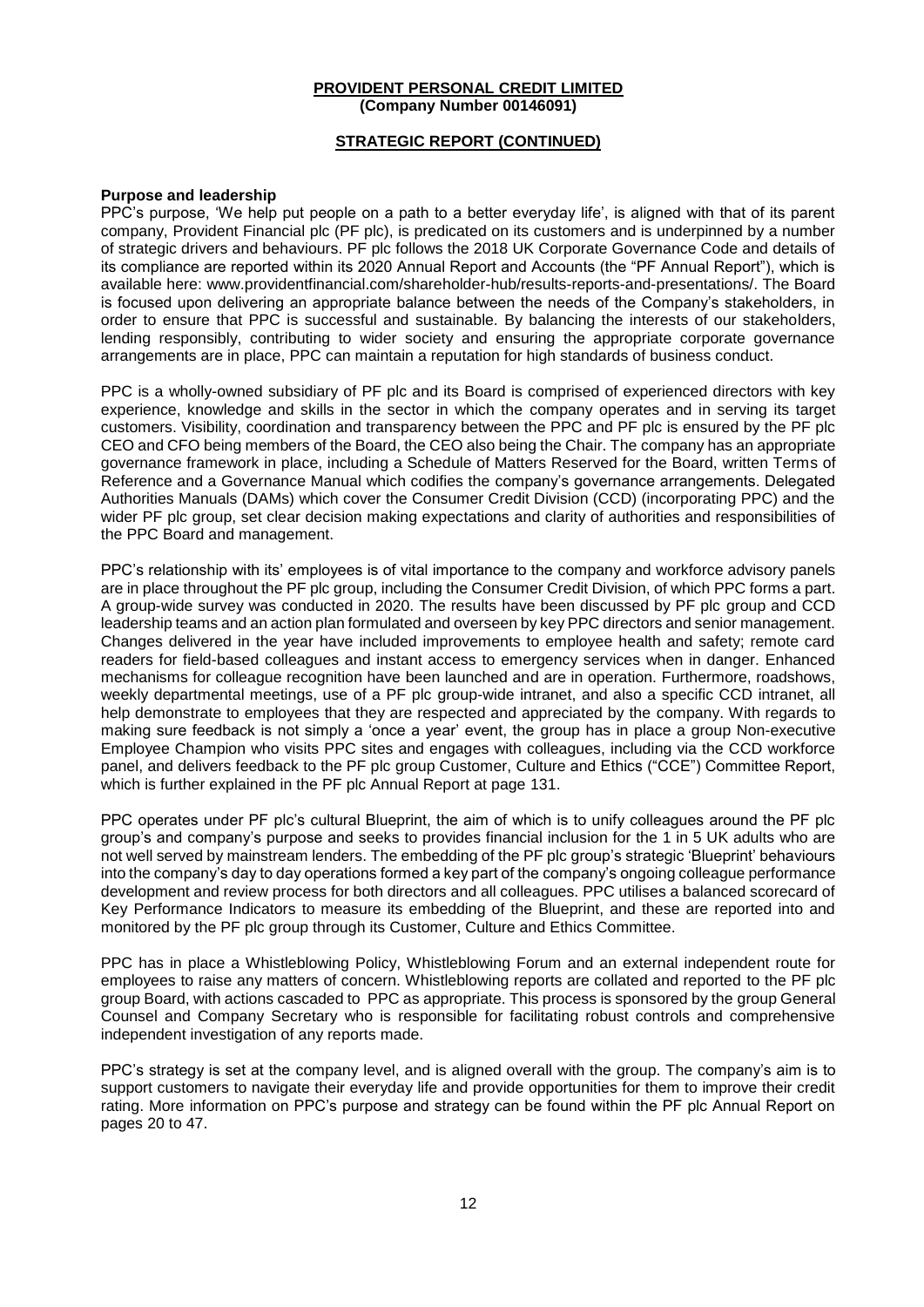**PROVIDENT PERSONAL CREDIT LIMITED**
**(Company Number 00146091)**

**STRATEGIC REPORT (CONTINUED)**

**Purpose and leadership**

PPC's purpose, 'We help put people on a path to a better everyday life', is aligned with that of its parent company, Provident Financial plc (PF plc), is predicated on its customers and is underpinned by a number of strategic drivers and behaviours. PF plc follows the 2018 UK Corporate Governance Code and details of its compliance are reported within its 2020 Annual Report and Accounts (the "PF Annual Report"), which is available here: www.providentfinancial.com/shareholder-hub/results-reports-and-presentations/. The Board is focused upon delivering an appropriate balance between the needs of the Company's stakeholders, in order to ensure that PPC is successful and sustainable. By balancing the interests of our stakeholders, lending responsibly, contributing to wider society and ensuring the appropriate corporate governance arrangements are in place, PPC can maintain a reputation for high standards of business conduct.

PPC is a wholly-owned subsidiary of PF plc and its Board is comprised of experienced directors with key experience, knowledge and skills in the sector in which the company operates and in serving its target customers. Visibility, coordination and transparency between the PPC and PF plc is ensured by the PF plc CEO and CFO being members of the Board, the CEO also being the Chair. The company has an appropriate governance framework in place, including a Schedule of Matters Reserved for the Board, written Terms of Reference and a Governance Manual which codifies the company's governance arrangements. Delegated Authorities Manuals (DAMs) which cover the Consumer Credit Division (CCD) (incorporating PPC) and the wider PF plc group, set clear decision making expectations and clarity of authorities and responsibilities of the PPC Board and management.

PPC's relationship with its' employees is of vital importance to the company and workforce advisory panels are in place throughout the PF plc group, including the Consumer Credit Division, of which PPC forms a part. A group-wide survey was conducted in 2020. The results have been discussed by PF plc group and CCD leadership teams and an action plan formulated and overseen by key PPC directors and senior management. Changes delivered in the year have included improvements to employee health and safety; remote card readers for field-based colleagues and instant access to emergency services when in danger. Enhanced mechanisms for colleague recognition have been launched and are in operation. Furthermore, roadshows, weekly departmental meetings, use of a PF plc group-wide intranet, and also a specific CCD intranet, all help demonstrate to employees that they are respected and appreciated by the company. With regards to making sure feedback is not simply a 'once a year' event, the group has in place a group Non-executive Employee Champion who visits PPC sites and engages with colleagues, including via the CCD workforce panel, and delivers feedback to the PF plc group Customer, Culture and Ethics ("CCE") Committee Report, which is further explained in the PF plc Annual Report at page 131.

PPC operates under PF plc's cultural Blueprint, the aim of which is to unify colleagues around the PF plc group's and company's purpose and seeks to provides financial inclusion for the 1 in 5 UK adults who are not well served by mainstream lenders. The embedding of the PF plc group's strategic 'Blueprint' behaviours into the company's day to day operations formed a key part of the company's ongoing colleague performance development and review process for both directors and all colleagues. PPC utilises a balanced scorecard of Key Performance Indicators to measure its embedding of the Blueprint, and these are reported into and monitored by the PF plc group through its Customer, Culture and Ethics Committee.

PPC has in place a Whistleblowing Policy, Whistleblowing Forum and an external independent route for employees to raise any matters of concern. Whistleblowing reports are collated and reported to the PF plc group Board, with actions cascaded to PPC as appropriate. This process is sponsored by the group General Counsel and Company Secretary who is responsible for facilitating robust controls and comprehensive independent investigation of any reports made.

PPC's strategy is set at the company level, and is aligned overall with the group. The company's aim is to support customers to navigate their everyday life and provide opportunities for them to improve their credit rating. More information on PPC's purpose and strategy can be found within the PF plc Annual Report on pages 20 to 47.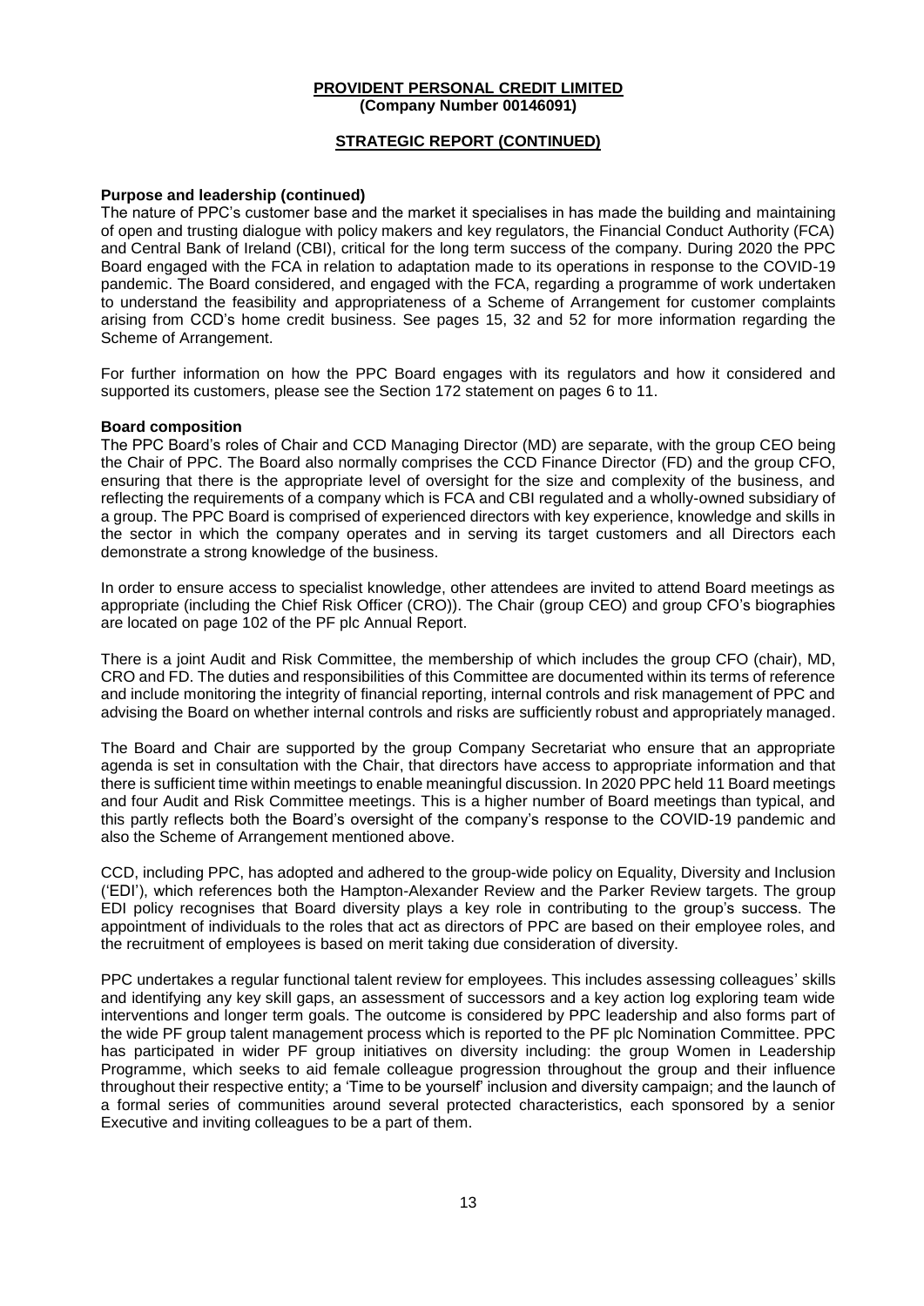**PROVIDENT PERSONAL CREDIT LIMITED**
**(Company Number 00146091)**

**STRATEGIC REPORT (CONTINUED)**

**Purpose and leadership (continued)**

The nature of PPC's customer base and the market it specialises in has made the building and maintaining of open and trusting dialogue with policy makers and key regulators, the Financial Conduct Authority (FCA) and Central Bank of Ireland (CBI), critical for the long term success of the company. During 2020 the PPC Board engaged with the FCA in relation to adaptation made to its operations in response to the COVID-19 pandemic. The Board considered, and engaged with the FCA, regarding a programme of work undertaken to understand the feasibility and appropriateness of a Scheme of Arrangement for customer complaints arising from CCD's home credit business. See pages 15, 32 and 52 for more information regarding the Scheme of Arrangement.

For further information on how the PPC Board engages with its regulators and how it considered and supported its customers, please see the Section 172 statement on pages 6 to 11.

**Board composition**

The PPC Board's roles of Chair and CCD Managing Director (MD) are separate, with the group CEO being the Chair of PPC. The Board also normally comprises the CCD Finance Director (FD) and the group CFO, ensuring that there is the appropriate level of oversight for the size and complexity of the business, and reflecting the requirements of a company which is FCA and CBI regulated and a wholly-owned subsidiary of a group. The PPC Board is comprised of experienced directors with key experience, knowledge and skills in the sector in which the company operates and in serving its target customers and all Directors each demonstrate a strong knowledge of the business.

In order to ensure access to specialist knowledge, other attendees are invited to attend Board meetings as appropriate (including the Chief Risk Officer (CRO)). The Chair (group CEO) and group CFO's biographies are located on page 102 of the PF plc Annual Report.

There is a joint Audit and Risk Committee, the membership of which includes the group CFO (chair), MD, CRO and FD. The duties and responsibilities of this Committee are documented within its terms of reference and include monitoring the integrity of financial reporting, internal controls and risk management of PPC and advising the Board on whether internal controls and risks are sufficiently robust and appropriately managed.

The Board and Chair are supported by the group Company Secretariat who ensure that an appropriate agenda is set in consultation with the Chair, that directors have access to appropriate information and that there is sufficient time within meetings to enable meaningful discussion. In 2020 PPC held 11 Board meetings and four Audit and Risk Committee meetings. This is a higher number of Board meetings than typical, and this partly reflects both the Board's oversight of the company's response to the COVID-19 pandemic and also the Scheme of Arrangement mentioned above.

CCD, including PPC, has adopted and adhered to the group-wide policy on Equality, Diversity and Inclusion ('EDI'), which references both the Hampton-Alexander Review and the Parker Review targets. The group EDI policy recognises that Board diversity plays a key role in contributing to the group's success. The appointment of individuals to the roles that act as directors of PPC are based on their employee roles, and the recruitment of employees is based on merit taking due consideration of diversity.

PPC undertakes a regular functional talent review for employees. This includes assessing colleagues' skills and identifying any key skill gaps, an assessment of successors and a key action log exploring team wide interventions and longer term goals. The outcome is considered by PPC leadership and also forms part of the wide PF group talent management process which is reported to the PF plc Nomination Committee. PPC has participated in wider PF group initiatives on diversity including: the group Women in Leadership Programme, which seeks to aid female colleague progression throughout the group and their influence throughout their respective entity; a 'Time to be yourself' inclusion and diversity campaign; and the launch of a formal series of communities around several protected characteristics, each sponsored by a senior Executive and inviting colleagues to be a part of them.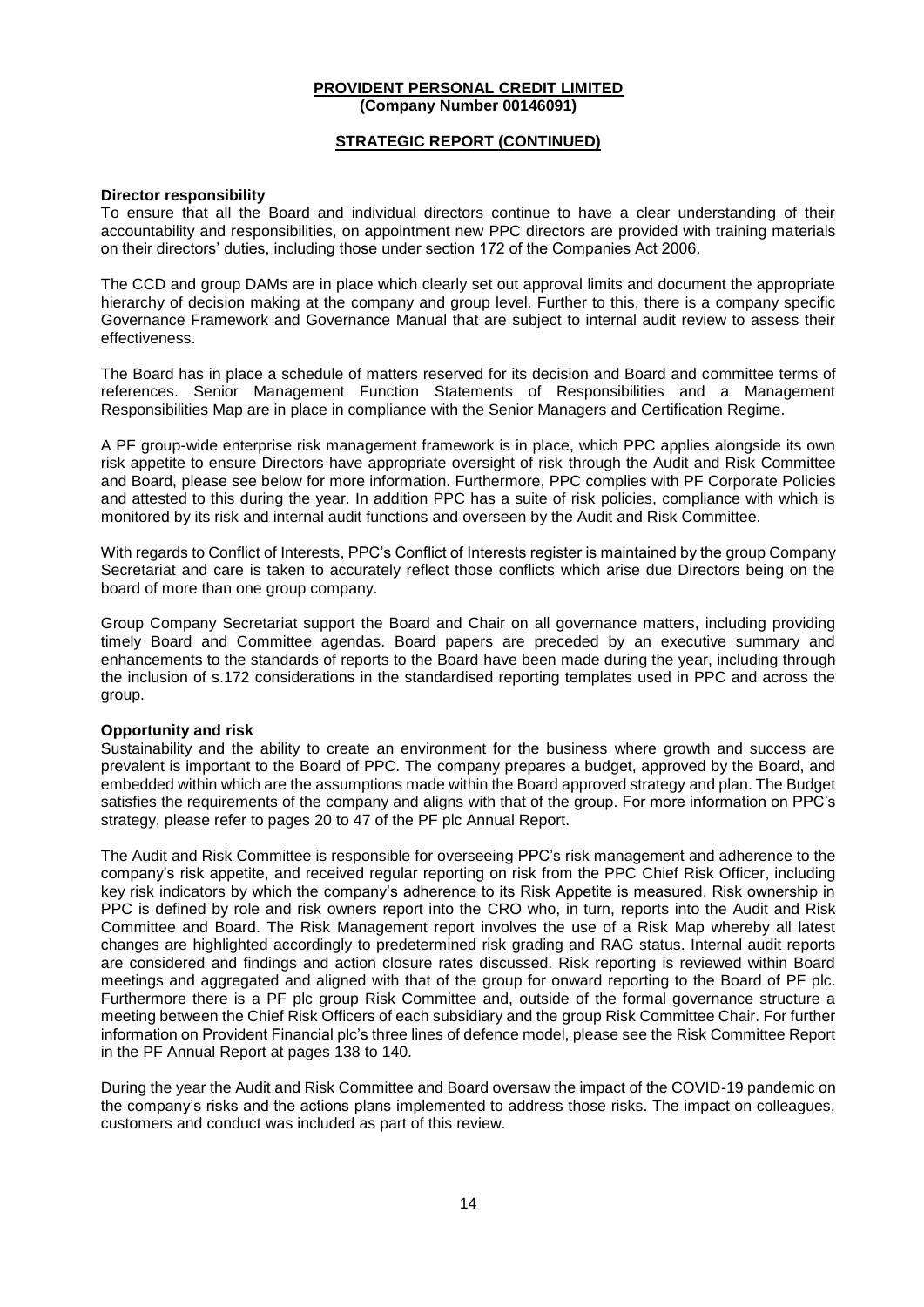**PROVIDENT PERSONAL CREDIT LIMITED**
**(Company Number 00146091)**

**STRATEGIC REPORT (CONTINUED)**

**Director responsibility**

To ensure that all the Board and individual directors continue to have a clear understanding of their accountability and responsibilities, on appointment new PPC directors are provided with training materials on their directors' duties, including those under section 172 of the Companies Act 2006.

The CCD and group DAMs are in place which clearly set out approval limits and document the appropriate hierarchy of decision making at the company and group level. Further to this, there is a company specific Governance Framework and Governance Manual that are subject to internal audit review to assess their effectiveness.

The Board has in place a schedule of matters reserved for its decision and Board and committee terms of references. Senior Management Function Statements of Responsibilities and a Management Responsibilities Map are in place in compliance with the Senior Managers and Certification Regime.

A PF group-wide enterprise risk management framework is in place, which PPC applies alongside its own risk appetite to ensure Directors have appropriate oversight of risk through the Audit and Risk Committee and Board, please see below for more information. Furthermore, PPC complies with PF Corporate Policies and attested to this during the year. In addition PPC has a suite of risk policies, compliance with which is monitored by its risk and internal audit functions and overseen by the Audit and Risk Committee.

With regards to Conflict of Interests, PPC's Conflict of Interests register is maintained by the group Company Secretariat and care is taken to accurately reflect those conflicts which arise due Directors being on the board of more than one group company.

Group Company Secretariat support the Board and Chair on all governance matters, including providing timely Board and Committee agendas. Board papers are preceded by an executive summary and enhancements to the standards of reports to the Board have been made during the year, including through the inclusion of s.172 considerations in the standardised reporting templates used in PPC and across the group.

**Opportunity and risk**

Sustainability and the ability to create an environment for the business where growth and success are prevalent is important to the Board of PPC. The company prepares a budget, approved by the Board, and embedded within which are the assumptions made within the Board approved strategy and plan. The Budget satisfies the requirements of the company and aligns with that of the group. For more information on PPC's strategy, please refer to pages 20 to 47 of the PF plc Annual Report.

The Audit and Risk Committee is responsible for overseeing PPC's risk management and adherence to the company's risk appetite, and received regular reporting on risk from the PPC Chief Risk Officer, including key risk indicators by which the company's adherence to its Risk Appetite is measured. Risk ownership in PPC is defined by role and risk owners report into the CRO who, in turn, reports into the Audit and Risk Committee and Board. The Risk Management report involves the use of a Risk Map whereby all latest changes are highlighted accordingly to predetermined risk grading and RAG status. Internal audit reports are considered and findings and action closure rates discussed. Risk reporting is reviewed within Board meetings and aggregated and aligned with that of the group for onward reporting to the Board of PF plc. Furthermore there is a PF plc group Risk Committee and, outside of the formal governance structure a meeting between the Chief Risk Officers of each subsidiary and the group Risk Committee Chair. For further information on Provident Financial plc's three lines of defence model, please see the Risk Committee Report in the PF Annual Report at pages 138 to 140.

During the year the Audit and Risk Committee and Board oversaw the impact of the COVID-19 pandemic on the company's risks and the actions plans implemented to address those risks. The impact on colleagues, customers and conduct was included as part of this review.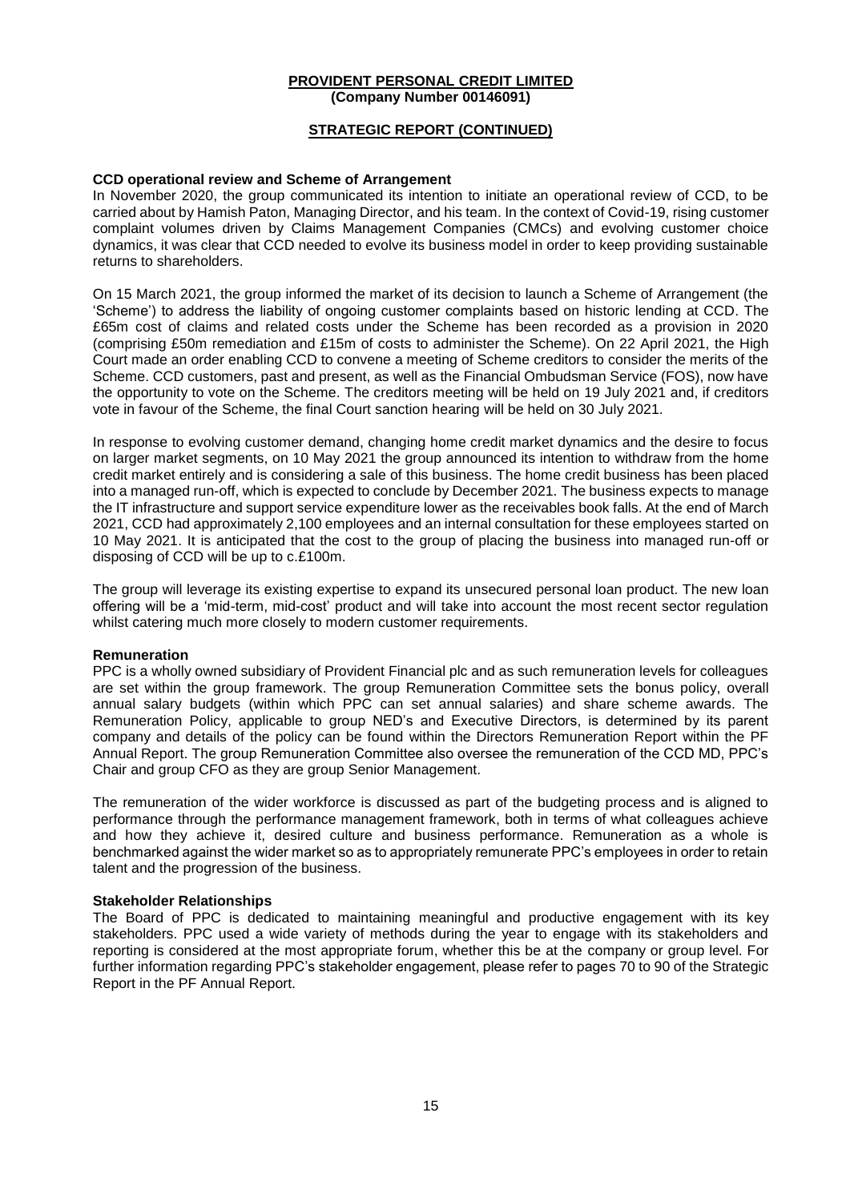**PROVIDENT PERSONAL CREDIT LIMITED**
**(Company Number 00146091)**

**STRATEGIC REPORT (CONTINUED)**

**CCD operational review and Scheme of Arrangement**

In November 2020, the group communicated its intention to initiate an operational review of CCD, to be carried about by Hamish Paton, Managing Director, and his team. In the context of Covid-19, rising customer complaint volumes driven by Claims Management Companies (CMCs) and evolving customer choice dynamics, it was clear that CCD needed to evolve its business model in order to keep providing sustainable returns to shareholders.

On 15 March 2021, the group informed the market of its decision to launch a Scheme of Arrangement (the 'Scheme') to address the liability of ongoing customer complaints based on historic lending at CCD. The £65m cost of claims and related costs under the Scheme has been recorded as a provision in 2020 (comprising £50m remediation and £15m of costs to administer the Scheme). On 22 April 2021, the High Court made an order enabling CCD to convene a meeting of Scheme creditors to consider the merits of the Scheme. CCD customers, past and present, as well as the Financial Ombudsman Service (FOS), now have the opportunity to vote on the Scheme. The creditors meeting will be held on 19 July 2021 and, if creditors vote in favour of the Scheme, the final Court sanction hearing will be held on 30 July 2021.

In response to evolving customer demand, changing home credit market dynamics and the desire to focus on larger market segments, on 10 May 2021 the group announced its intention to withdraw from the home credit market entirely and is considering a sale of this business. The home credit business has been placed into a managed run-off, which is expected to conclude by December 2021. The business expects to manage the IT infrastructure and support service expenditure lower as the receivables book falls. At the end of March 2021, CCD had approximately 2,100 employees and an internal consultation for these employees started on 10 May 2021. It is anticipated that the cost to the group of placing the business into managed run-off or disposing of CCD will be up to c.£100m.

The group will leverage its existing expertise to expand its unsecured personal loan product. The new loan offering will be a 'mid-term, mid-cost' product and will take into account the most recent sector regulation whilst catering much more closely to modern customer requirements.

**Remuneration**

PPC is a wholly owned subsidiary of Provident Financial plc and as such remuneration levels for colleagues are set within the group framework. The group Remuneration Committee sets the bonus policy, overall annual salary budgets (within which PPC can set annual salaries) and share scheme awards. The Remuneration Policy, applicable to group NED's and Executive Directors, is determined by its parent company and details of the policy can be found within the Directors Remuneration Report within the PF Annual Report. The group Remuneration Committee also oversee the remuneration of the CCD MD, PPC's Chair and group CFO as they are group Senior Management.

The remuneration of the wider workforce is discussed as part of the budgeting process and is aligned to performance through the performance management framework, both in terms of what colleagues achieve and how they achieve it, desired culture and business performance. Remuneration as a whole is benchmarked against the wider market so as to appropriately remunerate PPC's employees in order to retain talent and the progression of the business.

**Stakeholder Relationships**

The Board of PPC is dedicated to maintaining meaningful and productive engagement with its key stakeholders. PPC used a wide variety of methods during the year to engage with its stakeholders and reporting is considered at the most appropriate forum, whether this be at the company or group level. For further information regarding PPC's stakeholder engagement, please refer to pages 70 to 90 of the Strategic Report in the PF Annual Report.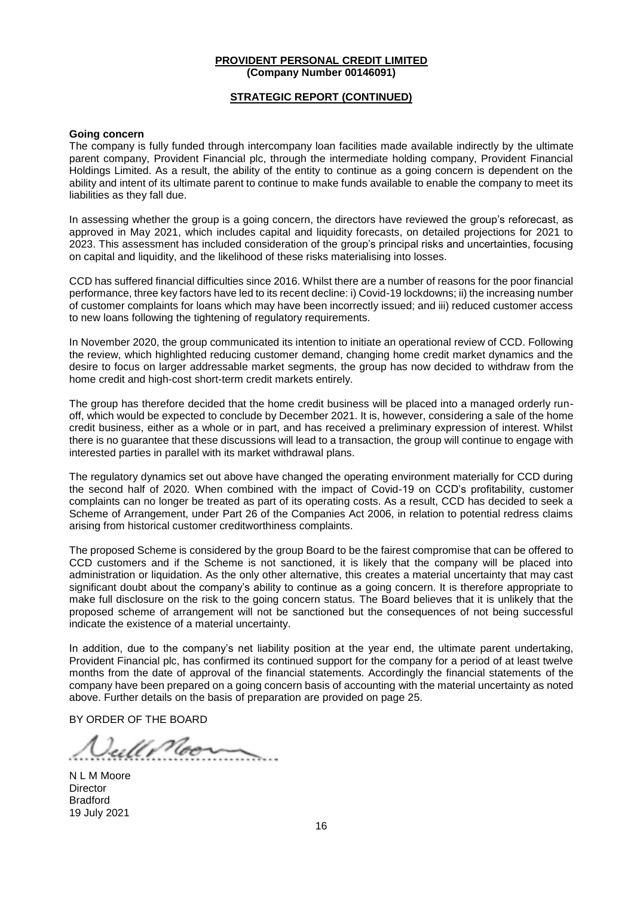**PROVIDENT PERSONAL CREDIT LIMITED**
**(Company Number 00146091)**

**STRATEGIC REPORT (CONTINUED)**

**Going concern**

The company is fully funded through intercompany loan facilities made available indirectly by the ultimate parent company, Provident Financial plc, through the intermediate holding company, Provident Financial Holdings Limited. As a result, the ability of the entity to continue as a going concern is dependent on the ability and intent of its ultimate parent to continue to make funds available to enable the company to meet its liabilities as they fall due.

In assessing whether the group is a going concern, the directors have reviewed the group's reforecast, as approved in May 2021, which includes capital and liquidity forecasts, on detailed projections for 2021 to 2023. This assessment has included consideration of the group's principal risks and uncertainties, focusing on capital and liquidity, and the likelihood of these risks materialising into losses.

CCD has suffered financial difficulties since 2016. Whilst there are a number of reasons for the poor financial performance, three key factors have led to its recent decline: i) Covid-19 lockdowns; ii) the increasing number of customer complaints for loans which may have been incorrectly issued; and iii) reduced customer access to new loans following the tightening of regulatory requirements.

In November 2020, the group communicated its intention to initiate an operational review of CCD. Following the review, which highlighted reducing customer demand, changing home credit market dynamics and the desire to focus on larger addressable market segments, the group has now decided to withdraw from the home credit and high-cost short-term credit markets entirely.

The group has therefore decided that the home credit business will be placed into a managed orderly run-off, which would be expected to conclude by December 2021. It is, however, considering a sale of the home credit business, either as a whole or in part, and has received a preliminary expression of interest. Whilst there is no guarantee that these discussions will lead to a transaction, the group will continue to engage with interested parties in parallel with its market withdrawal plans.

The regulatory dynamics set out above have changed the operating environment materially for CCD during the second half of 2020. When combined with the impact of Covid-19 on CCD's profitability, customer complaints can no longer be treated as part of its operating costs. As a result, CCD has decided to seek a Scheme of Arrangement, under Part 26 of the Companies Act 2006, in relation to potential redress claims arising from historical customer creditworthiness complaints.

The proposed Scheme is considered by the group Board to be the fairest compromise that can be offered to CCD customers and if the Scheme is not sanctioned, it is likely that the company will be placed into administration or liquidation. As the only other alternative, this creates a material uncertainty that may cast significant doubt about the company's ability to continue as a going concern. It is therefore appropriate to make full disclosure on the risk to the going concern status. The Board believes that it is unlikely that the proposed scheme of arrangement will not be sanctioned but the consequences of not being successful indicate the existence of a material uncertainty.

In addition, due to the company's net liability position at the year end, the ultimate parent undertaking, Provident Financial plc, has confirmed its continued support for the company for a period of at least twelve months from the date of approval of the financial statements. Accordingly the financial statements of the company have been prepared on a going concern basis of accounting with the material uncertainty as noted above. Further details on the basis of preparation are provided on page 25.

BY ORDER OF THE BOARD

N L M Moore
Director
Bradford
19 July 2021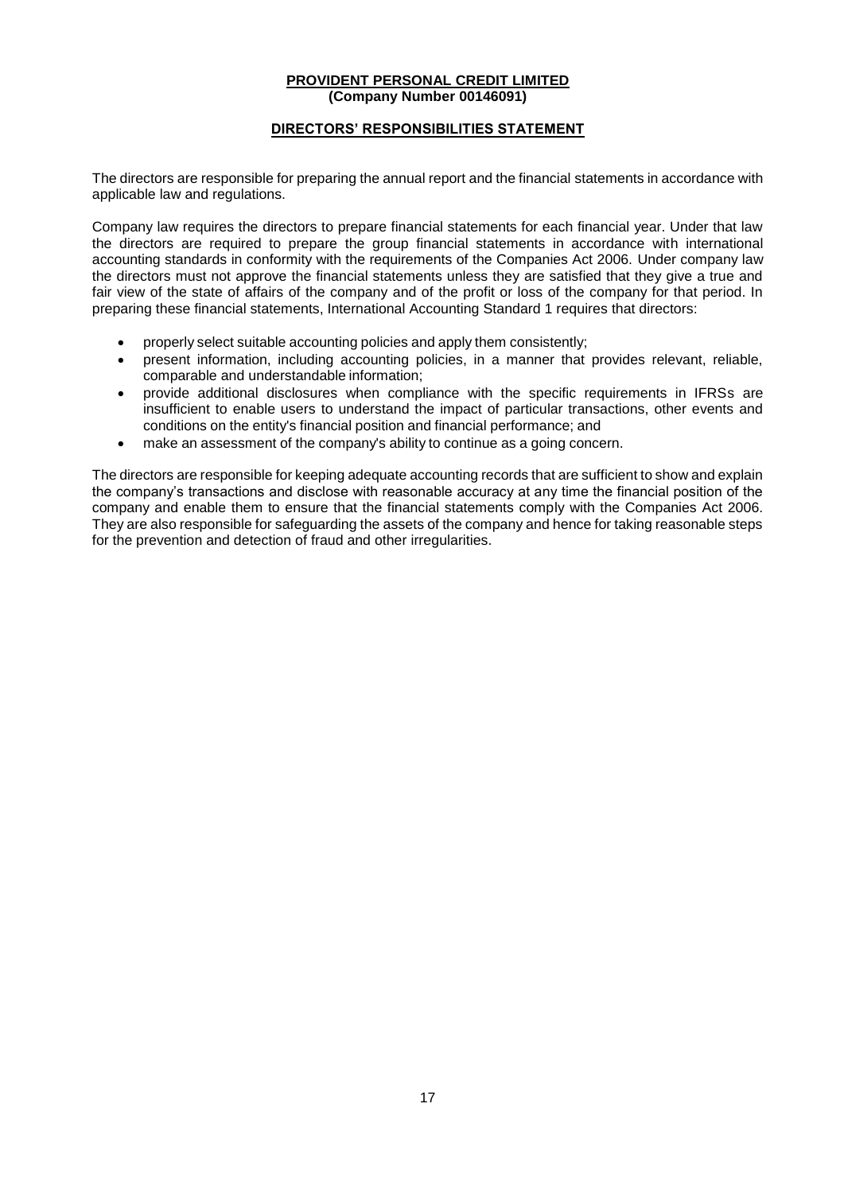**PROVIDENT PERSONAL CREDIT LIMITED**
**(Company Number 00146091)**

## DIRECTORS' RESPONSIBILITIES STATEMENT

The directors are responsible for preparing the annual report and the financial statements in accordance with applicable law and regulations.

Company law requires the directors to prepare financial statements for each financial year. Under that law the directors are required to prepare the group financial statements in accordance with international accounting standards in conformity with the requirements of the Companies Act 2006. Under company law the directors must not approve the financial statements unless they are satisfied that they give a true and fair view of the state of affairs of the company and of the profit or loss of the company for that period. In preparing these financial statements, International Accounting Standard 1 requires that directors:

- properly select suitable accounting policies and apply them consistently;
- present information, including accounting policies, in a manner that provides relevant, reliable, comparable and understandable information;
- provide additional disclosures when compliance with the specific requirements in IFRSs are insufficient to enable users to understand the impact of particular transactions, other events and conditions on the entity's financial position and financial performance; and
- make an assessment of the company's ability to continue as a going concern.

The directors are responsible for keeping adequate accounting records that are sufficient to show and explain the company's transactions and disclose with reasonable accuracy at any time the financial position of the company and enable them to ensure that the financial statements comply with the Companies Act 2006. They are also responsible for safeguarding the assets of the company and hence for taking reasonable steps for the prevention and detection of fraud and other irregularities.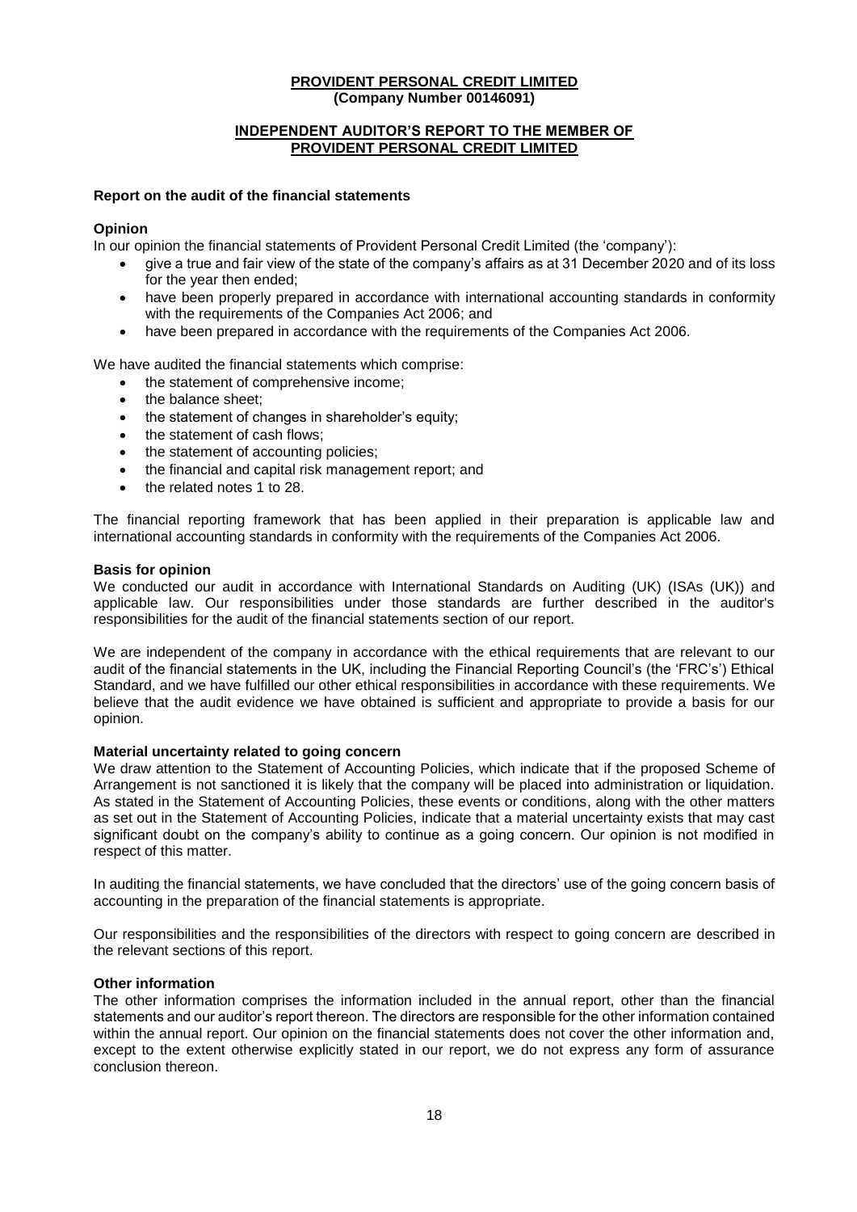**PROVIDENT PERSONAL CREDIT LIMITED**
**(Company Number 00146091)**

**INDEPENDENT AUDITOR'S REPORT TO THE MEMBER OF PROVIDENT PERSONAL CREDIT LIMITED**

### Report on the audit of the financial statements

#### Opinion

In our opinion the financial statements of Provident Personal Credit Limited (the 'company'):

- give a true and fair view of the state of the company's affairs as at 31 December 2020 and of its loss for the year then ended;
- have been properly prepared in accordance with international accounting standards in conformity with the requirements of the Companies Act 2006; and
- have been prepared in accordance with the requirements of the Companies Act 2006.

We have audited the financial statements which comprise:

- the statement of comprehensive income;
- the balance sheet;
- the statement of changes in shareholder's equity;
- the statement of cash flows;
- the statement of accounting policies;
- the financial and capital risk management report; and
- the related notes 1 to 28.

The financial reporting framework that has been applied in their preparation is applicable law and international accounting standards in conformity with the requirements of the Companies Act 2006.

#### Basis for opinion

We conducted our audit in accordance with International Standards on Auditing (UK) (ISAs (UK)) and applicable law. Our responsibilities under those standards are further described in the auditor's responsibilities for the audit of the financial statements section of our report.

We are independent of the company in accordance with the ethical requirements that are relevant to our audit of the financial statements in the UK, including the Financial Reporting Council's (the 'FRC's') Ethical Standard, and we have fulfilled our other ethical responsibilities in accordance with these requirements. We believe that the audit evidence we have obtained is sufficient and appropriate to provide a basis for our opinion.

#### Material uncertainty related to going concern

We draw attention to the Statement of Accounting Policies, which indicate that if the proposed Scheme of Arrangement is not sanctioned it is likely that the company will be placed into administration or liquidation. As stated in the Statement of Accounting Policies, these events or conditions, along with the other matters as set out in the Statement of Accounting Policies, indicate that a material uncertainty exists that may cast significant doubt on the company's ability to continue as a going concern. Our opinion is not modified in respect of this matter.

In auditing the financial statements, we have concluded that the directors' use of the going concern basis of accounting in the preparation of the financial statements is appropriate.

Our responsibilities and the responsibilities of the directors with respect to going concern are described in the relevant sections of this report.

#### Other information

The other information comprises the information included in the annual report, other than the financial statements and our auditor's report thereon. The directors are responsible for the other information contained within the annual report. Our opinion on the financial statements does not cover the other information and, except to the extent otherwise explicitly stated in our report, we do not express any form of assurance conclusion thereon.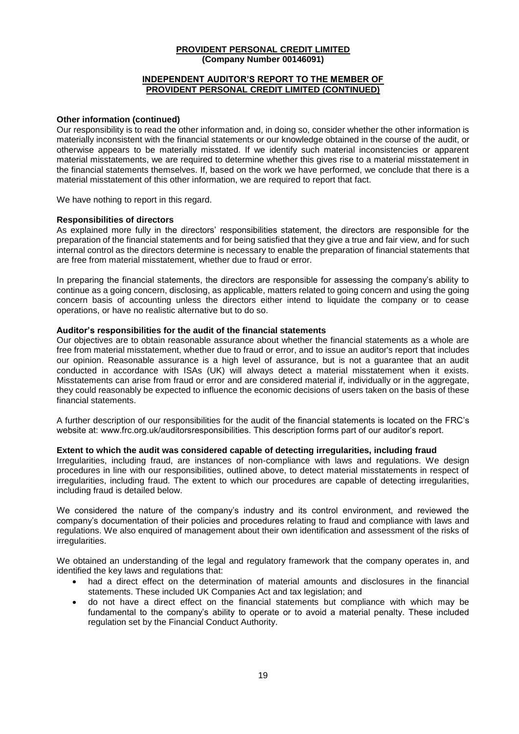**PROVIDENT PERSONAL CREDIT LIMITED**
**(Company Number 00146091)**

**INDEPENDENT AUDITOR'S REPORT TO THE MEMBER OF PROVIDENT PERSONAL CREDIT LIMITED (CONTINUED)**

**Other information (continued)**

Our responsibility is to read the other information and, in doing so, consider whether the other information is materially inconsistent with the financial statements or our knowledge obtained in the course of the audit, or otherwise appears to be materially misstated. If we identify such material inconsistencies or apparent material misstatements, we are required to determine whether this gives rise to a material misstatement in the financial statements themselves. If, based on the work we have performed, we conclude that there is a material misstatement of this other information, we are required to report that fact.

We have nothing to report in this regard.

**Responsibilities of directors**

As explained more fully in the directors' responsibilities statement, the directors are responsible for the preparation of the financial statements and for being satisfied that they give a true and fair view, and for such internal control as the directors determine is necessary to enable the preparation of financial statements that are free from material misstatement, whether due to fraud or error.

In preparing the financial statements, the directors are responsible for assessing the company's ability to continue as a going concern, disclosing, as applicable, matters related to going concern and using the going concern basis of accounting unless the directors either intend to liquidate the company or to cease operations, or have no realistic alternative but to do so.

**Auditor's responsibilities for the audit of the financial statements**

Our objectives are to obtain reasonable assurance about whether the financial statements as a whole are free from material misstatement, whether due to fraud or error, and to issue an auditor's report that includes our opinion. Reasonable assurance is a high level of assurance, but is not a guarantee that an audit conducted in accordance with ISAs (UK) will always detect a material misstatement when it exists. Misstatements can arise from fraud or error and are considered material if, individually or in the aggregate, they could reasonably be expected to influence the economic decisions of users taken on the basis of these financial statements.

A further description of our responsibilities for the audit of the financial statements is located on the FRC's website at: www.frc.org.uk/auditorsresponsibilities. This description forms part of our auditor's report.

**Extent to which the audit was considered capable of detecting irregularities, including fraud**

Irregularities, including fraud, are instances of non-compliance with laws and regulations. We design procedures in line with our responsibilities, outlined above, to detect material misstatements in respect of irregularities, including fraud. The extent to which our procedures are capable of detecting irregularities, including fraud is detailed below.

We considered the nature of the company's industry and its control environment, and reviewed the company's documentation of their policies and procedures relating to fraud and compliance with laws and regulations. We also enquired of management about their own identification and assessment of the risks of irregularities.

We obtained an understanding of the legal and regulatory framework that the company operates in, and identified the key laws and regulations that:

- had a direct effect on the determination of material amounts and disclosures in the financial statements. These included UK Companies Act and tax legislation; and
- do not have a direct effect on the financial statements but compliance with which may be fundamental to the company's ability to operate or to avoid a material penalty. These included regulation set by the Financial Conduct Authority.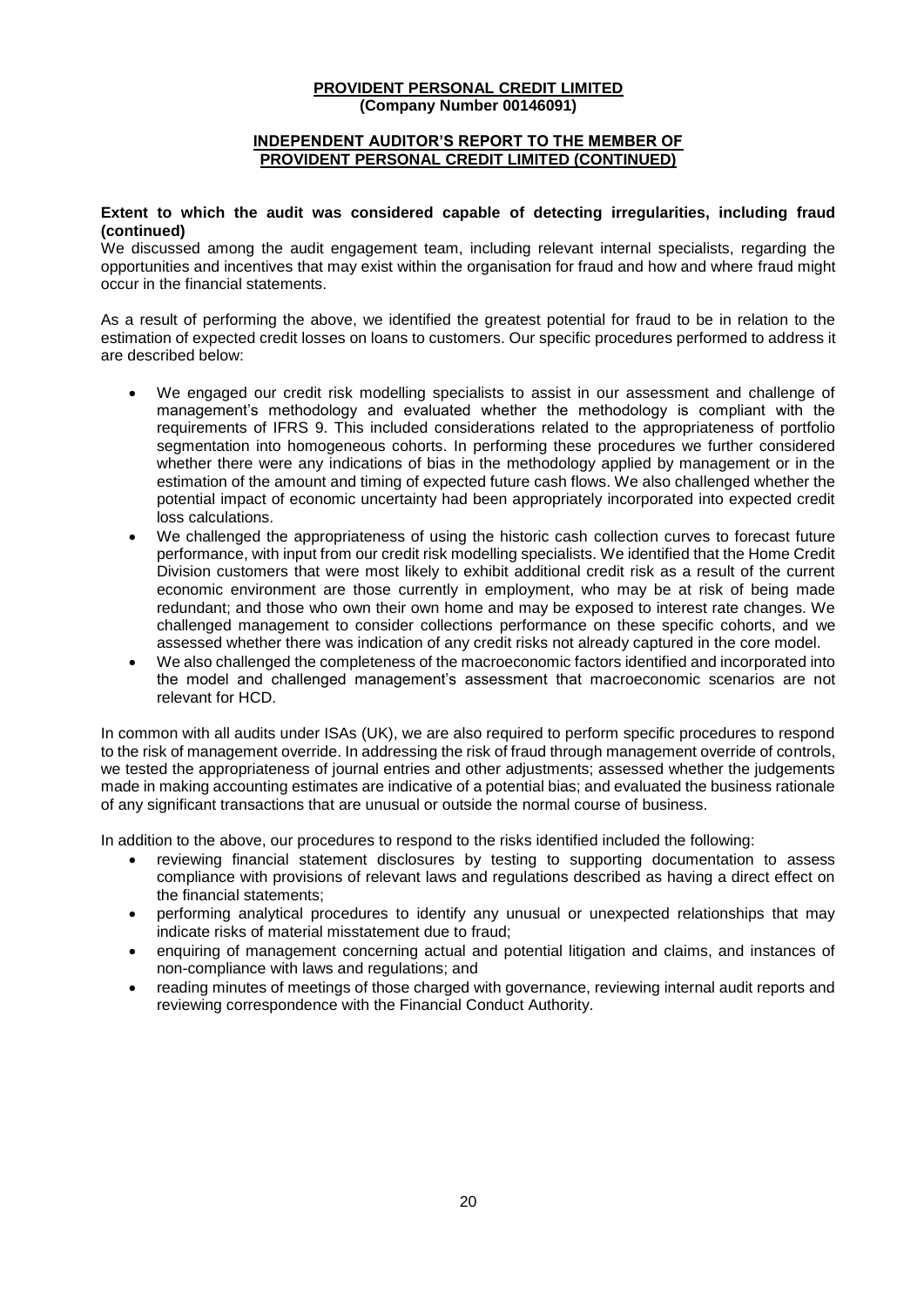**PROVIDENT PERSONAL CREDIT LIMITED**
**(Company Number 00146091)**

## INDEPENDENT AUDITOR'S REPORT TO THE MEMBER OF PROVIDENT PERSONAL CREDIT LIMITED (CONTINUED)

### Extent to which the audit was considered capable of detecting irregularities, including fraud (continued)

We discussed among the audit engagement team, including relevant internal specialists, regarding the opportunities and incentives that may exist within the organisation for fraud and how and where fraud might occur in the financial statements.

As a result of performing the above, we identified the greatest potential for fraud to be in relation to the estimation of expected credit losses on loans to customers. Our specific procedures performed to address it are described below:

- We engaged our credit risk modelling specialists to assist in our assessment and challenge of management's methodology and evaluated whether the methodology is compliant with the requirements of IFRS 9. This included considerations related to the appropriateness of portfolio segmentation into homogeneous cohorts. In performing these procedures we further considered whether there were any indications of bias in the methodology applied by management or in the estimation of the amount and timing of expected future cash flows. We also challenged whether the potential impact of economic uncertainty had been appropriately incorporated into expected credit loss calculations.
- We challenged the appropriateness of using the historic cash collection curves to forecast future performance, with input from our credit risk modelling specialists. We identified that the Home Credit Division customers that were most likely to exhibit additional credit risk as a result of the current economic environment are those currently in employment, who may be at risk of being made redundant; and those who own their own home and may be exposed to interest rate changes. We challenged management to consider collections performance on these specific cohorts, and we assessed whether there was indication of any credit risks not already captured in the core model.
- We also challenged the completeness of the macroeconomic factors identified and incorporated into the model and challenged management's assessment that macroeconomic scenarios are not relevant for HCD.

In common with all audits under ISAs (UK), we are also required to perform specific procedures to respond to the risk of management override. In addressing the risk of fraud through management override of controls, we tested the appropriateness of journal entries and other adjustments; assessed whether the judgements made in making accounting estimates are indicative of a potential bias; and evaluated the business rationale of any significant transactions that are unusual or outside the normal course of business.

In addition to the above, our procedures to respond to the risks identified included the following:

- reviewing financial statement disclosures by testing to supporting documentation to assess compliance with provisions of relevant laws and regulations described as having a direct effect on the financial statements;
- performing analytical procedures to identify any unusual or unexpected relationships that may indicate risks of material misstatement due to fraud;
- enquiring of management concerning actual and potential litigation and claims, and instances of non-compliance with laws and regulations; and
- reading minutes of meetings of those charged with governance, reviewing internal audit reports and reviewing correspondence with the Financial Conduct Authority.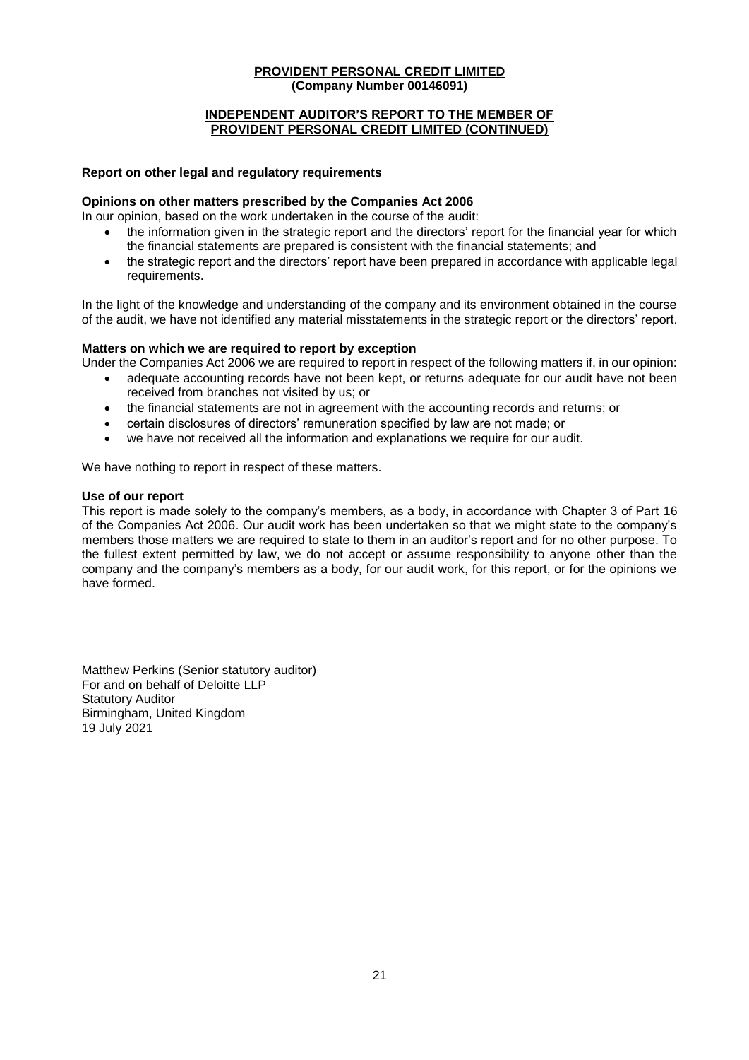**PROVIDENT PERSONAL CREDIT LIMITED**
**(Company Number 00146091)**

**INDEPENDENT AUDITOR'S REPORT TO THE MEMBER OF PROVIDENT PERSONAL CREDIT LIMITED (CONTINUED)**

**Report on other legal and regulatory requirements**

**Opinions on other matters prescribed by the Companies Act 2006**

In our opinion, based on the work undertaken in the course of the audit:

- the information given in the strategic report and the directors' report for the financial year for which the financial statements are prepared is consistent with the financial statements; and
- the strategic report and the directors' report have been prepared in accordance with applicable legal requirements.

In the light of the knowledge and understanding of the company and its environment obtained in the course of the audit, we have not identified any material misstatements in the strategic report or the directors' report.

**Matters on which we are required to report by exception**

Under the Companies Act 2006 we are required to report in respect of the following matters if, in our opinion:

- adequate accounting records have not been kept, or returns adequate for our audit have not been received from branches not visited by us; or
- the financial statements are not in agreement with the accounting records and returns; or
- certain disclosures of directors' remuneration specified by law are not made; or
- we have not received all the information and explanations we require for our audit.

We have nothing to report in respect of these matters.

**Use of our report**

This report is made solely to the company's members, as a body, in accordance with Chapter 3 of Part 16 of the Companies Act 2006. Our audit work has been undertaken so that we might state to the company's members those matters we are required to state to them in an auditor's report and for no other purpose. To the fullest extent permitted by law, we do not accept or assume responsibility to anyone other than the company and the company's members as a body, for our audit work, for this report, or for the opinions we have formed.

Matthew Perkins (Senior statutory auditor)
For and on behalf of Deloitte LLP
Statutory Auditor
Birmingham, United Kingdom
19 July 2021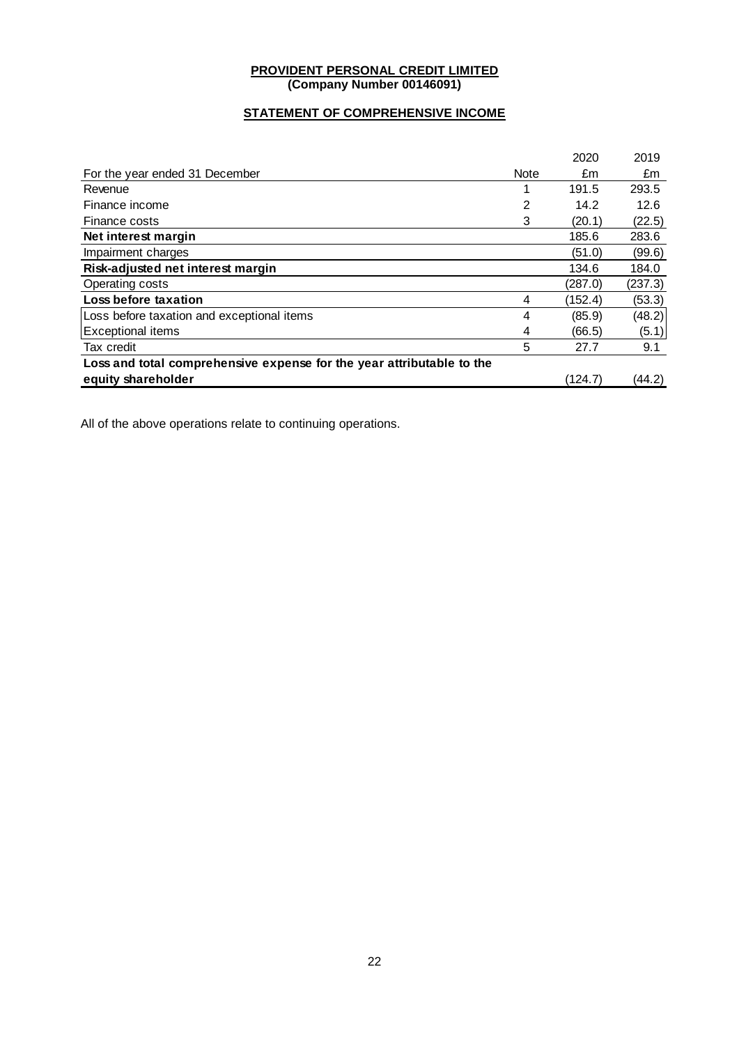**PROVIDENT PERSONAL CREDIT LIMITED**
**(Company Number 00146091)**

**STATEMENT OF COMPREHENSIVE INCOME**

| For the year ended 31 December | Note | 2020 £m | 2019 £m |
|---|---|---|---|
| Revenue | 1 | 191.5 | 293.5 |
| Finance income | 2 | 14.2 | 12.6 |
| Finance costs | 3 | (20.1) | (22.5) |
| **Net interest margin** | | 185.6 | 283.6 |
| Impairment charges | | (51.0) | (99.6) |
| **Risk-adjusted net interest margin** | | 134.6 | 184.0 |
| Operating costs | | (287.0) | (237.3) |
| **Loss before taxation** | 4 | (152.4) | (53.3) |
| Loss before taxation and exceptional items | 4 | (85.9) | (48.2) |
| Exceptional items | 4 | (66.5) | (5.1) |
| Tax credit | 5 | 27.7 | 9.1 |
| **Loss and total comprehensive expense for the year attributable to the equity shareholder** | | (124.7) | (44.2) |

All of the above operations relate to continuing operations.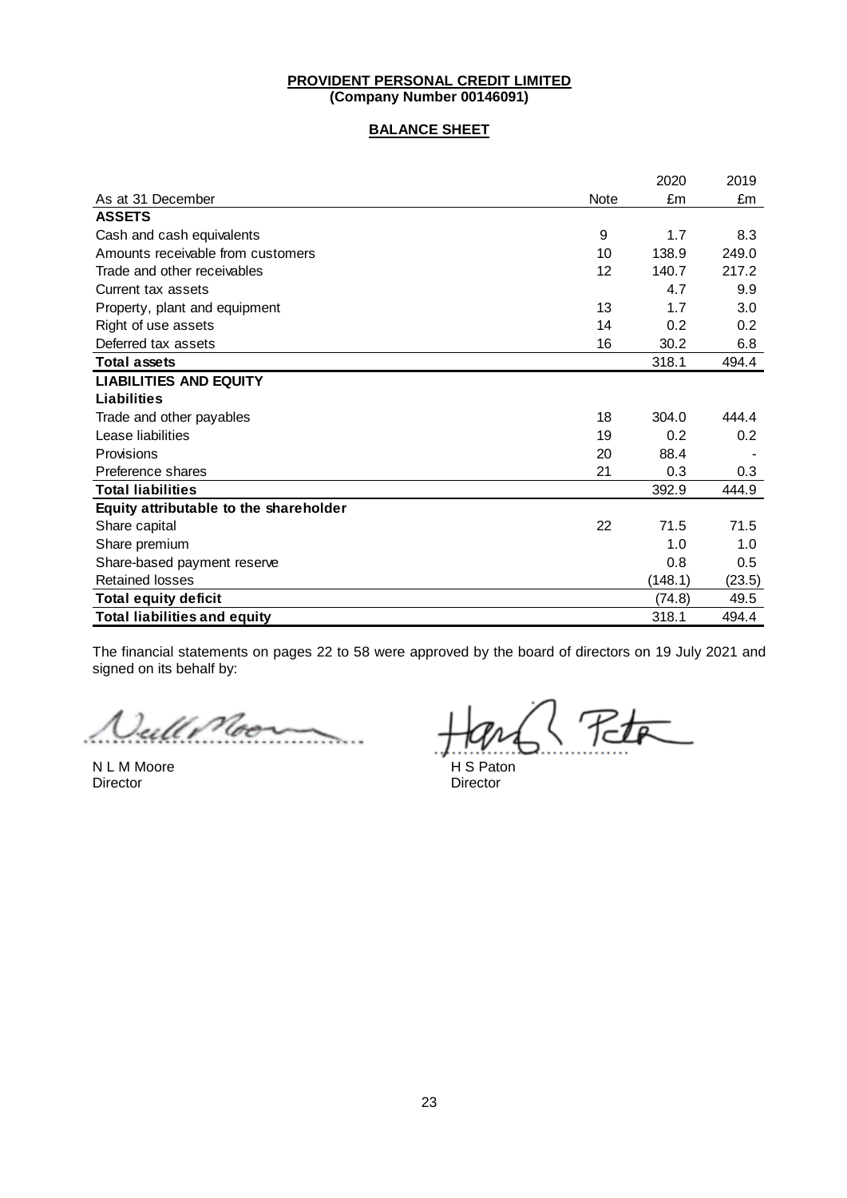**PROVIDENT PERSONAL CREDIT LIMITED**
**(Company Number 00146091)**

**BALANCE SHEET**

| As at 31 December | Note | 2020 £m | 2019 £m |
|---|---|---|---|
| **ASSETS** | | | |
| Cash and cash equivalents | 9 | 1.7 | 8.3 |
| Amounts receivable from customers | 10 | 138.9 | 249.0 |
| Trade and other receivables | 12 | 140.7 | 217.2 |
| Current tax assets | | 4.7 | 9.9 |
| Property, plant and equipment | 13 | 1.7 | 3.0 |
| Right of use assets | 14 | 0.2 | 0.2 |
| Deferred tax assets | 16 | 30.2 | 6.8 |
| **Total assets** | | 318.1 | 494.4 |
| **LIABILITIES AND EQUITY** | | | |
| **Liabilities** | | | |
| Trade and other payables | 18 | 304.0 | 444.4 |
| Lease liabilities | 19 | 0.2 | 0.2 |
| Provisions | 20 | 88.4 | - |
| Preference shares | 21 | 0.3 | 0.3 |
| **Total liabilities** | | 392.9 | 444.9 |
| **Equity attributable to the shareholder** | | | |
| Share capital | 22 | 71.5 | 71.5 |
| Share premium | | 1.0 | 1.0 |
| Share-based payment reserve | | 0.8 | 0.5 |
| Retained losses | | (148.1) | (23.5) |
| **Total equity deficit** | | (74.8) | 49.5 |
| **Total liabilities and equity** | | 318.1 | 494.4 |

The financial statements on pages 22 to 58 were approved by the board of directors on 19 July 2021 and signed on its behalf by:

N L M Moore
Director

H S Paton
Director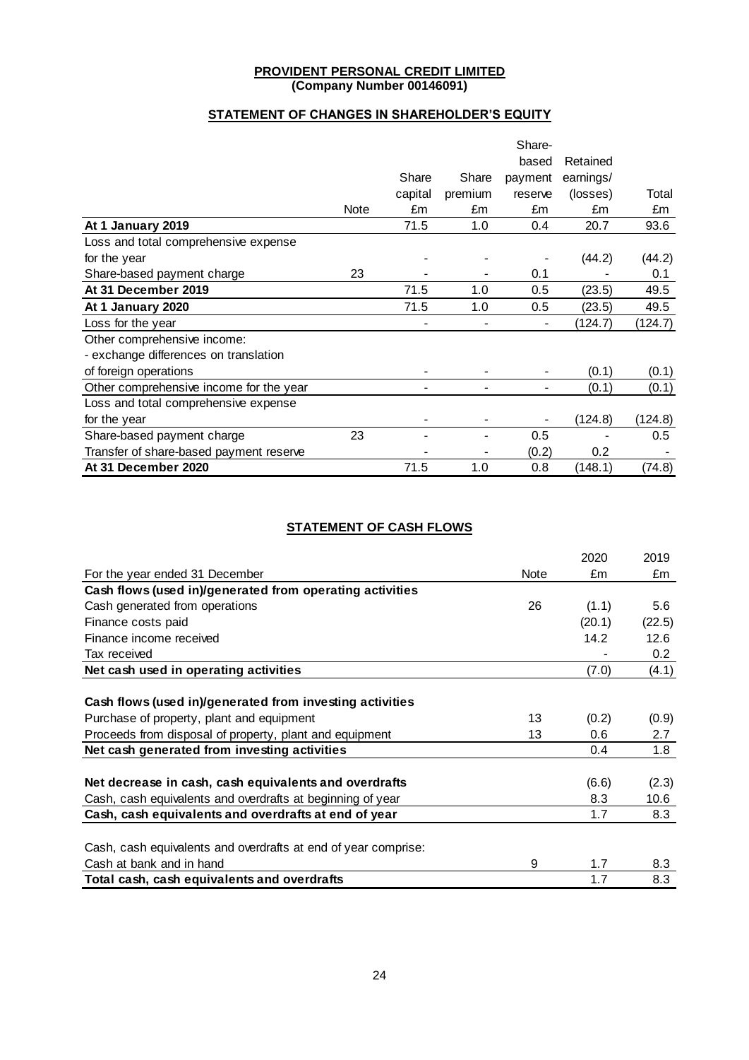**PROVIDENT PERSONAL CREDIT LIMITED**
**(Company Number 00146091)**

## STATEMENT OF CHANGES IN SHAREHOLDER'S EQUITY

| | Note | Share capital £m | Share premium £m | Share-based payment reserve £m | Retained earnings/ (losses) £m | Total £m |
|---|---|---|---|---|---|---|
| **At 1 January 2019** | | 71.5 | 1.0 | 0.4 | 20.7 | 93.6 |
| Loss and total comprehensive expense for the year | | - | - | - | (44.2) | (44.2) |
| Share-based payment charge | 23 | - | - | 0.1 | - | 0.1 |
| **At 31 December 2019** | | 71.5 | 1.0 | 0.5 | (23.5) | 49.5 |
| **At 1 January 2020** | | 71.5 | 1.0 | 0.5 | (23.5) | 49.5 |
| Loss for the year | | - | - | - | (124.7) | (124.7) |
| Other comprehensive income: | | | | | | |
| - exchange differences on translation of foreign operations | | - | - | - | (0.1) | (0.1) |
| Other comprehensive income for the year | | - | - | - | (0.1) | (0.1) |
| Loss and total comprehensive expense for the year | | - | - | - | (124.8) | (124.8) |
| Share-based payment charge | 23 | - | - | 0.5 | - | 0.5 |
| Transfer of share-based payment reserve | | - | - | (0.2) | 0.2 | - |
| **At 31 December 2020** | | 71.5 | 1.0 | 0.8 | (148.1) | (74.8) |

## STATEMENT OF CASH FLOWS

| For the year ended 31 December | Note | 2020 £m | 2019 £m |
|---|---|---|---|
| **Cash flows (used in)/generated from operating activities** | | | |
| Cash generated from operations | 26 | (1.1) | 5.6 |
| Finance costs paid | | (20.1) | (22.5) |
| Finance income received | | 14.2 | 12.6 |
| Tax received | | - | 0.2 |
| **Net cash used in operating activities** | | (7.0) | (4.1) |
| | | | |
| **Cash flows (used in)/generated from investing activities** | | | |
| Purchase of property, plant and equipment | 13 | (0.2) | (0.9) |
| Proceeds from disposal of property, plant and equipment | 13 | 0.6 | 2.7 |
| **Net cash generated from investing activities** | | 0.4 | 1.8 |
| | | | |
| **Net decrease in cash, cash equivalents and overdrafts** | | (6.6) | (2.3) |
| Cash, cash equivalents and overdrafts at beginning of year | | 8.3 | 10.6 |
| **Cash, cash equivalents and overdrafts at end of year** | | 1.7 | 8.3 |
| | | | |
| Cash, cash equivalents and overdrafts at end of year comprise: | | | |
| Cash at bank and in hand | 9 | 1.7 | 8.3 |
| **Total cash, cash equivalents and overdrafts** | | 1.7 | 8.3 |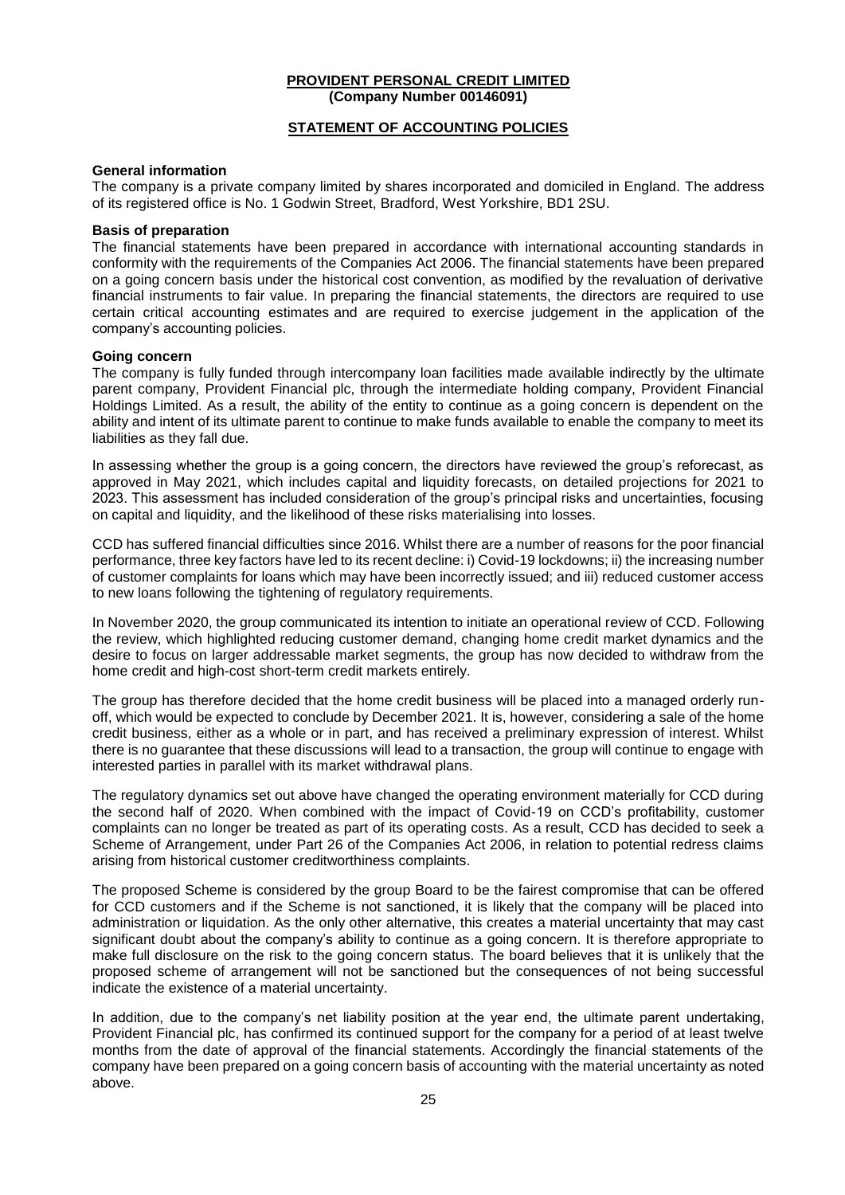**PROVIDENT PERSONAL CREDIT LIMITED**
**(Company Number 00146091)**

## STATEMENT OF ACCOUNTING POLICIES

### General information

The company is a private company limited by shares incorporated and domiciled in England. The address of its registered office is No. 1 Godwin Street, Bradford, West Yorkshire, BD1 2SU.

### Basis of preparation

The financial statements have been prepared in accordance with international accounting standards in conformity with the requirements of the Companies Act 2006. The financial statements have been prepared on a going concern basis under the historical cost convention, as modified by the revaluation of derivative financial instruments to fair value. In preparing the financial statements, the directors are required to use certain critical accounting estimates and are required to exercise judgement in the application of the company's accounting policies.

### Going concern

The company is fully funded through intercompany loan facilities made available indirectly by the ultimate parent company, Provident Financial plc, through the intermediate holding company, Provident Financial Holdings Limited. As a result, the ability of the entity to continue as a going concern is dependent on the ability and intent of its ultimate parent to continue to make funds available to enable the company to meet its liabilities as they fall due.

In assessing whether the group is a going concern, the directors have reviewed the group's reforecast, as approved in May 2021, which includes capital and liquidity forecasts, on detailed projections for 2021 to 2023. This assessment has included consideration of the group's principal risks and uncertainties, focusing on capital and liquidity, and the likelihood of these risks materialising into losses.

CCD has suffered financial difficulties since 2016. Whilst there are a number of reasons for the poor financial performance, three key factors have led to its recent decline: i) Covid-19 lockdowns; ii) the increasing number of customer complaints for loans which may have been incorrectly issued; and iii) reduced customer access to new loans following the tightening of regulatory requirements.

In November 2020, the group communicated its intention to initiate an operational review of CCD. Following the review, which highlighted reducing customer demand, changing home credit market dynamics and the desire to focus on larger addressable market segments, the group has now decided to withdraw from the home credit and high-cost short-term credit markets entirely.

The group has therefore decided that the home credit business will be placed into a managed orderly run-off, which would be expected to conclude by December 2021. It is, however, considering a sale of the home credit business, either as a whole or in part, and has received a preliminary expression of interest. Whilst there is no guarantee that these discussions will lead to a transaction, the group will continue to engage with interested parties in parallel with its market withdrawal plans.

The regulatory dynamics set out above have changed the operating environment materially for CCD during the second half of 2020. When combined with the impact of Covid-19 on CCD's profitability, customer complaints can no longer be treated as part of its operating costs. As a result, CCD has decided to seek a Scheme of Arrangement, under Part 26 of the Companies Act 2006, in relation to potential redress claims arising from historical customer creditworthiness complaints.

The proposed Scheme is considered by the group Board to be the fairest compromise that can be offered for CCD customers and if the Scheme is not sanctioned, it is likely that the company will be placed into administration or liquidation. As the only other alternative, this creates a material uncertainty that may cast significant doubt about the company's ability to continue as a going concern. It is therefore appropriate to make full disclosure on the risk to the going concern status. The board believes that it is unlikely that the proposed scheme of arrangement will not be sanctioned but the consequences of not being successful indicate the existence of a material uncertainty.

In addition, due to the company's net liability position at the year end, the ultimate parent undertaking, Provident Financial plc, has confirmed its continued support for the company for a period of at least twelve months from the date of approval of the financial statements. Accordingly the financial statements of the company have been prepared on a going concern basis of accounting with the material uncertainty as noted above.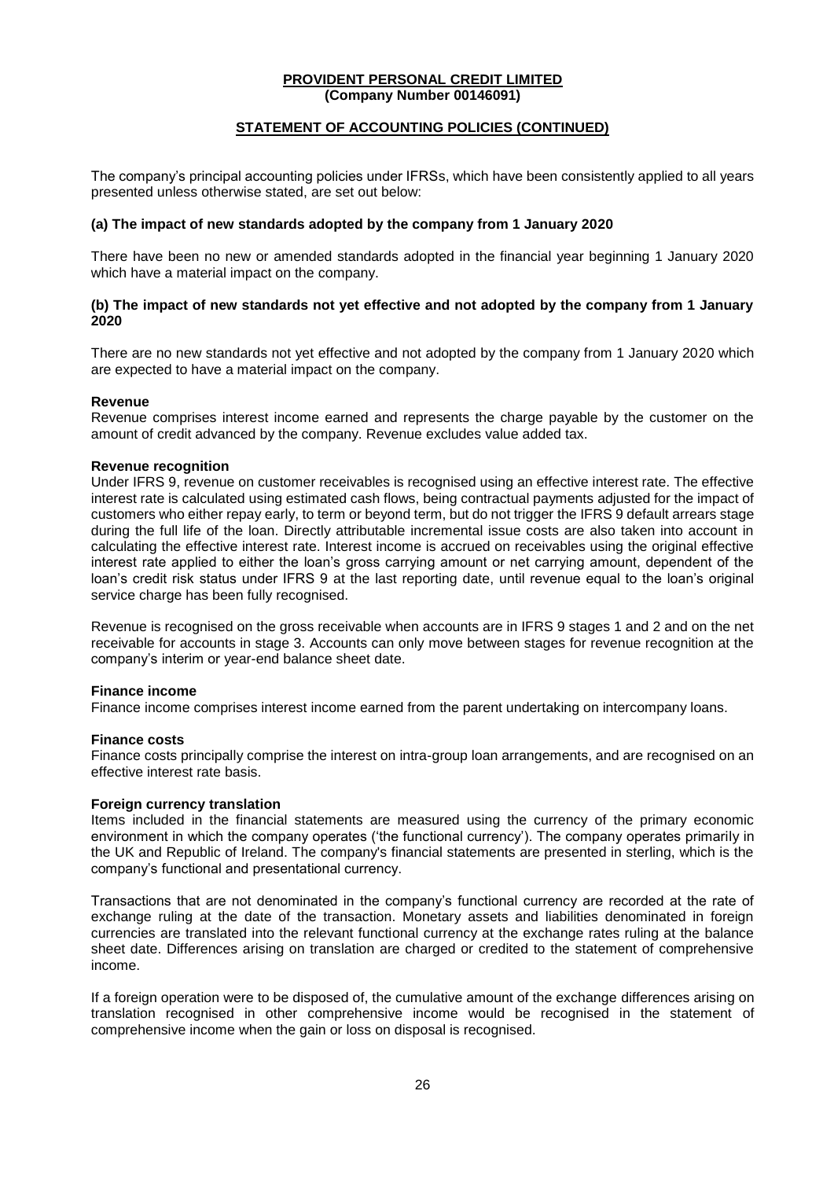**PROVIDENT PERSONAL CREDIT LIMITED**
**(Company Number 00146091)**

## STATEMENT OF ACCOUNTING POLICIES (CONTINUED)

The company's principal accounting policies under IFRSs, which have been consistently applied to all years presented unless otherwise stated, are set out below:

### (a) The impact of new standards adopted by the company from 1 January 2020

There have been no new or amended standards adopted in the financial year beginning 1 January 2020 which have a material impact on the company.

### (b) The impact of new standards not yet effective and not adopted by the company from 1 January 2020

There are no new standards not yet effective and not adopted by the company from 1 January 2020 which are expected to have a material impact on the company.

**Revenue**

Revenue comprises interest income earned and represents the charge payable by the customer on the amount of credit advanced by the company. Revenue excludes value added tax.

**Revenue recognition**

Under IFRS 9, revenue on customer receivables is recognised using an effective interest rate. The effective interest rate is calculated using estimated cash flows, being contractual payments adjusted for the impact of customers who either repay early, to term or beyond term, but do not trigger the IFRS 9 default arrears stage during the full life of the loan. Directly attributable incremental issue costs are also taken into account in calculating the effective interest rate. Interest income is accrued on receivables using the original effective interest rate applied to either the loan's gross carrying amount or net carrying amount, dependent of the loan's credit risk status under IFRS 9 at the last reporting date, until revenue equal to the loan's original service charge has been fully recognised.

Revenue is recognised on the gross receivable when accounts are in IFRS 9 stages 1 and 2 and on the net receivable for accounts in stage 3. Accounts can only move between stages for revenue recognition at the company's interim or year-end balance sheet date.

**Finance income**

Finance income comprises interest income earned from the parent undertaking on intercompany loans.

**Finance costs**

Finance costs principally comprise the interest on intra-group loan arrangements, and are recognised on an effective interest rate basis.

**Foreign currency translation**

Items included in the financial statements are measured using the currency of the primary economic environment in which the company operates ('the functional currency'). The company operates primarily in the UK and Republic of Ireland. The company's financial statements are presented in sterling, which is the company's functional and presentational currency.

Transactions that are not denominated in the company's functional currency are recorded at the rate of exchange ruling at the date of the transaction. Monetary assets and liabilities denominated in foreign currencies are translated into the relevant functional currency at the exchange rates ruling at the balance sheet date. Differences arising on translation are charged or credited to the statement of comprehensive income.

If a foreign operation were to be disposed of, the cumulative amount of the exchange differences arising on translation recognised in other comprehensive income would be recognised in the statement of comprehensive income when the gain or loss on disposal is recognised.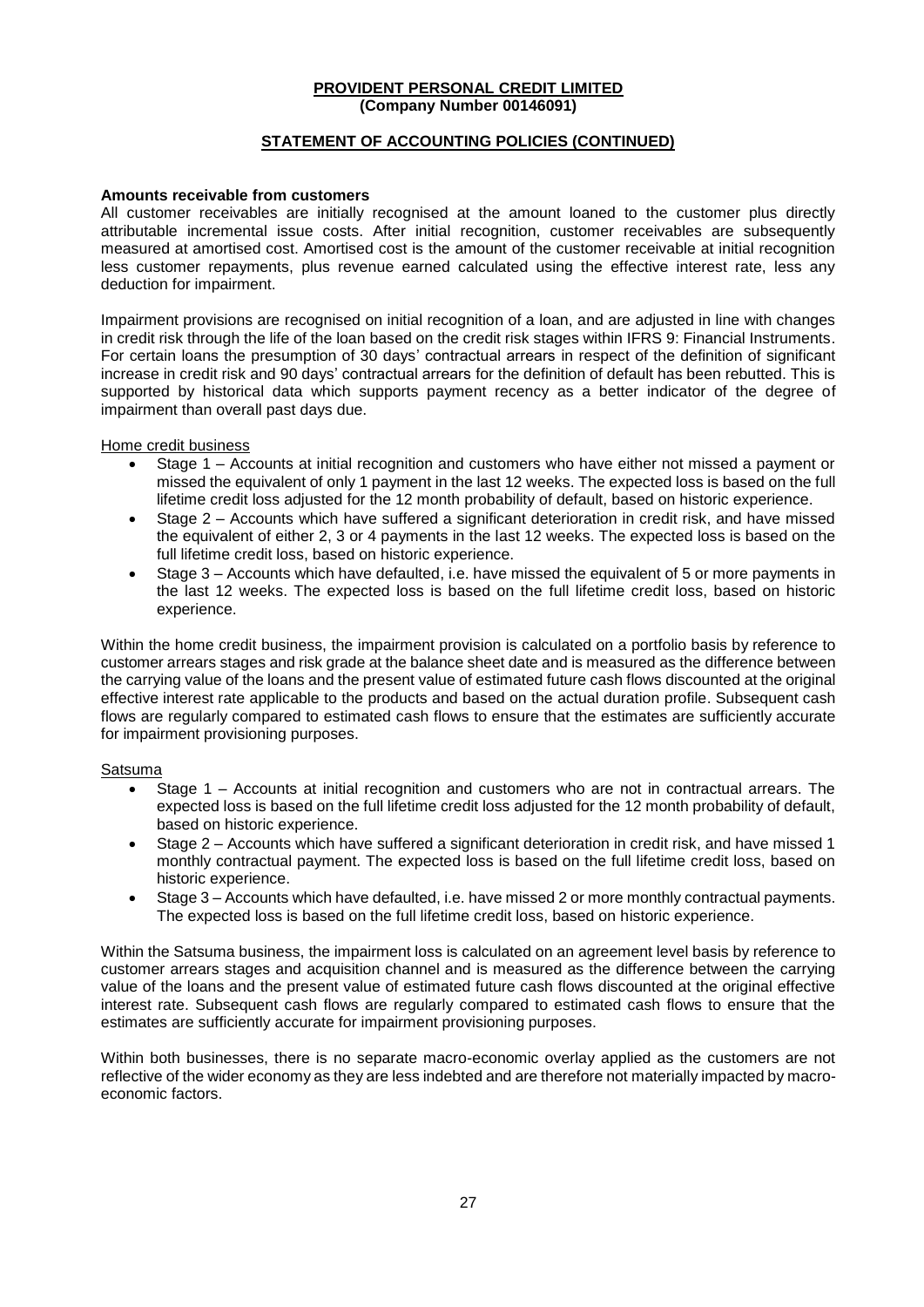**PROVIDENT PERSONAL CREDIT LIMITED**
**(Company Number 00146091)**

**STATEMENT OF ACCOUNTING POLICIES (CONTINUED)**

**Amounts receivable from customers**

All customer receivables are initially recognised at the amount loaned to the customer plus directly attributable incremental issue costs. After initial recognition, customer receivables are subsequently measured at amortised cost. Amortised cost is the amount of the customer receivable at initial recognition less customer repayments, plus revenue earned calculated using the effective interest rate, less any deduction for impairment.

Impairment provisions are recognised on initial recognition of a loan, and are adjusted in line with changes in credit risk through the life of the loan based on the credit risk stages within IFRS 9: Financial Instruments. For certain loans the presumption of 30 days' contractual arrears in respect of the definition of significant increase in credit risk and 90 days' contractual arrears for the definition of default has been rebutted. This is supported by historical data which supports payment recency as a better indicator of the degree of impairment than overall past days due.

Home credit business

- Stage 1 – Accounts at initial recognition and customers who have either not missed a payment or missed the equivalent of only 1 payment in the last 12 weeks. The expected loss is based on the full lifetime credit loss adjusted for the 12 month probability of default, based on historic experience.
- Stage 2 – Accounts which have suffered a significant deterioration in credit risk, and have missed the equivalent of either 2, 3 or 4 payments in the last 12 weeks. The expected loss is based on the full lifetime credit loss, based on historic experience.
- Stage 3 – Accounts which have defaulted, i.e. have missed the equivalent of 5 or more payments in the last 12 weeks. The expected loss is based on the full lifetime credit loss, based on historic experience.

Within the home credit business, the impairment provision is calculated on a portfolio basis by reference to customer arrears stages and risk grade at the balance sheet date and is measured as the difference between the carrying value of the loans and the present value of estimated future cash flows discounted at the original effective interest rate applicable to the products and based on the actual duration profile. Subsequent cash flows are regularly compared to estimated cash flows to ensure that the estimates are sufficiently accurate for impairment provisioning purposes.

Satsuma

- Stage 1 – Accounts at initial recognition and customers who are not in contractual arrears. The expected loss is based on the full lifetime credit loss adjusted for the 12 month probability of default, based on historic experience.
- Stage 2 – Accounts which have suffered a significant deterioration in credit risk, and have missed 1 monthly contractual payment. The expected loss is based on the full lifetime credit loss, based on historic experience.
- Stage 3 – Accounts which have defaulted, i.e. have missed 2 or more monthly contractual payments. The expected loss is based on the full lifetime credit loss, based on historic experience.

Within the Satsuma business, the impairment loss is calculated on an agreement level basis by reference to customer arrears stages and acquisition channel and is measured as the difference between the carrying value of the loans and the present value of estimated future cash flows discounted at the original effective interest rate. Subsequent cash flows are regularly compared to estimated cash flows to ensure that the estimates are sufficiently accurate for impairment provisioning purposes.

Within both businesses, there is no separate macro-economic overlay applied as the customers are not reflective of the wider economy as they are less indebted and are therefore not materially impacted by macro-economic factors.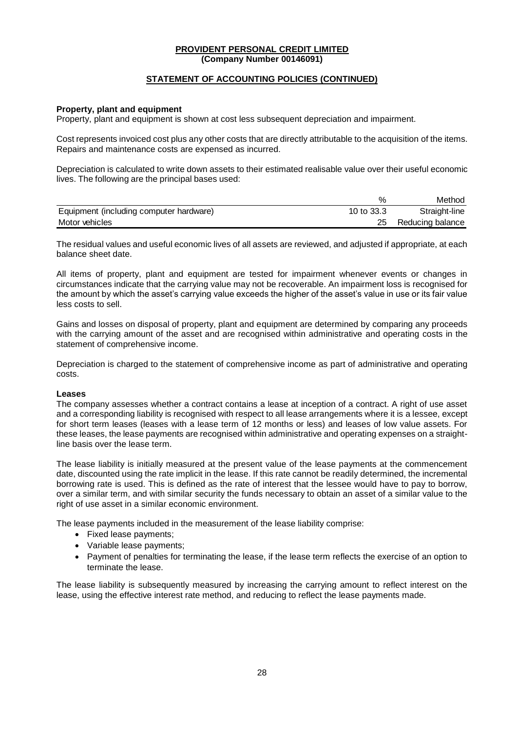**PROVIDENT PERSONAL CREDIT LIMITED**
**(Company Number 00146091)**

**STATEMENT OF ACCOUNTING POLICIES (CONTINUED)**

**Property, plant and equipment**

Property, plant and equipment is shown at cost less subsequent depreciation and impairment.

Cost represents invoiced cost plus any other costs that are directly attributable to the acquisition of the items. Repairs and maintenance costs are expensed as incurred.

Depreciation is calculated to write down assets to their estimated realisable value over their useful economic lives. The following are the principal bases used:

| | % | Method |
|---|---|---|
| Equipment (including computer hardware) | 10 to 33.3 | Straight-line |
| Motor vehicles | 25 | Reducing balance |

The residual values and useful economic lives of all assets are reviewed, and adjusted if appropriate, at each balance sheet date.

All items of property, plant and equipment are tested for impairment whenever events or changes in circumstances indicate that the carrying value may not be recoverable. An impairment loss is recognised for the amount by which the asset's carrying value exceeds the higher of the asset's value in use or its fair value less costs to sell.

Gains and losses on disposal of property, plant and equipment are determined by comparing any proceeds with the carrying amount of the asset and are recognised within administrative and operating costs in the statement of comprehensive income.

Depreciation is charged to the statement of comprehensive income as part of administrative and operating costs.

**Leases**

The company assesses whether a contract contains a lease at inception of a contract. A right of use asset and a corresponding liability is recognised with respect to all lease arrangements where it is a lessee, except for short term leases (leases with a lease term of 12 months or less) and leases of low value assets. For these leases, the lease payments are recognised within administrative and operating expenses on a straight-line basis over the lease term.

The lease liability is initially measured at the present value of the lease payments at the commencement date, discounted using the rate implicit in the lease. If this rate cannot be readily determined, the incremental borrowing rate is used. This is defined as the rate of interest that the lessee would have to pay to borrow, over a similar term, and with similar security the funds necessary to obtain an asset of a similar value to the right of use asset in a similar economic environment.

The lease payments included in the measurement of the lease liability comprise:

- Fixed lease payments;
- Variable lease payments;
- Payment of penalties for terminating the lease, if the lease term reflects the exercise of an option to terminate the lease.

The lease liability is subsequently measured by increasing the carrying amount to reflect interest on the lease, using the effective interest rate method, and reducing to reflect the lease payments made.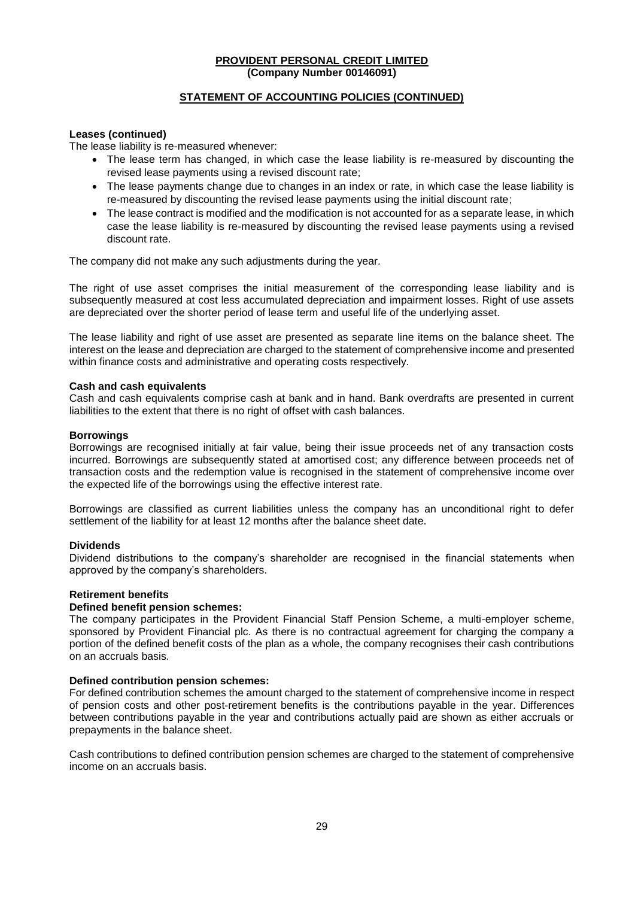**PROVIDENT PERSONAL CREDIT LIMITED**
**(Company Number 00146091)**

**STATEMENT OF ACCOUNTING POLICIES (CONTINUED)**

**Leases (continued)**

The lease liability is re-measured whenever:

- The lease term has changed, in which case the lease liability is re-measured by discounting the revised lease payments using a revised discount rate;
- The lease payments change due to changes in an index or rate, in which case the lease liability is re-measured by discounting the revised lease payments using the initial discount rate;
- The lease contract is modified and the modification is not accounted for as a separate lease, in which case the lease liability is re-measured by discounting the revised lease payments using a revised discount rate.

The company did not make any such adjustments during the year.

The right of use asset comprises the initial measurement of the corresponding lease liability and is subsequently measured at cost less accumulated depreciation and impairment losses. Right of use assets are depreciated over the shorter period of lease term and useful life of the underlying asset.

The lease liability and right of use asset are presented as separate line items on the balance sheet. The interest on the lease and depreciation are charged to the statement of comprehensive income and presented within finance costs and administrative and operating costs respectively.

**Cash and cash equivalents**

Cash and cash equivalents comprise cash at bank and in hand. Bank overdrafts are presented in current liabilities to the extent that there is no right of offset with cash balances.

**Borrowings**

Borrowings are recognised initially at fair value, being their issue proceeds net of any transaction costs incurred. Borrowings are subsequently stated at amortised cost; any difference between proceeds net of transaction costs and the redemption value is recognised in the statement of comprehensive income over the expected life of the borrowings using the effective interest rate.

Borrowings are classified as current liabilities unless the company has an unconditional right to defer settlement of the liability for at least 12 months after the balance sheet date.

**Dividends**

Dividend distributions to the company's shareholder are recognised in the financial statements when approved by the company's shareholders.

**Retirement benefits**

**Defined benefit pension schemes:**

The company participates in the Provident Financial Staff Pension Scheme, a multi-employer scheme, sponsored by Provident Financial plc. As there is no contractual agreement for charging the company a portion of the defined benefit costs of the plan as a whole, the company recognises their cash contributions on an accruals basis.

**Defined contribution pension schemes:**

For defined contribution schemes the amount charged to the statement of comprehensive income in respect of pension costs and other post-retirement benefits is the contributions payable in the year. Differences between contributions payable in the year and contributions actually paid are shown as either accruals or prepayments in the balance sheet.

Cash contributions to defined contribution pension schemes are charged to the statement of comprehensive income on an accruals basis.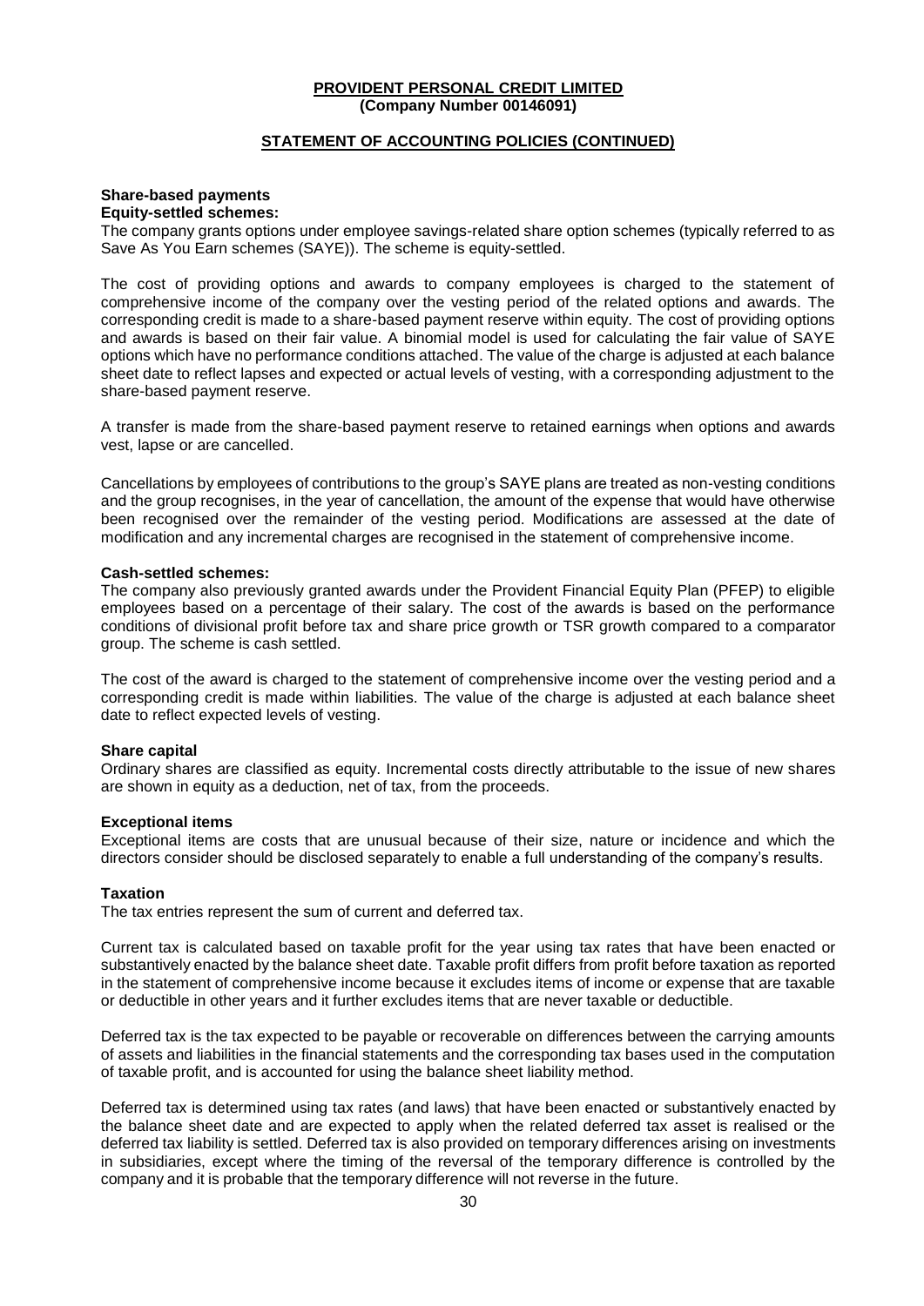**PROVIDENT PERSONAL CREDIT LIMITED**
**(Company Number 00146091)**

## STATEMENT OF ACCOUNTING POLICIES (CONTINUED)

### Share-based payments

**Equity-settled schemes:**

The company grants options under employee savings-related share option schemes (typically referred to as Save As You Earn schemes (SAYE)). The scheme is equity-settled.

The cost of providing options and awards to company employees is charged to the statement of comprehensive income of the company over the vesting period of the related options and awards. The corresponding credit is made to a share-based payment reserve within equity. The cost of providing options and awards is based on their fair value. A binomial model is used for calculating the fair value of SAYE options which have no performance conditions attached. The value of the charge is adjusted at each balance sheet date to reflect lapses and expected or actual levels of vesting, with a corresponding adjustment to the share-based payment reserve.

A transfer is made from the share-based payment reserve to retained earnings when options and awards vest, lapse or are cancelled.

Cancellations by employees of contributions to the group's SAYE plans are treated as non-vesting conditions and the group recognises, in the year of cancellation, the amount of the expense that would have otherwise been recognised over the remainder of the vesting period. Modifications are assessed at the date of modification and any incremental charges are recognised in the statement of comprehensive income.

**Cash-settled schemes:**

The company also previously granted awards under the Provident Financial Equity Plan (PFEP) to eligible employees based on a percentage of their salary. The cost of the awards is based on the performance conditions of divisional profit before tax and share price growth or TSR growth compared to a comparator group. The scheme is cash settled.

The cost of the award is charged to the statement of comprehensive income over the vesting period and a corresponding credit is made within liabilities. The value of the charge is adjusted at each balance sheet date to reflect expected levels of vesting.

### Share capital

Ordinary shares are classified as equity. Incremental costs directly attributable to the issue of new shares are shown in equity as a deduction, net of tax, from the proceeds.

### Exceptional items

Exceptional items are costs that are unusual because of their size, nature or incidence and which the directors consider should be disclosed separately to enable a full understanding of the company's results.

### Taxation

The tax entries represent the sum of current and deferred tax.

Current tax is calculated based on taxable profit for the year using tax rates that have been enacted or substantively enacted by the balance sheet date. Taxable profit differs from profit before taxation as reported in the statement of comprehensive income because it excludes items of income or expense that are taxable or deductible in other years and it further excludes items that are never taxable or deductible.

Deferred tax is the tax expected to be payable or recoverable on differences between the carrying amounts of assets and liabilities in the financial statements and the corresponding tax bases used in the computation of taxable profit, and is accounted for using the balance sheet liability method.

Deferred tax is determined using tax rates (and laws) that have been enacted or substantively enacted by the balance sheet date and are expected to apply when the related deferred tax asset is realised or the deferred tax liability is settled. Deferred tax is also provided on temporary differences arising on investments in subsidiaries, except where the timing of the reversal of the temporary difference is controlled by the company and it is probable that the temporary difference will not reverse in the future.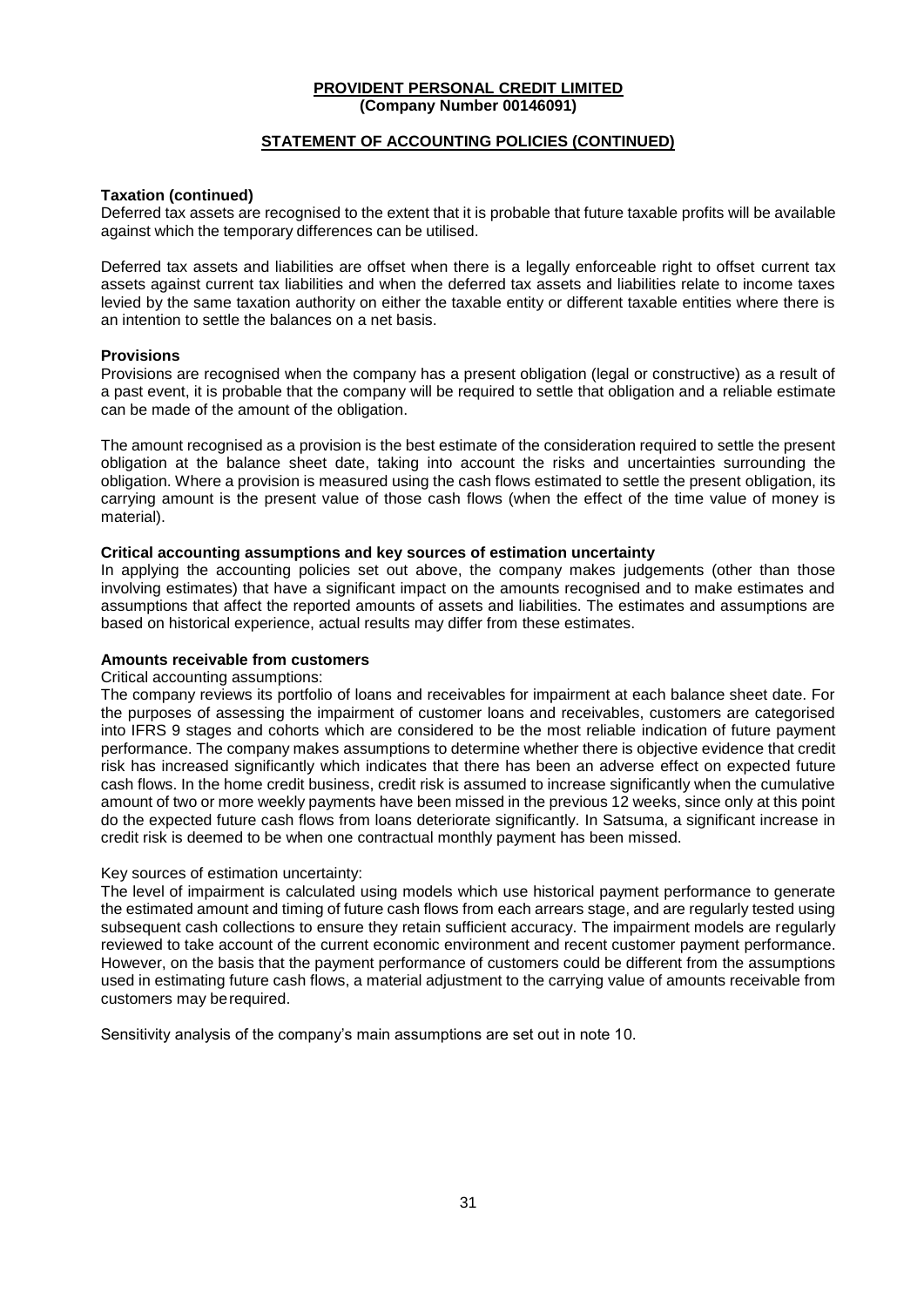**PROVIDENT PERSONAL CREDIT LIMITED**
**(Company Number 00146091)**

**STATEMENT OF ACCOUNTING POLICIES (CONTINUED)**

**Taxation (continued)**
Deferred tax assets are recognised to the extent that it is probable that future taxable profits will be available against which the temporary differences can be utilised.

Deferred tax assets and liabilities are offset when there is a legally enforceable right to offset current tax assets against current tax liabilities and when the deferred tax assets and liabilities relate to income taxes levied by the same taxation authority on either the taxable entity or different taxable entities where there is an intention to settle the balances on a net basis.

**Provisions**
Provisions are recognised when the company has a present obligation (legal or constructive) as a result of a past event, it is probable that the company will be required to settle that obligation and a reliable estimate can be made of the amount of the obligation.

The amount recognised as a provision is the best estimate of the consideration required to settle the present obligation at the balance sheet date, taking into account the risks and uncertainties surrounding the obligation. Where a provision is measured using the cash flows estimated to settle the present obligation, its carrying amount is the present value of those cash flows (when the effect of the time value of money is material).

**Critical accounting assumptions and key sources of estimation uncertainty**
In applying the accounting policies set out above, the company makes judgements (other than those involving estimates) that have a significant impact on the amounts recognised and to make estimates and assumptions that affect the reported amounts of assets and liabilities. The estimates and assumptions are based on historical experience, actual results may differ from these estimates.

**Amounts receivable from customers**
Critical accounting assumptions:
The company reviews its portfolio of loans and receivables for impairment at each balance sheet date. For the purposes of assessing the impairment of customer loans and receivables, customers are categorised into IFRS 9 stages and cohorts which are considered to be the most reliable indication of future payment performance. The company makes assumptions to determine whether there is objective evidence that credit risk has increased significantly which indicates that there has been an adverse effect on expected future cash flows. In the home credit business, credit risk is assumed to increase significantly when the cumulative amount of two or more weekly payments have been missed in the previous 12 weeks, since only at this point do the expected future cash flows from loans deteriorate significantly. In Satsuma, a significant increase in credit risk is deemed to be when one contractual monthly payment has been missed.

Key sources of estimation uncertainty:
The level of impairment is calculated using models which use historical payment performance to generate the estimated amount and timing of future cash flows from each arrears stage, and are regularly tested using subsequent cash collections to ensure they retain sufficient accuracy. The impairment models are regularly reviewed to take account of the current economic environment and recent customer payment performance. However, on the basis that the payment performance of customers could be different from the assumptions used in estimating future cash flows, a material adjustment to the carrying value of amounts receivable from customers may be required.

Sensitivity analysis of the company's main assumptions are set out in note 10.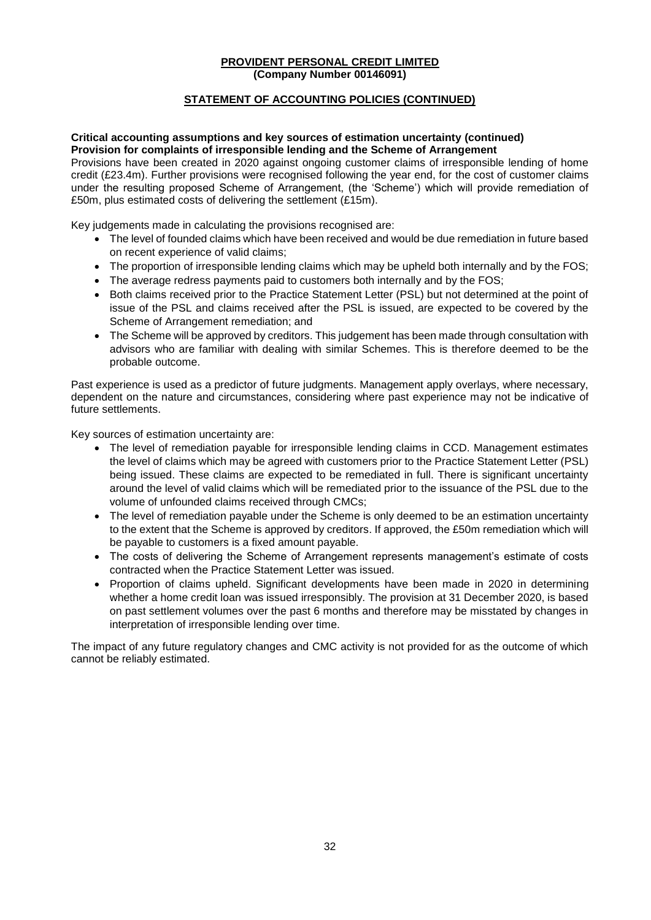**PROVIDENT PERSONAL CREDIT LIMITED**
**(Company Number 00146091)**

## STATEMENT OF ACCOUNTING POLICIES (CONTINUED)

**Critical accounting assumptions and key sources of estimation uncertainty (continued)**
**Provision for complaints of irresponsible lending and the Scheme of Arrangement**

Provisions have been created in 2020 against ongoing customer claims of irresponsible lending of home credit (£23.4m). Further provisions were recognised following the year end, for the cost of customer claims under the resulting proposed Scheme of Arrangement, (the 'Scheme') which will provide remediation of £50m, plus estimated costs of delivering the settlement (£15m).

Key judgements made in calculating the provisions recognised are:

- The level of founded claims which have been received and would be due remediation in future based on recent experience of valid claims;
- The proportion of irresponsible lending claims which may be upheld both internally and by the FOS;
- The average redress payments paid to customers both internally and by the FOS;
- Both claims received prior to the Practice Statement Letter (PSL) but not determined at the point of issue of the PSL and claims received after the PSL is issued, are expected to be covered by the Scheme of Arrangement remediation; and
- The Scheme will be approved by creditors. This judgement has been made through consultation with advisors who are familiar with dealing with similar Schemes. This is therefore deemed to be the probable outcome.

Past experience is used as a predictor of future judgments. Management apply overlays, where necessary, dependent on the nature and circumstances, considering where past experience may not be indicative of future settlements.

Key sources of estimation uncertainty are:

- The level of remediation payable for irresponsible lending claims in CCD. Management estimates the level of claims which may be agreed with customers prior to the Practice Statement Letter (PSL) being issued. These claims are expected to be remediated in full. There is significant uncertainty around the level of valid claims which will be remediated prior to the issuance of the PSL due to the volume of unfounded claims received through CMCs;
- The level of remediation payable under the Scheme is only deemed to be an estimation uncertainty to the extent that the Scheme is approved by creditors. If approved, the £50m remediation which will be payable to customers is a fixed amount payable.
- The costs of delivering the Scheme of Arrangement represents management's estimate of costs contracted when the Practice Statement Letter was issued.
- Proportion of claims upheld. Significant developments have been made in 2020 in determining whether a home credit loan was issued irresponsibly. The provision at 31 December 2020, is based on past settlement volumes over the past 6 months and therefore may be misstated by changes in interpretation of irresponsible lending over time.

The impact of any future regulatory changes and CMC activity is not provided for as the outcome of which cannot be reliably estimated.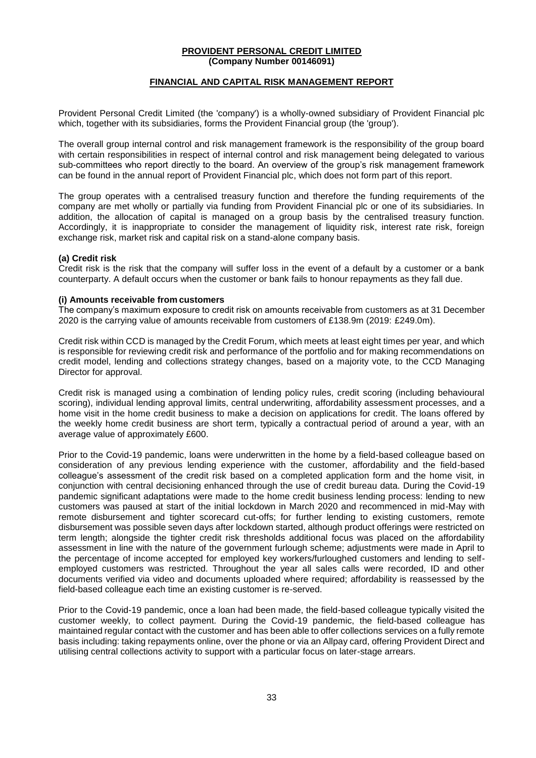**PROVIDENT PERSONAL CREDIT LIMITED**
**(Company Number 00146091)**

## FINANCIAL AND CAPITAL RISK MANAGEMENT REPORT

Provident Personal Credit Limited (the 'company') is a wholly-owned subsidiary of Provident Financial plc which, together with its subsidiaries, forms the Provident Financial group (the 'group').

The overall group internal control and risk management framework is the responsibility of the group board with certain responsibilities in respect of internal control and risk management being delegated to various sub-committees who report directly to the board. An overview of the group's risk management framework can be found in the annual report of Provident Financial plc, which does not form part of this report.

The group operates with a centralised treasury function and therefore the funding requirements of the company are met wholly or partially via funding from Provident Financial plc or one of its subsidiaries. In addition, the allocation of capital is managed on a group basis by the centralised treasury function. Accordingly, it is inappropriate to consider the management of liquidity risk, interest rate risk, foreign exchange risk, market risk and capital risk on a stand-alone company basis.

### (a) Credit risk

Credit risk is the risk that the company will suffer loss in the event of a default by a customer or a bank counterparty. A default occurs when the customer or bank fails to honour repayments as they fall due.

#### (i) Amounts receivable from customers

The company's maximum exposure to credit risk on amounts receivable from customers as at 31 December 2020 is the carrying value of amounts receivable from customers of £138.9m (2019: £249.0m).

Credit risk within CCD is managed by the Credit Forum, which meets at least eight times per year, and which is responsible for reviewing credit risk and performance of the portfolio and for making recommendations on credit model, lending and collections strategy changes, based on a majority vote, to the CCD Managing Director for approval.

Credit risk is managed using a combination of lending policy rules, credit scoring (including behavioural scoring), individual lending approval limits, central underwriting, affordability assessment processes, and a home visit in the home credit business to make a decision on applications for credit. The loans offered by the weekly home credit business are short term, typically a contractual period of around a year, with an average value of approximately £600.

Prior to the Covid-19 pandemic, loans were underwritten in the home by a field-based colleague based on consideration of any previous lending experience with the customer, affordability and the field-based colleague's assessment of the credit risk based on a completed application form and the home visit, in conjunction with central decisioning enhanced through the use of credit bureau data. During the Covid-19 pandemic significant adaptations were made to the home credit business lending process: lending to new customers was paused at start of the initial lockdown in March 2020 and recommenced in mid-May with remote disbursement and tighter scorecard cut-offs; for further lending to existing customers, remote disbursement was possible seven days after lockdown started, although product offerings were restricted on term length; alongside the tighter credit risk thresholds additional focus was placed on the affordability assessment in line with the nature of the government furlough scheme; adjustments were made in April to the percentage of income accepted for employed key workers/furloughed customers and lending to self-employed customers was restricted. Throughout the year all sales calls were recorded, ID and other documents verified via video and documents uploaded where required; affordability is reassessed by the field-based colleague each time an existing customer is re-served.

Prior to the Covid-19 pandemic, once a loan had been made, the field-based colleague typically visited the customer weekly, to collect payment. During the Covid-19 pandemic, the field-based colleague has maintained regular contact with the customer and has been able to offer collections services on a fully remote basis including: taking repayments online, over the phone or via an Allpay card, offering Provident Direct and utilising central collections activity to support with a particular focus on later-stage arrears.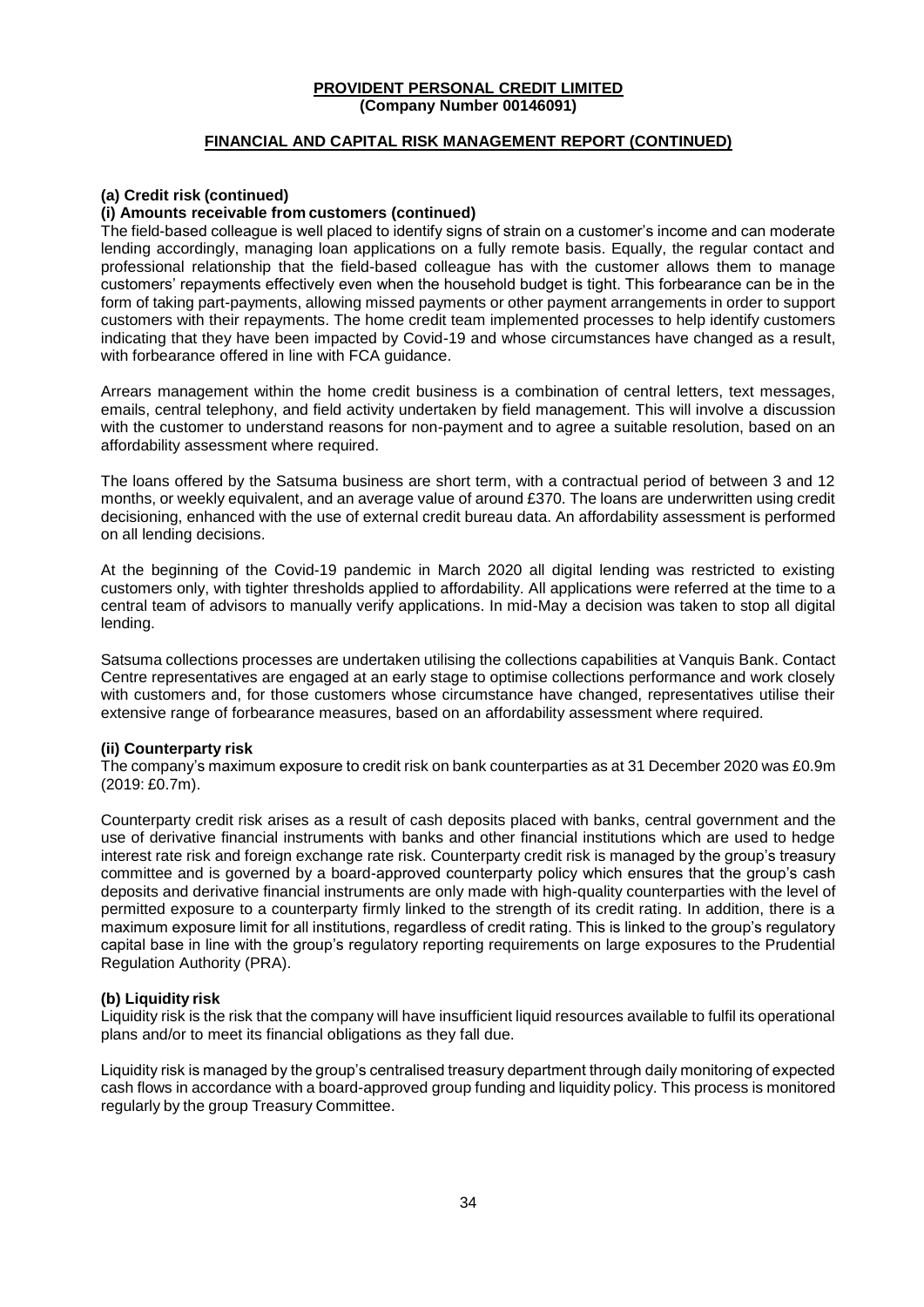**PROVIDENT PERSONAL CREDIT LIMITED**
**(Company Number 00146091)**

## FINANCIAL AND CAPITAL RISK MANAGEMENT REPORT (CONTINUED)

### (a) Credit risk (continued)

#### (i) Amounts receivable from customers (continued)

The field-based colleague is well placed to identify signs of strain on a customer's income and can moderate lending accordingly, managing loan applications on a fully remote basis. Equally, the regular contact and professional relationship that the field-based colleague has with the customer allows them to manage customers' repayments effectively even when the household budget is tight. This forbearance can be in the form of taking part-payments, allowing missed payments or other payment arrangements in order to support customers with their repayments. The home credit team implemented processes to help identify customers indicating that they have been impacted by Covid-19 and whose circumstances have changed as a result, with forbearance offered in line with FCA guidance.

Arrears management within the home credit business is a combination of central letters, text messages, emails, central telephony, and field activity undertaken by field management. This will involve a discussion with the customer to understand reasons for non-payment and to agree a suitable resolution, based on an affordability assessment where required.

The loans offered by the Satsuma business are short term, with a contractual period of between 3 and 12 months, or weekly equivalent, and an average value of around £370. The loans are underwritten using credit decisioning, enhanced with the use of external credit bureau data. An affordability assessment is performed on all lending decisions.

At the beginning of the Covid-19 pandemic in March 2020 all digital lending was restricted to existing customers only, with tighter thresholds applied to affordability. All applications were referred at the time to a central team of advisors to manually verify applications. In mid-May a decision was taken to stop all digital lending.

Satsuma collections processes are undertaken utilising the collections capabilities at Vanquis Bank. Contact Centre representatives are engaged at an early stage to optimise collections performance and work closely with customers and, for those customers whose circumstance have changed, representatives utilise their extensive range of forbearance measures, based on an affordability assessment where required.

#### (ii) Counterparty risk

The company's maximum exposure to credit risk on bank counterparties as at 31 December 2020 was £0.9m (2019: £0.7m).

Counterparty credit risk arises as a result of cash deposits placed with banks, central government and the use of derivative financial instruments with banks and other financial institutions which are used to hedge interest rate risk and foreign exchange rate risk. Counterparty credit risk is managed by the group's treasury committee and is governed by a board-approved counterparty policy which ensures that the group's cash deposits and derivative financial instruments are only made with high-quality counterparties with the level of permitted exposure to a counterparty firmly linked to the strength of its credit rating. In addition, there is a maximum exposure limit for all institutions, regardless of credit rating. This is linked to the group's regulatory capital base in line with the group's regulatory reporting requirements on large exposures to the Prudential Regulation Authority (PRA).

### (b) Liquidity risk

Liquidity risk is the risk that the company will have insufficient liquid resources available to fulfil its operational plans and/or to meet its financial obligations as they fall due.

Liquidity risk is managed by the group's centralised treasury department through daily monitoring of expected cash flows in accordance with a board-approved group funding and liquidity policy. This process is monitored regularly by the group Treasury Committee.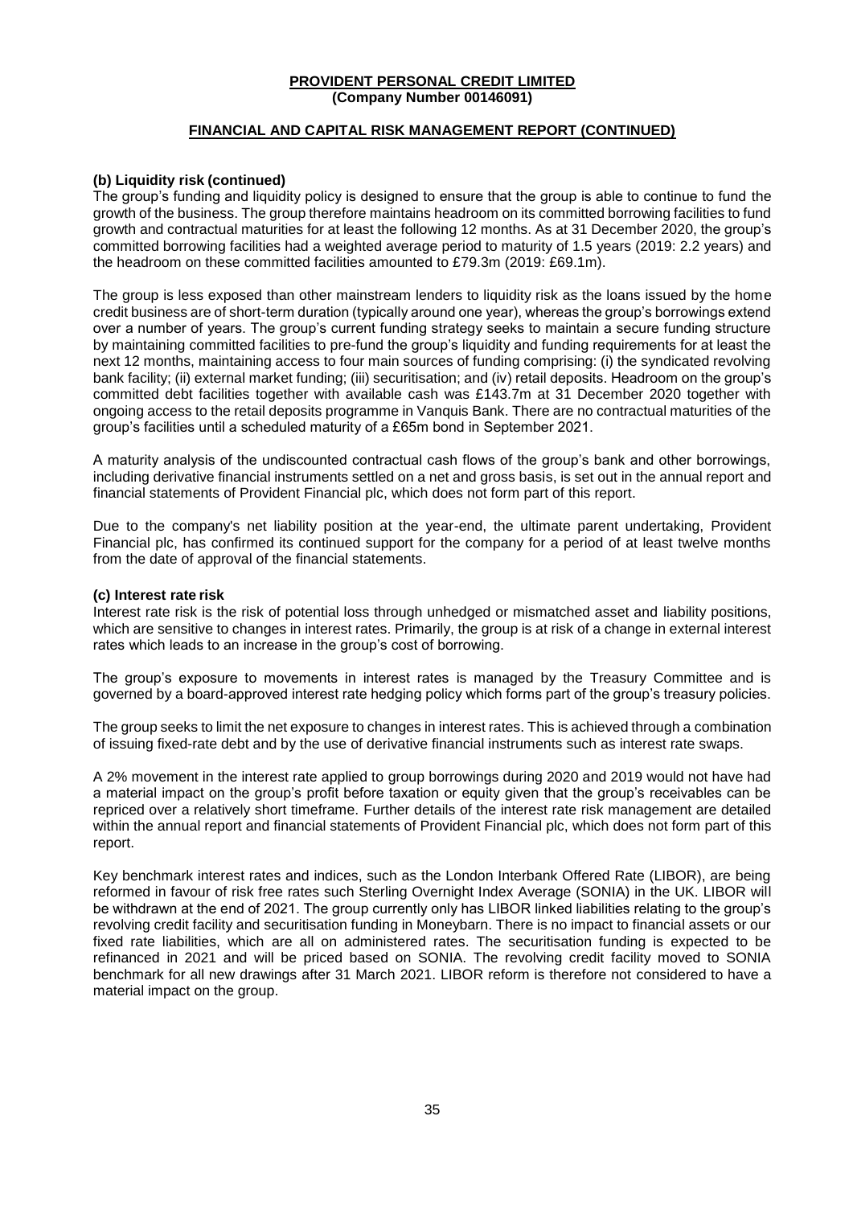**PROVIDENT PERSONAL CREDIT LIMITED**
**(Company Number 00146091)**

**FINANCIAL AND CAPITAL RISK MANAGEMENT REPORT (CONTINUED)**

### (b) Liquidity risk (continued)

The group's funding and liquidity policy is designed to ensure that the group is able to continue to fund the growth of the business. The group therefore maintains headroom on its committed borrowing facilities to fund growth and contractual maturities for at least the following 12 months. As at 31 December 2020, the group's committed borrowing facilities had a weighted average period to maturity of 1.5 years (2019: 2.2 years) and the headroom on these committed facilities amounted to £79.3m (2019: £69.1m).

The group is less exposed than other mainstream lenders to liquidity risk as the loans issued by the home credit business are of short-term duration (typically around one year), whereas the group's borrowings extend over a number of years. The group's current funding strategy seeks to maintain a secure funding structure by maintaining committed facilities to pre-fund the group's liquidity and funding requirements for at least the next 12 months, maintaining access to four main sources of funding comprising: (i) the syndicated revolving bank facility; (ii) external market funding; (iii) securitisation; and (iv) retail deposits. Headroom on the group's committed debt facilities together with available cash was £143.7m at 31 December 2020 together with ongoing access to the retail deposits programme in Vanquis Bank. There are no contractual maturities of the group's facilities until a scheduled maturity of a £65m bond in September 2021.

A maturity analysis of the undiscounted contractual cash flows of the group's bank and other borrowings, including derivative financial instruments settled on a net and gross basis, is set out in the annual report and financial statements of Provident Financial plc, which does not form part of this report.

Due to the company's net liability position at the year-end, the ultimate parent undertaking, Provident Financial plc, has confirmed its continued support for the company for a period of at least twelve months from the date of approval of the financial statements.

### (c) Interest rate risk

Interest rate risk is the risk of potential loss through unhedged or mismatched asset and liability positions, which are sensitive to changes in interest rates. Primarily, the group is at risk of a change in external interest rates which leads to an increase in the group's cost of borrowing.

The group's exposure to movements in interest rates is managed by the Treasury Committee and is governed by a board-approved interest rate hedging policy which forms part of the group's treasury policies.

The group seeks to limit the net exposure to changes in interest rates. This is achieved through a combination of issuing fixed-rate debt and by the use of derivative financial instruments such as interest rate swaps.

A 2% movement in the interest rate applied to group borrowings during 2020 and 2019 would not have had a material impact on the group's profit before taxation or equity given that the group's receivables can be repriced over a relatively short timeframe. Further details of the interest rate risk management are detailed within the annual report and financial statements of Provident Financial plc, which does not form part of this report.

Key benchmark interest rates and indices, such as the London Interbank Offered Rate (LIBOR), are being reformed in favour of risk free rates such Sterling Overnight Index Average (SONIA) in the UK. LIBOR will be withdrawn at the end of 2021. The group currently only has LIBOR linked liabilities relating to the group's revolving credit facility and securitisation funding in Moneybarn. There is no impact to financial assets or our fixed rate liabilities, which are all on administered rates. The securitisation funding is expected to be refinanced in 2021 and will be priced based on SONIA. The revolving credit facility moved to SONIA benchmark for all new drawings after 31 March 2021. LIBOR reform is therefore not considered to have a material impact on the group.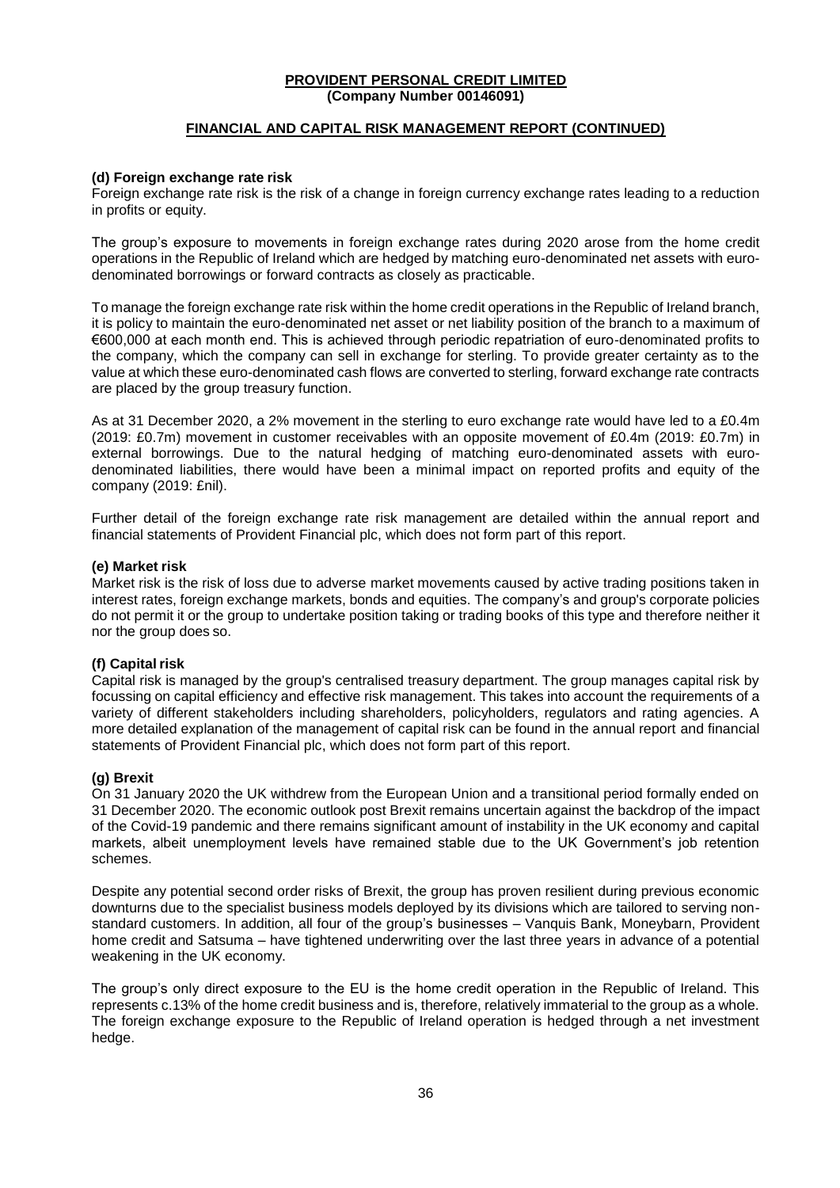**PROVIDENT PERSONAL CREDIT LIMITED**
**(Company Number 00146091)**

## FINANCIAL AND CAPITAL RISK MANAGEMENT REPORT (CONTINUED)

### (d) Foreign exchange rate risk

Foreign exchange rate risk is the risk of a change in foreign currency exchange rates leading to a reduction in profits or equity.

The group's exposure to movements in foreign exchange rates during 2020 arose from the home credit operations in the Republic of Ireland which are hedged by matching euro-denominated net assets with euro-denominated borrowings or forward contracts as closely as practicable.

To manage the foreign exchange rate risk within the home credit operations in the Republic of Ireland branch, it is policy to maintain the euro-denominated net asset or net liability position of the branch to a maximum of €600,000 at each month end. This is achieved through periodic repatriation of euro-denominated profits to the company, which the company can sell in exchange for sterling. To provide greater certainty as to the value at which these euro-denominated cash flows are converted to sterling, forward exchange rate contracts are placed by the group treasury function.

As at 31 December 2020, a 2% movement in the sterling to euro exchange rate would have led to a £0.4m (2019: £0.7m) movement in customer receivables with an opposite movement of £0.4m (2019: £0.7m) in external borrowings. Due to the natural hedging of matching euro-denominated assets with euro-denominated liabilities, there would have been a minimal impact on reported profits and equity of the company (2019: £nil).

Further detail of the foreign exchange rate risk management are detailed within the annual report and financial statements of Provident Financial plc, which does not form part of this report.

### (e) Market risk

Market risk is the risk of loss due to adverse market movements caused by active trading positions taken in interest rates, foreign exchange markets, bonds and equities. The company's and group's corporate policies do not permit it or the group to undertake position taking or trading books of this type and therefore neither it nor the group does so.

### (f) Capital risk

Capital risk is managed by the group's centralised treasury department. The group manages capital risk by focussing on capital efficiency and effective risk management. This takes into account the requirements of a variety of different stakeholders including shareholders, policyholders, regulators and rating agencies. A more detailed explanation of the management of capital risk can be found in the annual report and financial statements of Provident Financial plc, which does not form part of this report.

### (g) Brexit

On 31 January 2020 the UK withdrew from the European Union and a transitional period formally ended on 31 December 2020. The economic outlook post Brexit remains uncertain against the backdrop of the impact of the Covid-19 pandemic and there remains significant amount of instability in the UK economy and capital markets, albeit unemployment levels have remained stable due to the UK Government's job retention schemes.

Despite any potential second order risks of Brexit, the group has proven resilient during previous economic downturns due to the specialist business models deployed by its divisions which are tailored to serving non-standard customers. In addition, all four of the group's businesses – Vanquis Bank, Moneybarn, Provident home credit and Satsuma – have tightened underwriting over the last three years in advance of a potential weakening in the UK economy.

The group's only direct exposure to the EU is the home credit operation in the Republic of Ireland. This represents c.13% of the home credit business and is, therefore, relatively immaterial to the group as a whole. The foreign exchange exposure to the Republic of Ireland operation is hedged through a net investment hedge.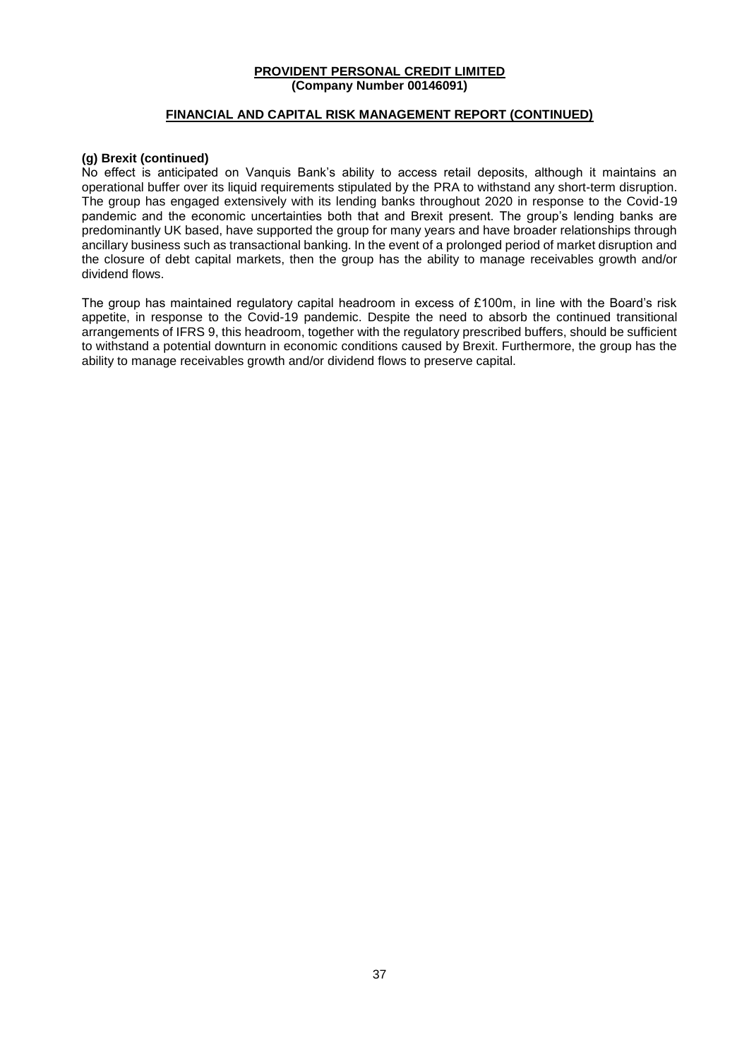**PROVIDENT PERSONAL CREDIT LIMITED**
**(Company Number 00146091)**

**FINANCIAL AND CAPITAL RISK MANAGEMENT REPORT (CONTINUED)**

**(g) Brexit (continued)**

No effect is anticipated on Vanquis Bank's ability to access retail deposits, although it maintains an operational buffer over its liquid requirements stipulated by the PRA to withstand any short-term disruption. The group has engaged extensively with its lending banks throughout 2020 in response to the Covid-19 pandemic and the economic uncertainties both that and Brexit present. The group's lending banks are predominantly UK based, have supported the group for many years and have broader relationships through ancillary business such as transactional banking. In the event of a prolonged period of market disruption and the closure of debt capital markets, then the group has the ability to manage receivables growth and/or dividend flows.

The group has maintained regulatory capital headroom in excess of £100m, in line with the Board's risk appetite, in response to the Covid-19 pandemic. Despite the need to absorb the continued transitional arrangements of IFRS 9, this headroom, together with the regulatory prescribed buffers, should be sufficient to withstand a potential downturn in economic conditions caused by Brexit. Furthermore, the group has the ability to manage receivables growth and/or dividend flows to preserve capital.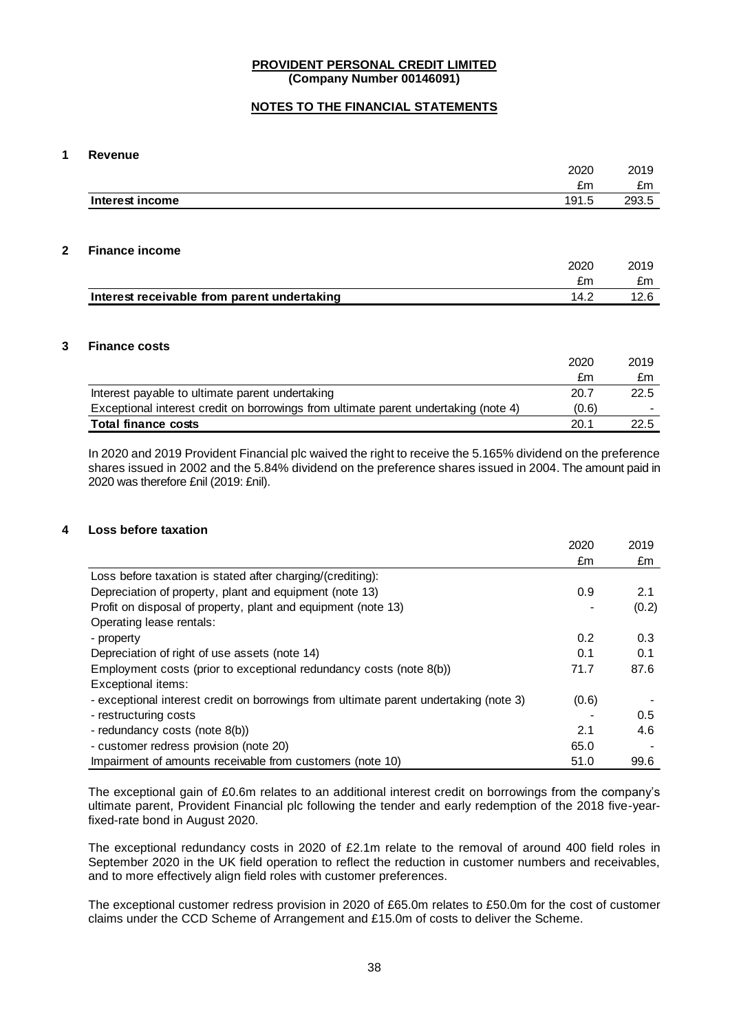**PROVIDENT PERSONAL CREDIT LIMITED**
**(Company Number 00146091)**

**NOTES TO THE FINANCIAL STATEMENTS**

## 1 Revenue

| | 2020 | 2019 |
|---|---|---|
| | £m | £m |
| **Interest income** | 191.5 | 293.5 |

## 2 Finance income

| | 2020 | 2019 |
|---|---|---|
| | £m | £m |
| **Interest receivable from parent undertaking** | 14.2 | 12.6 |

## 3 Finance costs

| | 2020 | 2019 |
|---|---|---|
| | £m | £m |
| Interest payable to ultimate parent undertaking | 20.7 | 22.5 |
| Exceptional interest credit on borrowings from ultimate parent undertaking (note 4) | (0.6) | - |
| **Total finance costs** | 20.1 | 22.5 |

In 2020 and 2019 Provident Financial plc waived the right to receive the 5.165% dividend on the preference shares issued in 2002 and the 5.84% dividend on the preference shares issued in 2004. The amount paid in 2020 was therefore £nil (2019: £nil).

## 4 Loss before taxation

| | 2020 | 2019 |
|---|---|---|
| | £m | £m |
| Loss before taxation is stated after charging/(crediting): | | |
| Depreciation of property, plant and equipment (note 13) | 0.9 | 2.1 |
| Profit on disposal of property, plant and equipment (note 13) | - | (0.2) |
| Operating lease rentals: | | |
| - property | 0.2 | 0.3 |
| Depreciation of right of use assets (note 14) | 0.1 | 0.1 |
| Employment costs (prior to exceptional redundancy costs (note 8(b)) | 71.7 | 87.6 |
| Exceptional items: | | |
| - exceptional interest credit on borrowings from ultimate parent undertaking (note 3) | (0.6) | - |
| - restructuring costs | - | 0.5 |
| - redundancy costs (note 8(b)) | 2.1 | 4.6 |
| - customer redress provision (note 20) | 65.0 | - |
| Impairment of amounts receivable from customers (note 10) | 51.0 | 99.6 |

The exceptional gain of £0.6m relates to an additional interest credit on borrowings from the company's ultimate parent, Provident Financial plc following the tender and early redemption of the 2018 five-year-fixed-rate bond in August 2020.

The exceptional redundancy costs in 2020 of £2.1m relate to the removal of around 400 field roles in September 2020 in the UK field operation to reflect the reduction in customer numbers and receivables, and to more effectively align field roles with customer preferences.

The exceptional customer redress provision in 2020 of £65.0m relates to £50.0m for the cost of customer claims under the CCD Scheme of Arrangement and £15.0m of costs to deliver the Scheme.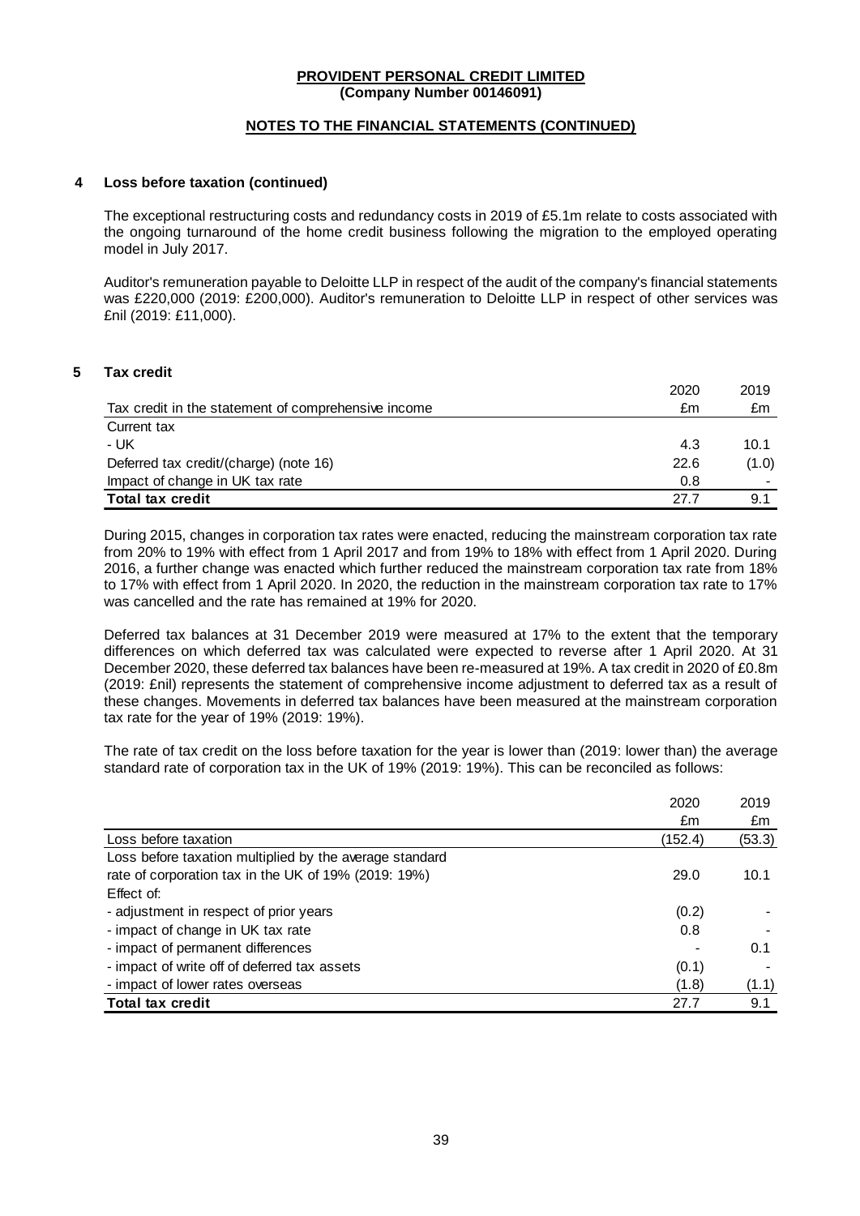**PROVIDENT PERSONAL CREDIT LIMITED**
**(Company Number 00146091)**

**NOTES TO THE FINANCIAL STATEMENTS (CONTINUED)**

## 4 Loss before taxation (continued)

The exceptional restructuring costs and redundancy costs in 2019 of £5.1m relate to costs associated with the ongoing turnaround of the home credit business following the migration to the employed operating model in July 2017.

Auditor's remuneration payable to Deloitte LLP in respect of the audit of the company's financial statements was £220,000 (2019: £200,000). Auditor's remuneration to Deloitte LLP in respect of other services was £nil (2019: £11,000).

## 5 Tax credit

| Tax credit in the statement of comprehensive income | 2020 £m | 2019 £m |
|---|---|---|
| Current tax | | |
| - UK | 4.3 | 10.1 |
| Deferred tax credit/(charge) (note 16) | 22.6 | (1.0) |
| Impact of change in UK tax rate | 0.8 | - |
| **Total tax credit** | 27.7 | 9.1 |

During 2015, changes in corporation tax rates were enacted, reducing the mainstream corporation tax rate from 20% to 19% with effect from 1 April 2017 and from 19% to 18% with effect from 1 April 2020. During 2016, a further change was enacted which further reduced the mainstream corporation tax rate from 18% to 17% with effect from 1 April 2020. In 2020, the reduction in the mainstream corporation tax rate to 17% was cancelled and the rate has remained at 19% for 2020.

Deferred tax balances at 31 December 2019 were measured at 17% to the extent that the temporary differences on which deferred tax was calculated were expected to reverse after 1 April 2020. At 31 December 2020, these deferred tax balances have been re-measured at 19%. A tax credit in 2020 of £0.8m (2019: £nil) represents the statement of comprehensive income adjustment to deferred tax as a result of these changes. Movements in deferred tax balances have been measured at the mainstream corporation tax rate for the year of 19% (2019: 19%).

The rate of tax credit on the loss before taxation for the year is lower than (2019: lower than) the average standard rate of corporation tax in the UK of 19% (2019: 19%). This can be reconciled as follows:

| | 2020 £m | 2019 £m |
|---|---|---|
| Loss before taxation | (152.4) | (53.3) |
| Loss before taxation multiplied by the average standard rate of corporation tax in the UK of 19% (2019: 19%) | 29.0 | 10.1 |
| Effect of: | | |
| - adjustment in respect of prior years | (0.2) | - |
| - impact of change in UK tax rate | 0.8 | - |
| - impact of permanent differences | - | 0.1 |
| - impact of write off of deferred tax assets | (0.1) | - |
| - impact of lower rates overseas | (1.8) | (1.1) |
| **Total tax credit** | 27.7 | 9.1 |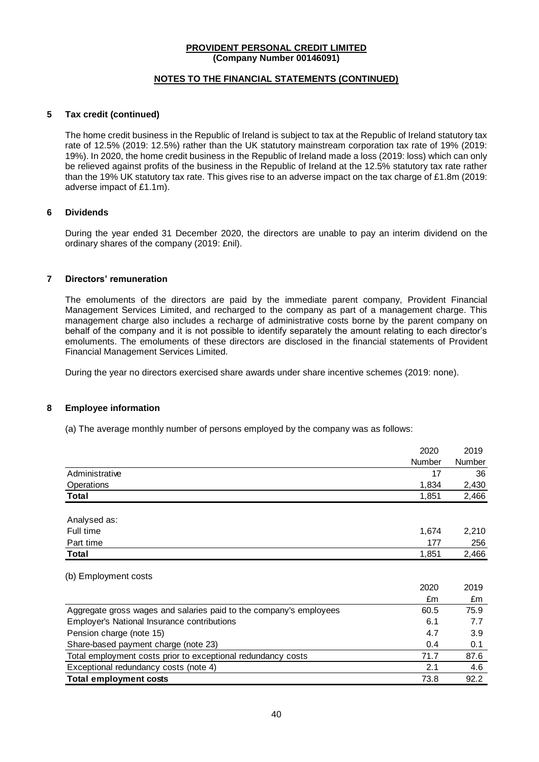**PROVIDENT PERSONAL CREDIT LIMITED**
**(Company Number 00146091)**

**NOTES TO THE FINANCIAL STATEMENTS (CONTINUED)**

## 5 Tax credit (continued)

The home credit business in the Republic of Ireland is subject to tax at the Republic of Ireland statutory tax rate of 12.5% (2019: 12.5%) rather than the UK statutory mainstream corporation tax rate of 19% (2019: 19%). In 2020, the home credit business in the Republic of Ireland made a loss (2019: loss) which can only be relieved against profits of the business in the Republic of Ireland at the 12.5% statutory tax rate rather than the 19% UK statutory tax rate. This gives rise to an adverse impact on the tax charge of £1.8m (2019: adverse impact of £1.1m).

## 6 Dividends

During the year ended 31 December 2020, the directors are unable to pay an interim dividend on the ordinary shares of the company (2019: £nil).

## 7 Directors' remuneration

The emoluments of the directors are paid by the immediate parent company, Provident Financial Management Services Limited, and recharged to the company as part of a management charge. This management charge also includes a recharge of administrative costs borne by the parent company on behalf of the company and it is not possible to identify separately the amount relating to each director's emoluments. The emoluments of these directors are disclosed in the financial statements of Provident Financial Management Services Limited.

During the year no directors exercised share awards under share incentive schemes (2019: none).

## 8 Employee information

(a) The average monthly number of persons employed by the company was as follows:

| | 2020 Number | 2019 Number |
|---|---|---|
| Administrative | 17 | 36 |
| Operations | 1,834 | 2,430 |
| **Total** | 1,851 | 2,466 |
| | | |
| Analysed as: | | |
| Full time | 1,674 | 2,210 |
| Part time | 177 | 256 |
| **Total** | 1,851 | 2,466 |

(b) Employment costs

| | 2020 £m | 2019 £m |
|---|---|---|
| Aggregate gross wages and salaries paid to the company's employees | 60.5 | 75.9 |
| Employer's National Insurance contributions | 6.1 | 7.7 |
| Pension charge (note 15) | 4.7 | 3.9 |
| Share-based payment charge (note 23) | 0.4 | 0.1 |
| Total employment costs prior to exceptional redundancy costs | 71.7 | 87.6 |
| Exceptional redundancy costs (note 4) | 2.1 | 4.6 |
| **Total employment costs** | 73.8 | 92.2 |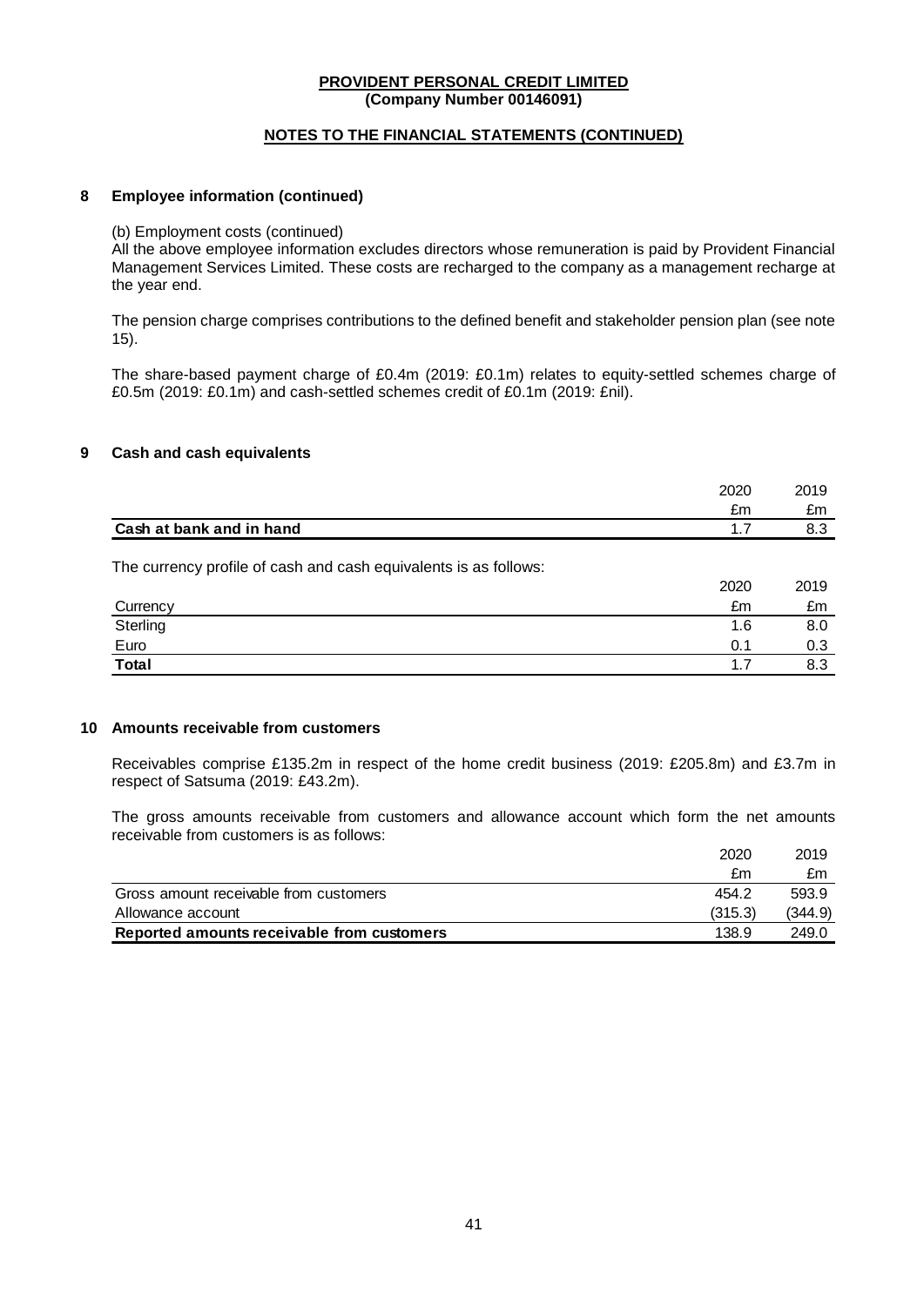**PROVIDENT PERSONAL CREDIT LIMITED**
**(Company Number 00146091)**

**NOTES TO THE FINANCIAL STATEMENTS (CONTINUED)**

## 8 Employee information (continued)

(b) Employment costs (continued)

All the above employee information excludes directors whose remuneration is paid by Provident Financial Management Services Limited. These costs are recharged to the company as a management recharge at the year end.

The pension charge comprises contributions to the defined benefit and stakeholder pension plan (see note 15).

The share-based payment charge of £0.4m (2019: £0.1m) relates to equity-settled schemes charge of £0.5m (2019: £0.1m) and cash-settled schemes credit of £0.1m (2019: £nil).

## 9 Cash and cash equivalents

| | 2020 | 2019 |
|---|---|---|
| | £m | £m |
| **Cash at bank and in hand** | 1.7 | 8.3 |

The currency profile of cash and cash equivalents is as follows:

| | 2020 | 2019 |
|---|---|---|
| Currency | £m | £m |
| Sterling | 1.6 | 8.0 |
| Euro | 0.1 | 0.3 |
| **Total** | 1.7 | 8.3 |

## 10 Amounts receivable from customers

Receivables comprise £135.2m in respect of the home credit business (2019: £205.8m) and £3.7m in respect of Satsuma (2019: £43.2m).

The gross amounts receivable from customers and allowance account which form the net amounts receivable from customers is as follows:

| | 2020 | 2019 |
|---|---|---|
| | £m | £m |
| Gross amount receivable from customers | 454.2 | 593.9 |
| Allowance account | (315.3) | (344.9) |
| **Reported amounts receivable from customers** | 138.9 | 249.0 |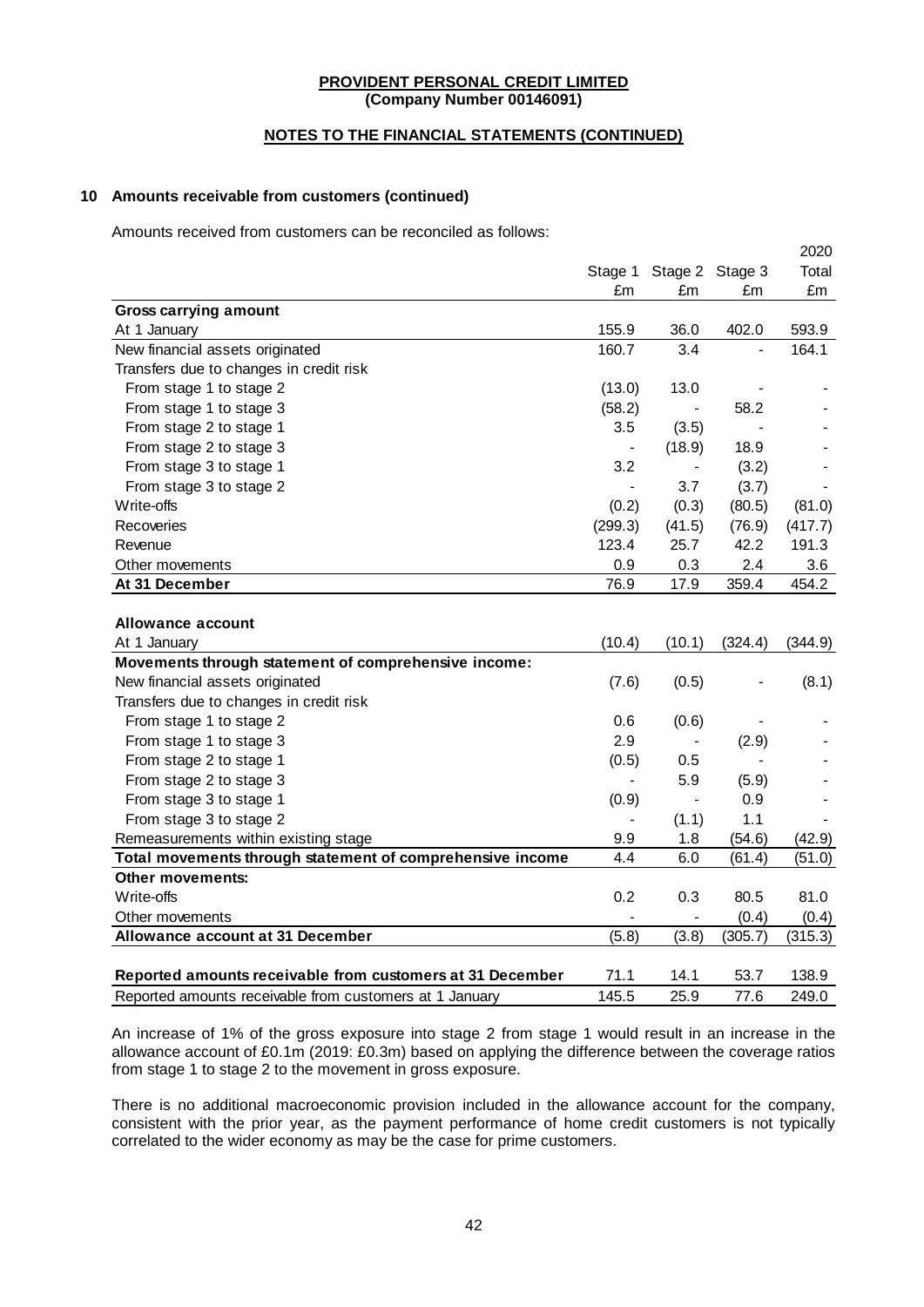**PROVIDENT PERSONAL CREDIT LIMITED**
**(Company Number 00146091)**

**NOTES TO THE FINANCIAL STATEMENTS (CONTINUED)**

## 10 Amounts receivable from customers (continued)

Amounts received from customers can be reconciled as follows:

| | Stage 1 | Stage 2 | Stage 3 | 2020 Total |
|---|---|---|---|---|
| | £m | £m | £m | £m |
| **Gross carrying amount** | | | | |
| At 1 January | 155.9 | 36.0 | 402.0 | 593.9 |
| New financial assets originated | 160.7 | 3.4 | - | 164.1 |
| Transfers due to changes in credit risk | | | | |
| From stage 1 to stage 2 | (13.0) | 13.0 | - | - |
| From stage 1 to stage 3 | (58.2) | - | 58.2 | - |
| From stage 2 to stage 1 | 3.5 | (3.5) | - | - |
| From stage 2 to stage 3 | - | (18.9) | 18.9 | - |
| From stage 3 to stage 1 | 3.2 | - | (3.2) | - |
| From stage 3 to stage 2 | - | 3.7 | (3.7) | - |
| Write-offs | (0.2) | (0.3) | (80.5) | (81.0) |
| Recoveries | (299.3) | (41.5) | (76.9) | (417.7) |
| Revenue | 123.4 | 25.7 | 42.2 | 191.3 |
| Other movements | 0.9 | 0.3 | 2.4 | 3.6 |
| **At 31 December** | 76.9 | 17.9 | 359.4 | 454.2 |
| | | | | |
| **Allowance account** | | | | |
| At 1 January | (10.4) | (10.1) | (324.4) | (344.9) |
| **Movements through statement of comprehensive income:** | | | | |
| New financial assets originated | (7.6) | (0.5) | - | (8.1) |
| Transfers due to changes in credit risk | | | | |
| From stage 1 to stage 2 | 0.6 | (0.6) | - | - |
| From stage 1 to stage 3 | 2.9 | - | (2.9) | - |
| From stage 2 to stage 1 | (0.5) | 0.5 | - | - |
| From stage 2 to stage 3 | - | 5.9 | (5.9) | - |
| From stage 3 to stage 1 | (0.9) | - | 0.9 | - |
| From stage 3 to stage 2 | - | (1.1) | 1.1 | - |
| Remeasurements within existing stage | 9.9 | 1.8 | (54.6) | (42.9) |
| **Total movements through statement of comprehensive income** | 4.4 | 6.0 | (61.4) | (51.0) |
| **Other movements:** | | | | |
| Write-offs | 0.2 | 0.3 | 80.5 | 81.0 |
| Other movements | - | - | (0.4) | (0.4) |
| **Allowance account at 31 December** | (5.8) | (3.8) | (305.7) | (315.3) |
| | | | | |
| **Reported amounts receivable from customers at 31 December** | 71.1 | 14.1 | 53.7 | 138.9 |
| Reported amounts receivable from customers at 1 January | 145.5 | 25.9 | 77.6 | 249.0 |

An increase of 1% of the gross exposure into stage 2 from stage 1 would result in an increase in the allowance account of £0.1m (2019: £0.3m) based on applying the difference between the coverage ratios from stage 1 to stage 2 to the movement in gross exposure.

There is no additional macroeconomic provision included in the allowance account for the company, consistent with the prior year, as the payment performance of home credit customers is not typically correlated to the wider economy as may be the case for prime customers.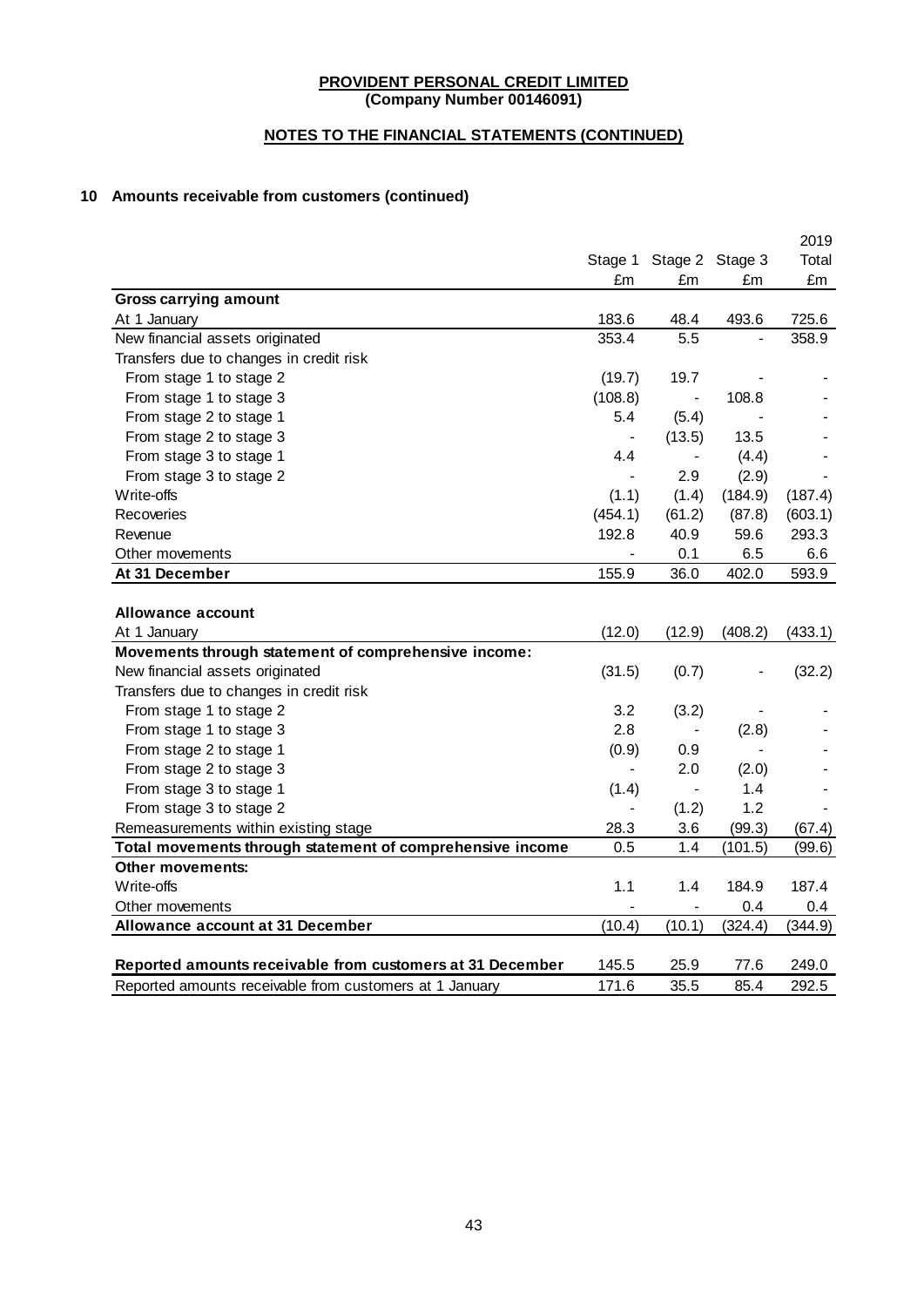**PROVIDENT PERSONAL CREDIT LIMITED**
**(Company Number 00146091)**

**NOTES TO THE FINANCIAL STATEMENTS (CONTINUED)**

## 10 Amounts receivable from customers (continued)

| | Stage 1 | Stage 2 | Stage 3 | 2019 Total |
|---|---|---|---|---|
| | £m | £m | £m | £m |
| **Gross carrying amount** | | | | |
| At 1 January | 183.6 | 48.4 | 493.6 | 725.6 |
| New financial assets originated | 353.4 | 5.5 | - | 358.9 |
| Transfers due to changes in credit risk | | | | |
| From stage 1 to stage 2 | (19.7) | 19.7 | - | - |
| From stage 1 to stage 3 | (108.8) | - | 108.8 | - |
| From stage 2 to stage 1 | 5.4 | (5.4) | - | - |
| From stage 2 to stage 3 | - | (13.5) | 13.5 | - |
| From stage 3 to stage 1 | 4.4 | - | (4.4) | - |
| From stage 3 to stage 2 | - | 2.9 | (2.9) | - |
| Write-offs | (1.1) | (1.4) | (184.9) | (187.4) |
| Recoveries | (454.1) | (61.2) | (87.8) | (603.1) |
| Revenue | 192.8 | 40.9 | 59.6 | 293.3 |
| Other movements | - | 0.1 | 6.5 | 6.6 |
| **At 31 December** | 155.9 | 36.0 | 402.0 | 593.9 |
| | | | | |
| **Allowance account** | | | | |
| At 1 January | (12.0) | (12.9) | (408.2) | (433.1) |
| **Movements through statement of comprehensive income:** | | | | |
| New financial assets originated | (31.5) | (0.7) | - | (32.2) |
| Transfers due to changes in credit risk | | | | |
| From stage 1 to stage 2 | 3.2 | (3.2) | - | - |
| From stage 1 to stage 3 | 2.8 | - | (2.8) | - |
| From stage 2 to stage 1 | (0.9) | 0.9 | - | - |
| From stage 2 to stage 3 | - | 2.0 | (2.0) | - |
| From stage 3 to stage 1 | (1.4) | - | 1.4 | - |
| From stage 3 to stage 2 | - | (1.2) | 1.2 | - |
| Remeasurements within existing stage | 28.3 | 3.6 | (99.3) | (67.4) |
| **Total movements through statement of comprehensive income** | 0.5 | 1.4 | (101.5) | (99.6) |
| **Other movements:** | | | | |
| Write-offs | 1.1 | 1.4 | 184.9 | 187.4 |
| Other movements | - | - | 0.4 | 0.4 |
| **Allowance account at 31 December** | (10.4) | (10.1) | (324.4) | (344.9) |
| | | | | |
| **Reported amounts receivable from customers at 31 December** | 145.5 | 25.9 | 77.6 | 249.0 |
| Reported amounts receivable from customers at 1 January | 171.6 | 35.5 | 85.4 | 292.5 |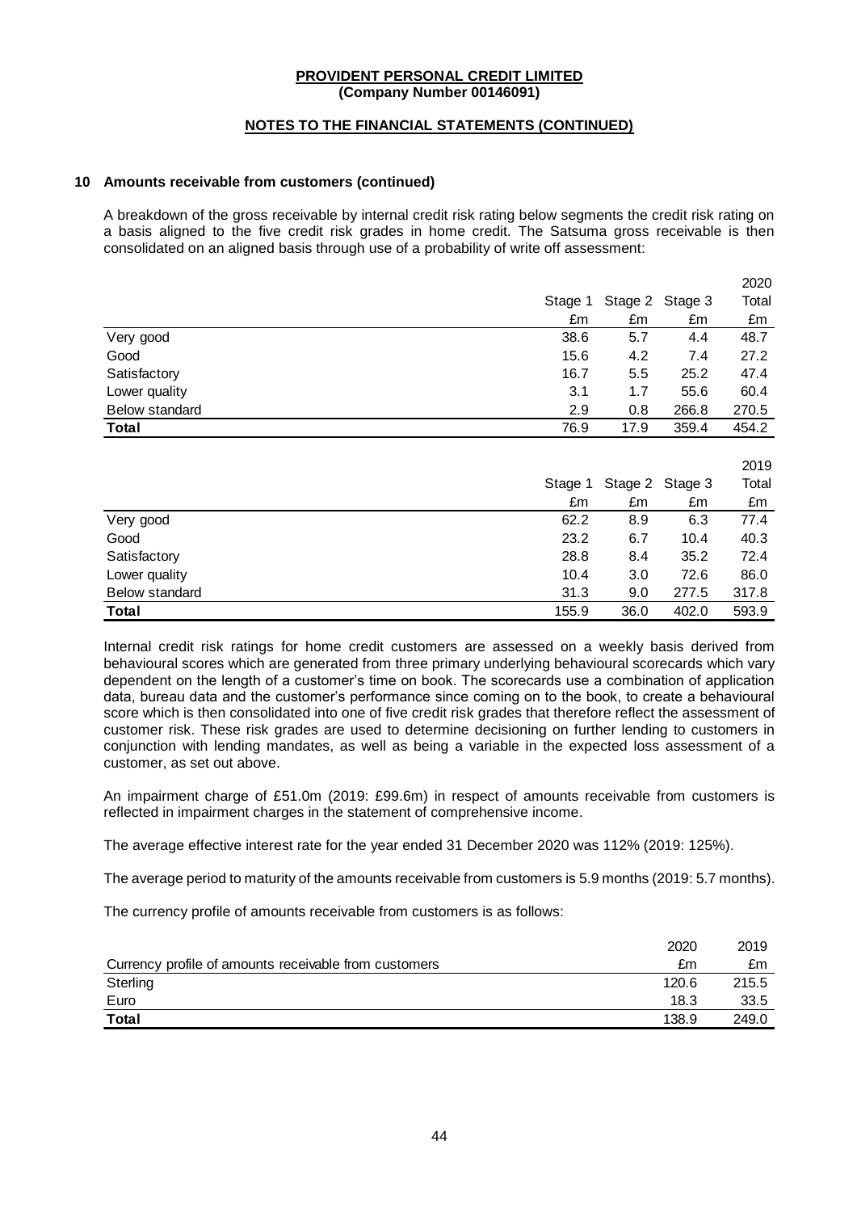**PROVIDENT PERSONAL CREDIT LIMITED**
**(Company Number 00146091)**

**NOTES TO THE FINANCIAL STATEMENTS (CONTINUED)**

**10 Amounts receivable from customers (continued)**

A breakdown of the gross receivable by internal credit risk rating below segments the credit risk rating on a basis aligned to the five credit risk grades in home credit. The Satsuma gross receivable is then consolidated on an aligned basis through use of a probability of write off assessment:

| | Stage 1 | Stage 2 | Stage 3 | 2020 Total |
|---|---|---|---|---|
| | £m | £m | £m | £m |
| Very good | 38.6 | 5.7 | 4.4 | 48.7 |
| Good | 15.6 | 4.2 | 7.4 | 27.2 |
| Satisfactory | 16.7 | 5.5 | 25.2 | 47.4 |
| Lower quality | 3.1 | 1.7 | 55.6 | 60.4 |
| Below standard | 2.9 | 0.8 | 266.8 | 270.5 |
| **Total** | 76.9 | 17.9 | 359.4 | 454.2 |

| | Stage 1 | Stage 2 | Stage 3 | 2019 Total |
|---|---|---|---|---|
| | £m | £m | £m | £m |
| Very good | 62.2 | 8.9 | 6.3 | 77.4 |
| Good | 23.2 | 6.7 | 10.4 | 40.3 |
| Satisfactory | 28.8 | 8.4 | 35.2 | 72.4 |
| Lower quality | 10.4 | 3.0 | 72.6 | 86.0 |
| Below standard | 31.3 | 9.0 | 277.5 | 317.8 |
| **Total** | 155.9 | 36.0 | 402.0 | 593.9 |

Internal credit risk ratings for home credit customers are assessed on a weekly basis derived from behavioural scores which are generated from three primary underlying behavioural scorecards which vary dependent on the length of a customer's time on book. The scorecards use a combination of application data, bureau data and the customer's performance since coming on to the book, to create a behavioural score which is then consolidated into one of five credit risk grades that therefore reflect the assessment of customer risk. These risk grades are used to determine decisioning on further lending to customers in conjunction with lending mandates, as well as being a variable in the expected loss assessment of a customer, as set out above.

An impairment charge of £51.0m (2019: £99.6m) in respect of amounts receivable from customers is reflected in impairment charges in the statement of comprehensive income.

The average effective interest rate for the year ended 31 December 2020 was 112% (2019: 125%).

The average period to maturity of the amounts receivable from customers is 5.9 months (2019: 5.7 months).

The currency profile of amounts receivable from customers is as follows:

| | 2020 | 2019 |
|---|---|---|
| Currency profile of amounts receivable from customers | £m | £m |
| Sterling | 120.6 | 215.5 |
| Euro | 18.3 | 33.5 |
| **Total** | 138.9 | 249.0 |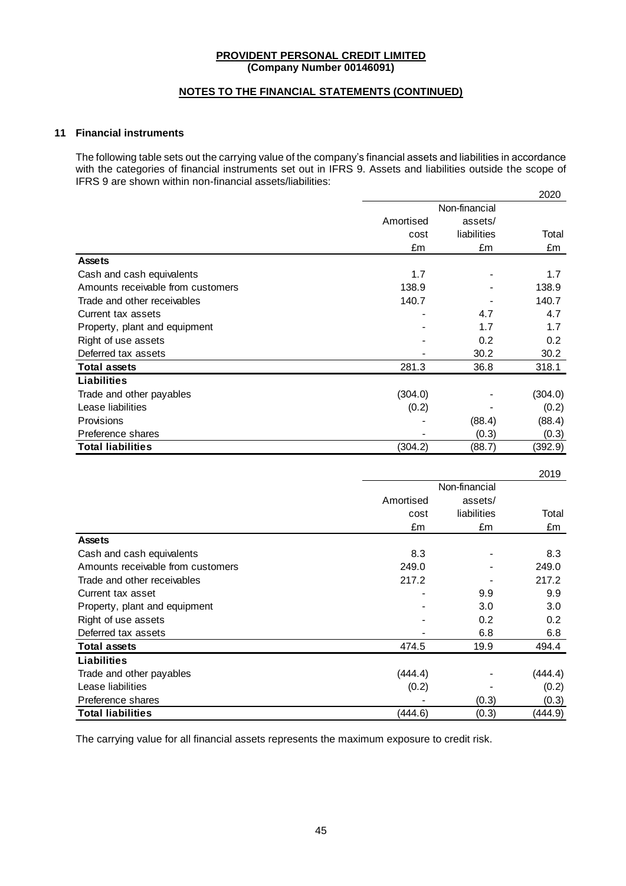**PROVIDENT PERSONAL CREDIT LIMITED**
**(Company Number 00146091)**

**NOTES TO THE FINANCIAL STATEMENTS (CONTINUED)**

## 11 Financial instruments

The following table sets out the carrying value of the company's financial assets and liabilities in accordance with the categories of financial instruments set out in IFRS 9. Assets and liabilities outside the scope of IFRS 9 are shown within non-financial assets/liabilities:

| | | | 2020 |
|---|---|---|---|
| | Amortised cost | Non-financial assets/ liabilities | Total |
| | £m | £m | £m |
| **Assets** | | | |
| Cash and cash equivalents | 1.7 | - | 1.7 |
| Amounts receivable from customers | 138.9 | - | 138.9 |
| Trade and other receivables | 140.7 | - | 140.7 |
| Current tax assets | - | 4.7 | 4.7 |
| Property, plant and equipment | - | 1.7 | 1.7 |
| Right of use assets | - | 0.2 | 0.2 |
| Deferred tax assets | - | 30.2 | 30.2 |
| **Total assets** | 281.3 | 36.8 | 318.1 |
| **Liabilities** | | | |
| Trade and other payables | (304.0) | - | (304.0) |
| Lease liabilities | (0.2) | - | (0.2) |
| Provisions | - | (88.4) | (88.4) |
| Preference shares | - | (0.3) | (0.3) |
| **Total liabilities** | (304.2) | (88.7) | (392.9) |

| | | | 2019 |
|---|---|---|---|
| | Amortised cost | Non-financial assets/ liabilities | Total |
| | £m | £m | £m |
| **Assets** | | | |
| Cash and cash equivalents | 8.3 | - | 8.3 |
| Amounts receivable from customers | 249.0 | - | 249.0 |
| Trade and other receivables | 217.2 | - | 217.2 |
| Current tax asset | - | 9.9 | 9.9 |
| Property, plant and equipment | - | 3.0 | 3.0 |
| Right of use assets | - | 0.2 | 0.2 |
| Deferred tax assets | - | 6.8 | 6.8 |
| **Total assets** | 474.5 | 19.9 | 494.4 |
| **Liabilities** | | | |
| Trade and other payables | (444.4) | - | (444.4) |
| Lease liabilities | (0.2) | - | (0.2) |
| Preference shares | - | (0.3) | (0.3) |
| **Total liabilities** | (444.6) | (0.3) | (444.9) |

The carrying value for all financial assets represents the maximum exposure to credit risk.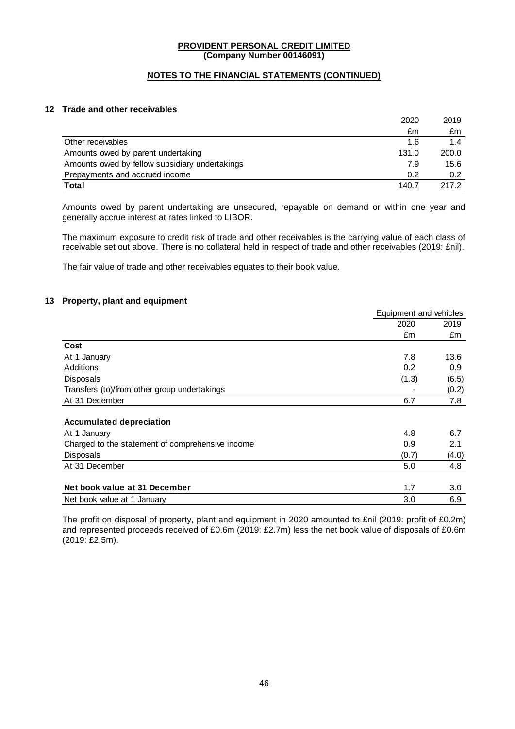**PROVIDENT PERSONAL CREDIT LIMITED**
**(Company Number 00146091)**

**NOTES TO THE FINANCIAL STATEMENTS (CONTINUED)**

## 12 Trade and other receivables

| | 2020 | 2019 |
|---|---|---|
| | £m | £m |
| Other receivables | 1.6 | 1.4 |
| Amounts owed by parent undertaking | 131.0 | 200.0 |
| Amounts owed by fellow subsidiary undertakings | 7.9 | 15.6 |
| Prepayments and accrued income | 0.2 | 0.2 |
| **Total** | 140.7 | 217.2 |

Amounts owed by parent undertaking are unsecured, repayable on demand or within one year and generally accrue interest at rates linked to LIBOR.

The maximum exposure to credit risk of trade and other receivables is the carrying value of each class of receivable set out above. There is no collateral held in respect of trade and other receivables (2019: £nil).

The fair value of trade and other receivables equates to their book value.

## 13 Property, plant and equipment

| | Equipment and vehicles | |
|---|---|---|
| | 2020 | 2019 |
| | £m | £m |
| **Cost** | | |
| At 1 January | 7.8 | 13.6 |
| Additions | 0.2 | 0.9 |
| Disposals | (1.3) | (6.5) |
| Transfers (to)/from other group undertakings | - | (0.2) |
| At 31 December | 6.7 | 7.8 |
| | | |
| **Accumulated depreciation** | | |
| At 1 January | 4.8 | 6.7 |
| Charged to the statement of comprehensive income | 0.9 | 2.1 |
| Disposals | (0.7) | (4.0) |
| At 31 December | 5.0 | 4.8 |
| | | |
| **Net book value at 31 December** | 1.7 | 3.0 |
| Net book value at 1 January | 3.0 | 6.9 |

The profit on disposal of property, plant and equipment in 2020 amounted to £nil (2019: profit of £0.2m) and represented proceeds received of £0.6m (2019: £2.7m) less the net book value of disposals of £0.6m (2019: £2.5m).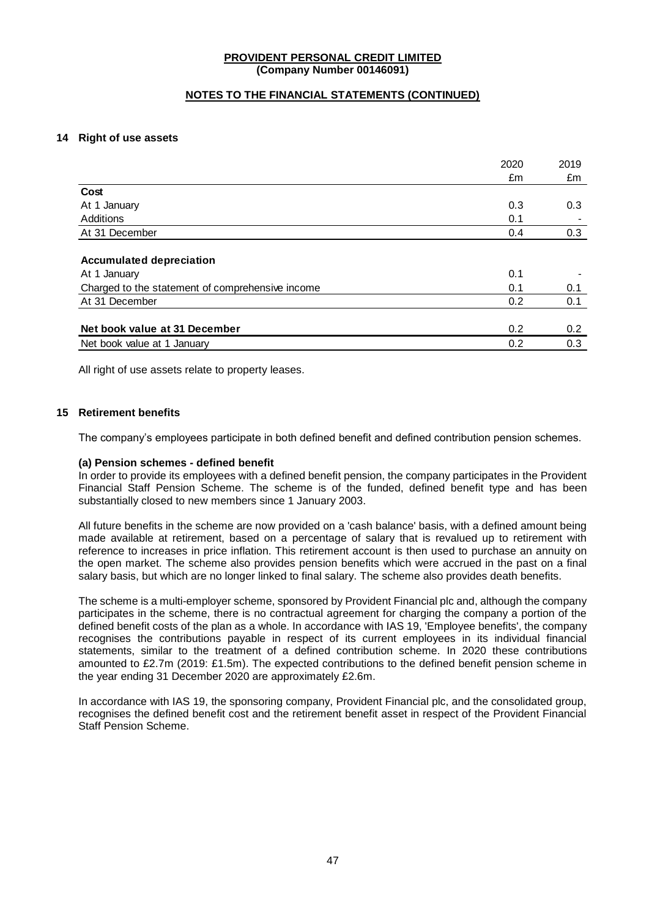**PROVIDENT PERSONAL CREDIT LIMITED**
**(Company Number 00146091)**

**NOTES TO THE FINANCIAL STATEMENTS (CONTINUED)**

## 14 Right of use assets

| | 2020 | 2019 |
|---|---|---|
| | £m | £m |
| **Cost** | | |
| At 1 January | 0.3 | 0.3 |
| Additions | 0.1 | - |
| At 31 December | 0.4 | 0.3 |
| | | |
| **Accumulated depreciation** | | |
| At 1 January | 0.1 | - |
| Charged to the statement of comprehensive income | 0.1 | 0.1 |
| At 31 December | 0.2 | 0.1 |
| | | |
| **Net book value at 31 December** | 0.2 | 0.2 |
| Net book value at 1 January | 0.2 | 0.3 |

All right of use assets relate to property leases.

## 15 Retirement benefits

The company's employees participate in both defined benefit and defined contribution pension schemes.

**(a) Pension schemes - defined benefit**

In order to provide its employees with a defined benefit pension, the company participates in the Provident Financial Staff Pension Scheme. The scheme is of the funded, defined benefit type and has been substantially closed to new members since 1 January 2003.

All future benefits in the scheme are now provided on a 'cash balance' basis, with a defined amount being made available at retirement, based on a percentage of salary that is revalued up to retirement with reference to increases in price inflation. This retirement account is then used to purchase an annuity on the open market. The scheme also provides pension benefits which were accrued in the past on a final salary basis, but which are no longer linked to final salary. The scheme also provides death benefits.

The scheme is a multi-employer scheme, sponsored by Provident Financial plc and, although the company participates in the scheme, there is no contractual agreement for charging the company a portion of the defined benefit costs of the plan as a whole. In accordance with IAS 19, 'Employee benefits', the company recognises the contributions payable in respect of its current employees in its individual financial statements, similar to the treatment of a defined contribution scheme. In 2020 these contributions amounted to £2.7m (2019: £1.5m). The expected contributions to the defined benefit pension scheme in the year ending 31 December 2020 are approximately £2.6m.

In accordance with IAS 19, the sponsoring company, Provident Financial plc, and the consolidated group, recognises the defined benefit cost and the retirement benefit asset in respect of the Provident Financial Staff Pension Scheme.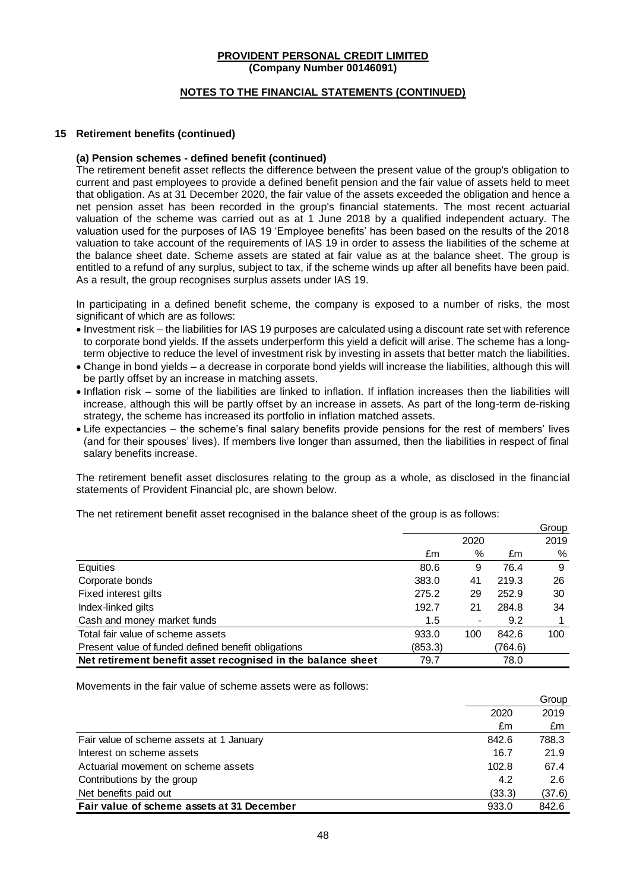**PROVIDENT PERSONAL CREDIT LIMITED**
**(Company Number 00146091)**

**NOTES TO THE FINANCIAL STATEMENTS (CONTINUED)**

### 15 Retirement benefits (continued)

#### (a) Pension schemes - defined benefit (continued)

The retirement benefit asset reflects the difference between the present value of the group's obligation to current and past employees to provide a defined benefit pension and the fair value of assets held to meet that obligation. As at 31 December 2020, the fair value of the assets exceeded the obligation and hence a net pension asset has been recorded in the group's financial statements. The most recent actuarial valuation of the scheme was carried out as at 1 June 2018 by a qualified independent actuary. The valuation used for the purposes of IAS 19 'Employee benefits' has been based on the results of the 2018 valuation to take account of the requirements of IAS 19 in order to assess the liabilities of the scheme at the balance sheet date. Scheme assets are stated at fair value as at the balance sheet. The group is entitled to a refund of any surplus, subject to tax, if the scheme winds up after all benefits have been paid. As a result, the group recognises surplus assets under IAS 19.

In participating in a defined benefit scheme, the company is exposed to a number of risks, the most significant of which are as follows:

- Investment risk – the liabilities for IAS 19 purposes are calculated using a discount rate set with reference to corporate bond yields. If the assets underperform this yield a deficit will arise. The scheme has a long-term objective to reduce the level of investment risk by investing in assets that better match the liabilities.
- Change in bond yields – a decrease in corporate bond yields will increase the liabilities, although this will be partly offset by an increase in matching assets.
- Inflation risk – some of the liabilities are linked to inflation. If inflation increases then the liabilities will increase, although this will be partly offset by an increase in assets. As part of the long-term de-risking strategy, the scheme has increased its portfolio in inflation matched assets.
- Life expectancies – the scheme's final salary benefits provide pensions for the rest of members' lives (and for their spouses' lives). If members live longer than assumed, then the liabilities in respect of final salary benefits increase.

The retirement benefit asset disclosures relating to the group as a whole, as disclosed in the financial statements of Provident Financial plc, are shown below.

The net retirement benefit asset recognised in the balance sheet of the group is as follows:

| | | | | Group |
|---|---|---|---|---|
| | 2020 | | 2019 | |
| | £m | % | £m | % |
| Equities | 80.6 | 9 | 76.4 | 9 |
| Corporate bonds | 383.0 | 41 | 219.3 | 26 |
| Fixed interest gilts | 275.2 | 29 | 252.9 | 30 |
| Index-linked gilts | 192.7 | 21 | 284.8 | 34 |
| Cash and money market funds | 1.5 | - | 9.2 | 1 |
| Total fair value of scheme assets | 933.0 | 100 | 842.6 | 100 |
| Present value of funded defined benefit obligations | (853.3) | | (764.6) | |
| **Net retirement benefit asset recognised in the balance sheet** | **79.7** | | **78.0** | |

Movements in the fair value of scheme assets were as follows:

| | | Group |
|---|---|---|
| | 2020 | 2019 |
| | £m | £m |
| Fair value of scheme assets at 1 January | 842.6 | 788.3 |
| Interest on scheme assets | 16.7 | 21.9 |
| Actuarial movement on scheme assets | 102.8 | 67.4 |
| Contributions by the group | 4.2 | 2.6 |
| Net benefits paid out | (33.3) | (37.6) |
| **Fair value of scheme assets at 31 December** | **933.0** | **842.6** |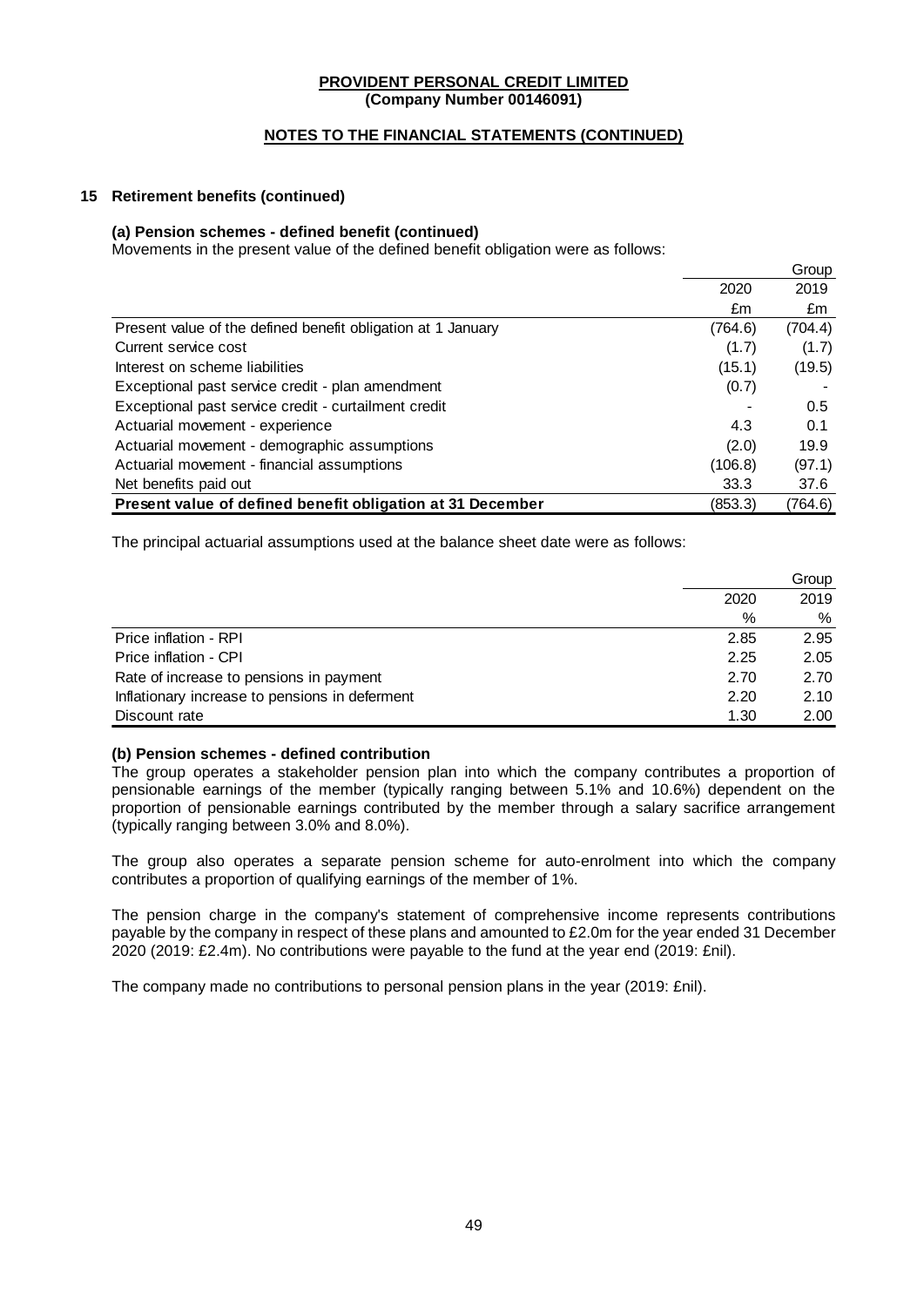**PROVIDENT PERSONAL CREDIT LIMITED**
**(Company Number 00146091)**

**NOTES TO THE FINANCIAL STATEMENTS (CONTINUED)**

## 15 Retirement benefits (continued)

### (a) Pension schemes - defined benefit (continued)

Movements in the present value of the defined benefit obligation were as follows:

| | | Group |
|---|---|---|
| | 2020 | 2019 |
| | £m | £m |
| Present value of the defined benefit obligation at 1 January | (764.6) | (704.4) |
| Current service cost | (1.7) | (1.7) |
| Interest on scheme liabilities | (15.1) | (19.5) |
| Exceptional past service credit - plan amendment | (0.7) | - |
| Exceptional past service credit - curtailment credit | - | 0.5 |
| Actuarial movement - experience | 4.3 | 0.1 |
| Actuarial movement - demographic assumptions | (2.0) | 19.9 |
| Actuarial movement - financial assumptions | (106.8) | (97.1) |
| Net benefits paid out | 33.3 | 37.6 |
| **Present value of defined benefit obligation at 31 December** | (853.3) | (764.6) |

The principal actuarial assumptions used at the balance sheet date were as follows:

| | | Group |
|---|---|---|
| | 2020 | 2019 |
| | % | % |
| Price inflation - RPI | 2.85 | 2.95 |
| Price inflation - CPI | 2.25 | 2.05 |
| Rate of increase to pensions in payment | 2.70 | 2.70 |
| Inflationary increase to pensions in deferment | 2.20 | 2.10 |
| Discount rate | 1.30 | 2.00 |

### (b) Pension schemes - defined contribution

The group operates a stakeholder pension plan into which the company contributes a proportion of pensionable earnings of the member (typically ranging between 5.1% and 10.6%) dependent on the proportion of pensionable earnings contributed by the member through a salary sacrifice arrangement (typically ranging between 3.0% and 8.0%).

The group also operates a separate pension scheme for auto-enrolment into which the company contributes a proportion of qualifying earnings of the member of 1%.

The pension charge in the company's statement of comprehensive income represents contributions payable by the company in respect of these plans and amounted to £2.0m for the year ended 31 December 2020 (2019: £2.4m). No contributions were payable to the fund at the year end (2019: £nil).

The company made no contributions to personal pension plans in the year (2019: £nil).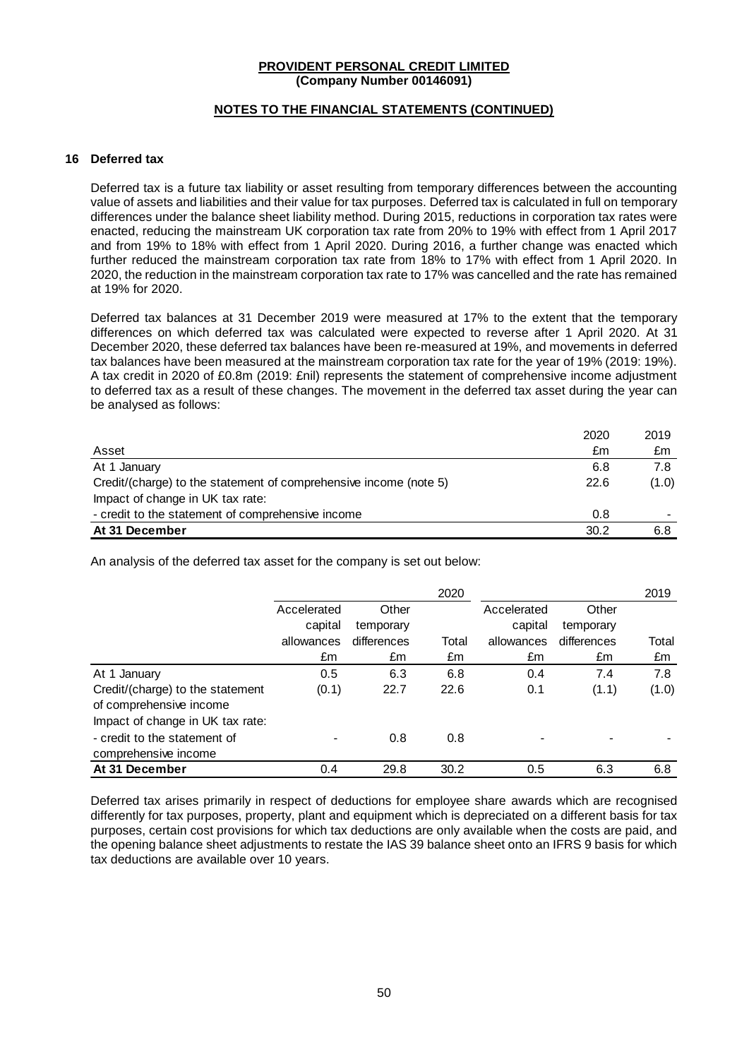**PROVIDENT PERSONAL CREDIT LIMITED**
**(Company Number 00146091)**

**NOTES TO THE FINANCIAL STATEMENTS (CONTINUED)**

## 16 Deferred tax

Deferred tax is a future tax liability or asset resulting from temporary differences between the accounting value of assets and liabilities and their value for tax purposes. Deferred tax is calculated in full on temporary differences under the balance sheet liability method. During 2015, reductions in corporation tax rates were enacted, reducing the mainstream UK corporation tax rate from 20% to 19% with effect from 1 April 2017 and from 19% to 18% with effect from 1 April 2020. During 2016, a further change was enacted which further reduced the mainstream corporation tax rate from 18% to 17% with effect from 1 April 2020. In 2020, the reduction in the mainstream corporation tax rate to 17% was cancelled and the rate has remained at 19% for 2020.

Deferred tax balances at 31 December 2019 were measured at 17% to the extent that the temporary differences on which deferred tax was calculated were expected to reverse after 1 April 2020. At 31 December 2020, these deferred tax balances have been re-measured at 19%, and movements in deferred tax balances have been measured at the mainstream corporation tax rate for the year of 19% (2019: 19%). A tax credit in 2020 of £0.8m (2019: £nil) represents the statement of comprehensive income adjustment to deferred tax as a result of these changes. The movement in the deferred tax asset during the year can be analysed as follows:

| Asset | 2020<br>£m | 2019<br>£m |
|---|---|---|
| At 1 January | 6.8 | 7.8 |
| Credit/(charge) to the statement of comprehensive income (note 5) | 22.6 | (1.0) |
| Impact of change in UK tax rate: | | |
| - credit to the statement of comprehensive income | 0.8 | - |
| **At 31 December** | **30.2** | **6.8** |

An analysis of the deferred tax asset for the company is set out below:

| | | | 2020 | | | 2019 |
|---|---|---|---|---|---|---|
| | Accelerated capital allowances<br>£m | Other temporary differences<br>£m | Total<br>£m | Accelerated capital allowances<br>£m | Other temporary differences<br>£m | Total<br>£m |
| At 1 January | 0.5 | 6.3 | 6.8 | 0.4 | 7.4 | 7.8 |
| Credit/(charge) to the statement of comprehensive income | (0.1) | 22.7 | 22.6 | 0.1 | (1.1) | (1.0) |
| Impact of change in UK tax rate: | | | | | | |
| - credit to the statement of comprehensive income | - | 0.8 | 0.8 | - | - | - |
| **At 31 December** | **0.4** | **29.8** | **30.2** | **0.5** | **6.3** | **6.8** |

Deferred tax arises primarily in respect of deductions for employee share awards which are recognised differently for tax purposes, property, plant and equipment which is depreciated on a different basis for tax purposes, certain cost provisions for which tax deductions are only available when the costs are paid, and the opening balance sheet adjustments to restate the IAS 39 balance sheet onto an IFRS 9 basis for which tax deductions are available over 10 years.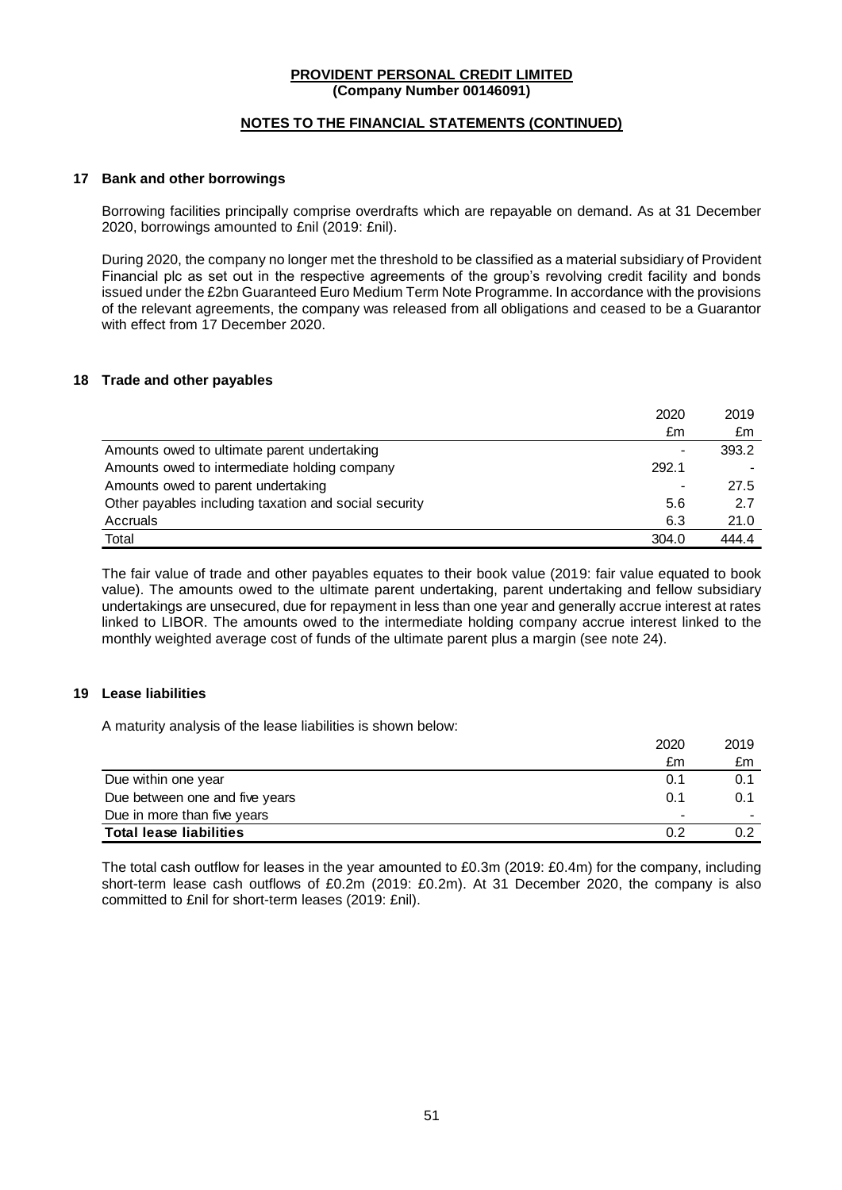**PROVIDENT PERSONAL CREDIT LIMITED**
**(Company Number 00146091)**

**NOTES TO THE FINANCIAL STATEMENTS (CONTINUED)**

## 17 Bank and other borrowings

Borrowing facilities principally comprise overdrafts which are repayable on demand. As at 31 December 2020, borrowings amounted to £nil (2019: £nil).

During 2020, the company no longer met the threshold to be classified as a material subsidiary of Provident Financial plc as set out in the respective agreements of the group's revolving credit facility and bonds issued under the £2bn Guaranteed Euro Medium Term Note Programme. In accordance with the provisions of the relevant agreements, the company was released from all obligations and ceased to be a Guarantor with effect from 17 December 2020.

## 18 Trade and other payables

| | 2020 | 2019 |
|---|---|---|
| | £m | £m |
| Amounts owed to ultimate parent undertaking | - | 393.2 |
| Amounts owed to intermediate holding company | 292.1 | - |
| Amounts owed to parent undertaking | - | 27.5 |
| Other payables including taxation and social security | 5.6 | 2.7 |
| Accruals | 6.3 | 21.0 |
| Total | 304.0 | 444.4 |

The fair value of trade and other payables equates to their book value (2019: fair value equated to book value). The amounts owed to the ultimate parent undertaking, parent undertaking and fellow subsidiary undertakings are unsecured, due for repayment in less than one year and generally accrue interest at rates linked to LIBOR. The amounts owed to the intermediate holding company accrue interest linked to the monthly weighted average cost of funds of the ultimate parent plus a margin (see note 24).

## 19 Lease liabilities

A maturity analysis of the lease liabilities is shown below:

| | 2020 | 2019 |
|---|---|---|
| | £m | £m |
| Due within one year | 0.1 | 0.1 |
| Due between one and five years | 0.1 | 0.1 |
| Due in more than five years | - | - |
| **Total lease liabilities** | 0.2 | 0.2 |

The total cash outflow for leases in the year amounted to £0.3m (2019: £0.4m) for the company, including short-term lease cash outflows of £0.2m (2019: £0.2m). At 31 December 2020, the company is also committed to £nil for short-term leases (2019: £nil).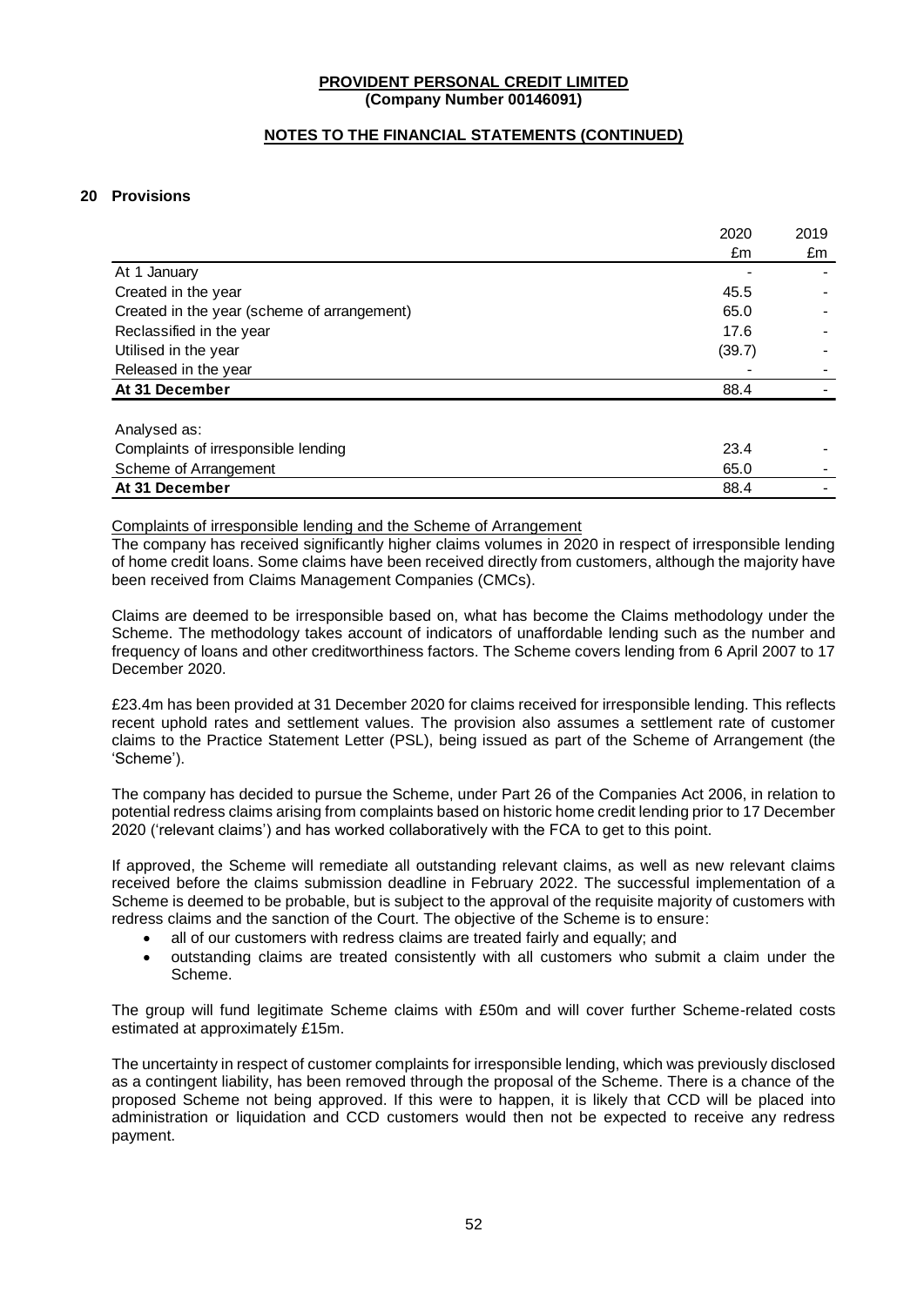**PROVIDENT PERSONAL CREDIT LIMITED**
**(Company Number 00146091)**

**NOTES TO THE FINANCIAL STATEMENTS (CONTINUED)**

## 20 Provisions

| | 2020 | 2019 |
|---|---|---|
| | £m | £m |
| At 1 January | - | - |
| Created in the year | 45.5 | - |
| Created in the year (scheme of arrangement) | 65.0 | - |
| Reclassified in the year | 17.6 | - |
| Utilised in the year | (39.7) | - |
| Released in the year | - | - |
| **At 31 December** | 88.4 | - |
| | | |
| Analysed as: | | |
| Complaints of irresponsible lending | 23.4 | - |
| Scheme of Arrangement | 65.0 | - |
| **At 31 December** | 88.4 | - |

Complaints of irresponsible lending and the Scheme of Arrangement

The company has received significantly higher claims volumes in 2020 in respect of irresponsible lending of home credit loans. Some claims have been received directly from customers, although the majority have been received from Claims Management Companies (CMCs).

Claims are deemed to be irresponsible based on, what has become the Claims methodology under the Scheme. The methodology takes account of indicators of unaffordable lending such as the number and frequency of loans and other creditworthiness factors. The Scheme covers lending from 6 April 2007 to 17 December 2020.

£23.4m has been provided at 31 December 2020 for claims received for irresponsible lending. This reflects recent uphold rates and settlement values. The provision also assumes a settlement rate of customer claims to the Practice Statement Letter (PSL), being issued as part of the Scheme of Arrangement (the 'Scheme').

The company has decided to pursue the Scheme, under Part 26 of the Companies Act 2006, in relation to potential redress claims arising from complaints based on historic home credit lending prior to 17 December 2020 ('relevant claims') and has worked collaboratively with the FCA to get to this point.

If approved, the Scheme will remediate all outstanding relevant claims, as well as new relevant claims received before the claims submission deadline in February 2022. The successful implementation of a Scheme is deemed to be probable, but is subject to the approval of the requisite majority of customers with redress claims and the sanction of the Court. The objective of the Scheme is to ensure:

- all of our customers with redress claims are treated fairly and equally; and
- outstanding claims are treated consistently with all customers who submit a claim under the Scheme.

The group will fund legitimate Scheme claims with £50m and will cover further Scheme-related costs estimated at approximately £15m.

The uncertainty in respect of customer complaints for irresponsible lending, which was previously disclosed as a contingent liability, has been removed through the proposal of the Scheme. There is a chance of the proposed Scheme not being approved. If this were to happen, it is likely that CCD will be placed into administration or liquidation and CCD customers would then not be expected to receive any redress payment.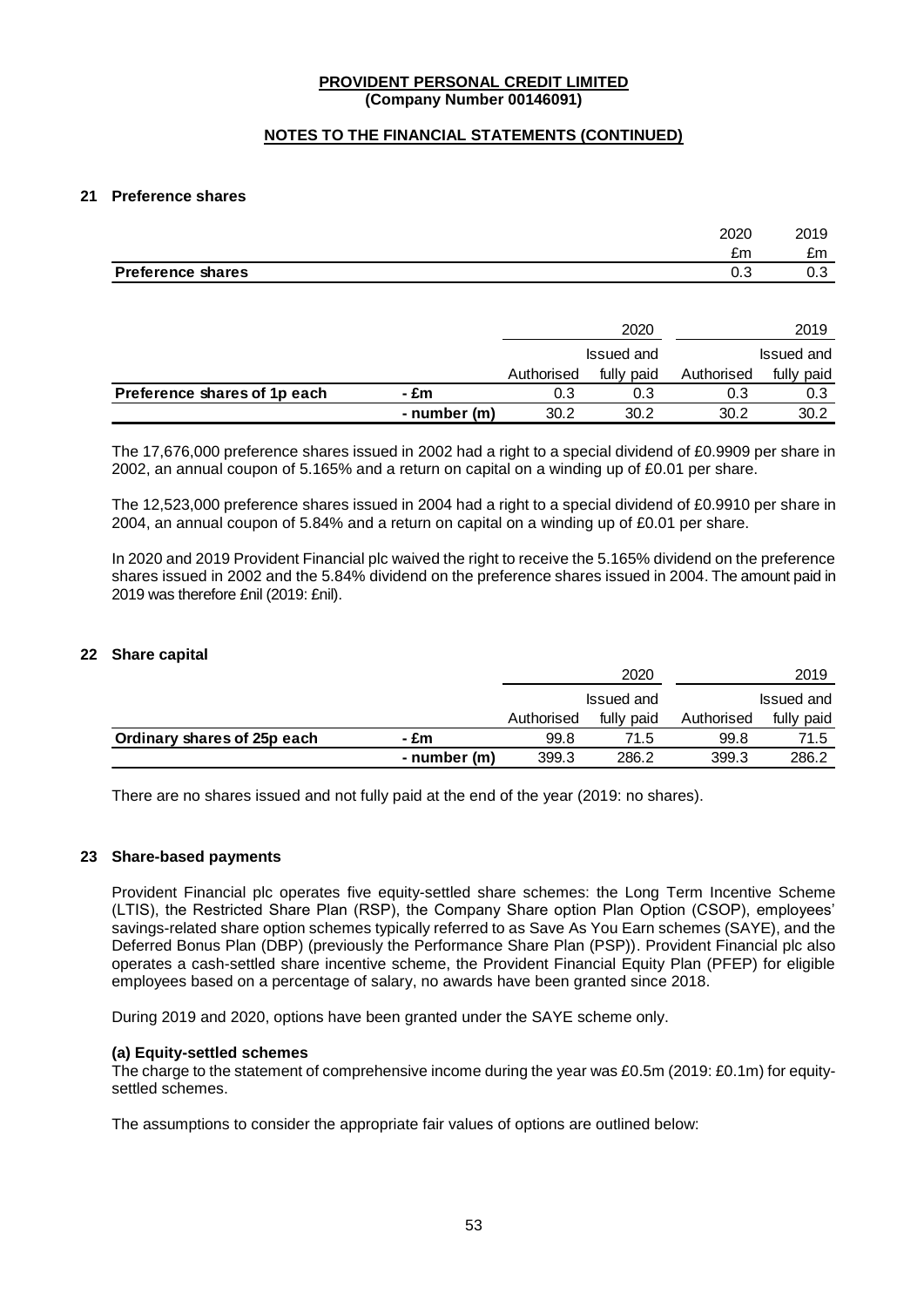PROVIDENT PERSONAL CREDIT LIMITED
(Company Number 00146091)

NOTES TO THE FINANCIAL STATEMENTS (CONTINUED)

## 21 Preference shares

| | 2020 | 2019 |
|---|---|---|
| | £m | £m |
| **Preference shares** | 0.3 | 0.3 |

| | | 2020 | | 2019 | |
|---|---|---|---|---|---|
| | | Authorised | Issued and fully paid | Authorised | Issued and fully paid |
| **Preference shares of 1p each** | - £m | 0.3 | 0.3 | 0.3 | 0.3 |
| | - number (m) | 30.2 | 30.2 | 30.2 | 30.2 |

The 17,676,000 preference shares issued in 2002 had a right to a special dividend of £0.9909 per share in 2002, an annual coupon of 5.165% and a return on capital on a winding up of £0.01 per share.

The 12,523,000 preference shares issued in 2004 had a right to a special dividend of £0.9910 per share in 2004, an annual coupon of 5.84% and a return on capital on a winding up of £0.01 per share.

In 2020 and 2019 Provident Financial plc waived the right to receive the 5.165% dividend on the preference shares issued in 2002 and the 5.84% dividend on the preference shares issued in 2004. The amount paid in 2019 was therefore £nil (2019: £nil).

## 22 Share capital

| | | 2020 | | 2019 | |
|---|---|---|---|---|---|
| | | Authorised | Issued and fully paid | Authorised | Issued and fully paid |
| **Ordinary shares of 25p each** | - £m | 99.8 | 71.5 | 99.8 | 71.5 |
| | - number (m) | 399.3 | 286.2 | 399.3 | 286.2 |

There are no shares issued and not fully paid at the end of the year (2019: no shares).

## 23 Share-based payments

Provident Financial plc operates five equity-settled share schemes: the Long Term Incentive Scheme (LTIS), the Restricted Share Plan (RSP), the Company Share option Plan Option (CSOP), employees' savings-related share option schemes typically referred to as Save As You Earn schemes (SAYE), and the Deferred Bonus Plan (DBP) (previously the Performance Share Plan (PSP)). Provident Financial plc also operates a cash-settled share incentive scheme, the Provident Financial Equity Plan (PFEP) for eligible employees based on a percentage of salary, no awards have been granted since 2018.

During 2019 and 2020, options have been granted under the SAYE scheme only.

### (a) Equity-settled schemes

The charge to the statement of comprehensive income during the year was £0.5m (2019: £0.1m) for equity-settled schemes.

The assumptions to consider the appropriate fair values of options are outlined below: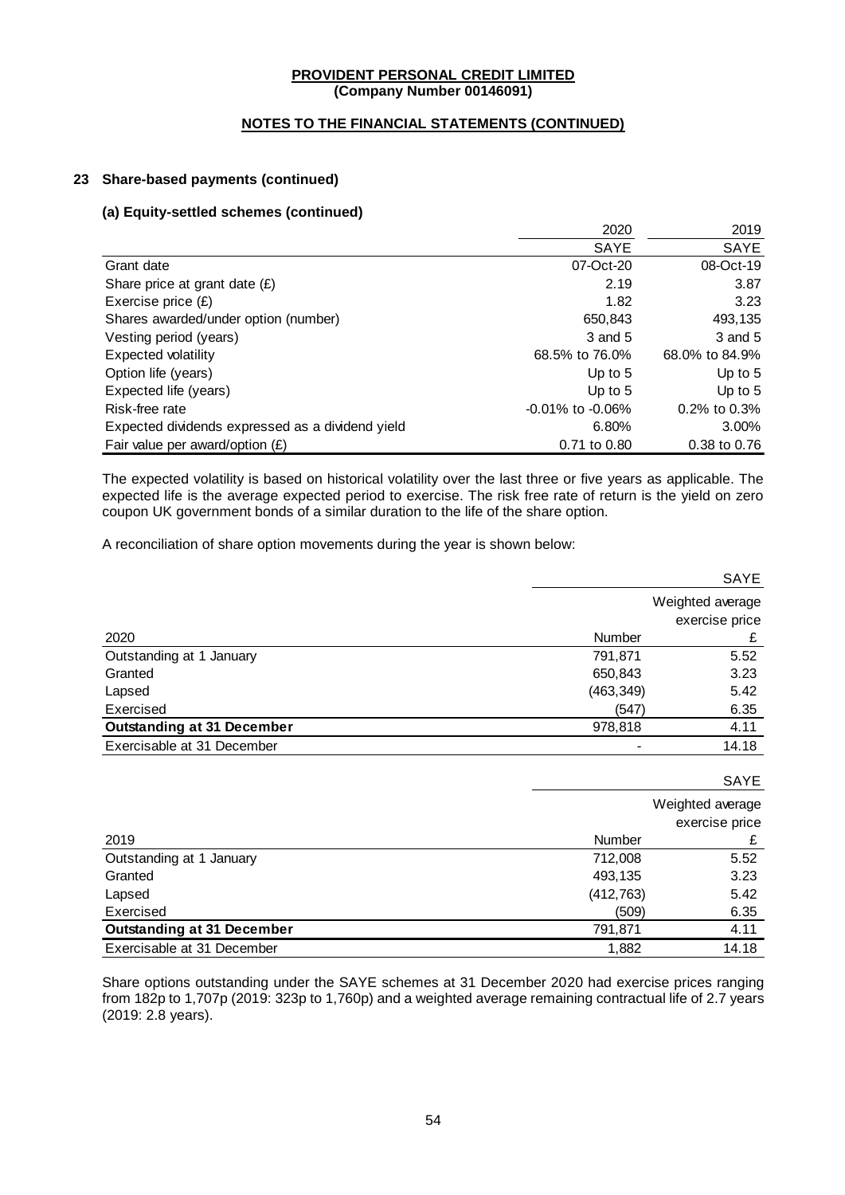**PROVIDENT PERSONAL CREDIT LIMITED**
**(Company Number 00146091)**

**NOTES TO THE FINANCIAL STATEMENTS (CONTINUED)**

## 23 Share-based payments (continued)

### (a) Equity-settled schemes (continued)

| | 2020 | 2019 |
|---|---|---|
| | SAYE | SAYE |
| Grant date | 07-Oct-20 | 08-Oct-19 |
| Share price at grant date (£) | 2.19 | 3.87 |
| Exercise price (£) | 1.82 | 3.23 |
| Shares awarded/under option (number) | 650,843 | 493,135 |
| Vesting period (years) | 3 and 5 | 3 and 5 |
| Expected volatility | 68.5% to 76.0% | 68.0% to 84.9% |
| Option life (years) | Up to 5 | Up to 5 |
| Expected life (years) | Up to 5 | Up to 5 |
| Risk-free rate | -0.01% to -0.06% | 0.2% to 0.3% |
| Expected dividends expressed as a dividend yield | 6.80% | 3.00% |
| Fair value per award/option (£) | 0.71 to 0.80 | 0.38 to 0.76 |

The expected volatility is based on historical volatility over the last three or five years as applicable. The expected life is the average expected period to exercise. The risk free rate of return is the yield on zero coupon UK government bonds of a similar duration to the life of the share option.

A reconciliation of share option movements during the year is shown below:

| | SAYE | |
|---|---|---|
| | | Weighted average exercise price |
| 2020 | Number | £ |
| Outstanding at 1 January | 791,871 | 5.52 |
| Granted | 650,843 | 3.23 |
| Lapsed | (463,349) | 5.42 |
| Exercised | (547) | 6.35 |
| **Outstanding at 31 December** | 978,818 | 4.11 |
| Exercisable at 31 December | - | 14.18 |

| | SAYE | |
|---|---|---|
| | | Weighted average exercise price |
| 2019 | Number | £ |
| Outstanding at 1 January | 712,008 | 5.52 |
| Granted | 493,135 | 3.23 |
| Lapsed | (412,763) | 5.42 |
| Exercised | (509) | 6.35 |
| **Outstanding at 31 December** | 791,871 | 4.11 |
| Exercisable at 31 December | 1,882 | 14.18 |

Share options outstanding under the SAYE schemes at 31 December 2020 had exercise prices ranging from 182p to 1,707p (2019: 323p to 1,760p) and a weighted average remaining contractual life of 2.7 years (2019: 2.8 years).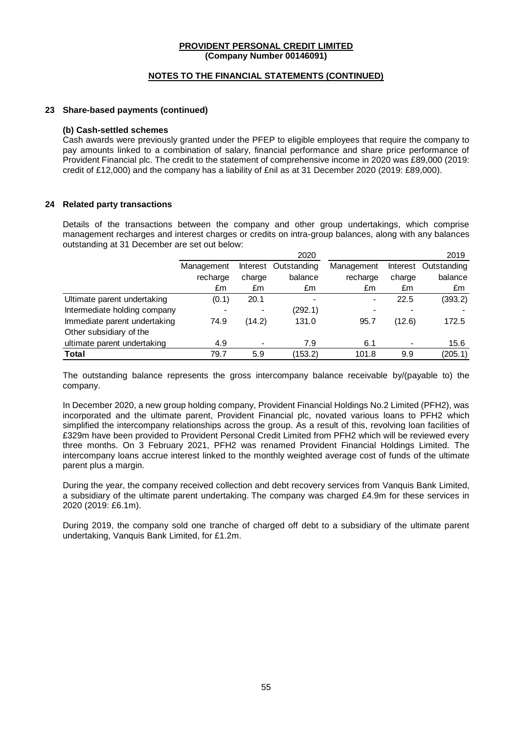**PROVIDENT PERSONAL CREDIT LIMITED**
**(Company Number 00146091)**

**NOTES TO THE FINANCIAL STATEMENTS (CONTINUED)**

### 23 Share-based payments (continued)

**(b) Cash-settled schemes**

Cash awards were previously granted under the PFEP to eligible employees that require the company to pay amounts linked to a combination of salary, financial performance and share price performance of Provident Financial plc. The credit to the statement of comprehensive income in 2020 was £89,000 (2019: credit of £12,000) and the company has a liability of £nil as at 31 December 2020 (2019: £89,000).

### 24 Related party transactions

Details of the transactions between the company and other group undertakings, which comprise management recharges and interest charges or credits on intra-group balances, along with any balances outstanding at 31 December are set out below:

| | 2020 | | | 2019 | | |
|---|---|---|---|---|---|---|
| | Management recharge | Interest charge | Outstanding balance | Management recharge | Interest charge | Outstanding balance |
| | £m | £m | £m | £m | £m | £m |
| Ultimate parent undertaking | (0.1) | 20.1 | - | - | 22.5 | (393.2) |
| Intermediate holding company | - | - | (292.1) | - | - | - |
| Immediate parent undertaking | 74.9 | (14.2) | 131.0 | 95.7 | (12.6) | 172.5 |
| Other subsidiary of the ultimate parent undertaking | 4.9 | - | 7.9 | 6.1 | - | 15.6 |
| **Total** | 79.7 | 5.9 | (153.2) | 101.8 | 9.9 | (205.1) |

The outstanding balance represents the gross intercompany balance receivable by/(payable to) the company.

In December 2020, a new group holding company, Provident Financial Holdings No.2 Limited (PFH2), was incorporated and the ultimate parent, Provident Financial plc, novated various loans to PFH2 which simplified the intercompany relationships across the group. As a result of this, revolving loan facilities of £329m have been provided to Provident Personal Credit Limited from PFH2 which will be reviewed every three months. On 3 February 2021, PFH2 was renamed Provident Financial Holdings Limited. The intercompany loans accrue interest linked to the monthly weighted average cost of funds of the ultimate parent plus a margin.

During the year, the company received collection and debt recovery services from Vanquis Bank Limited, a subsidiary of the ultimate parent undertaking. The company was charged £4.9m for these services in 2020 (2019: £6.1m).

During 2019, the company sold one tranche of charged off debt to a subsidiary of the ultimate parent undertaking, Vanquis Bank Limited, for £1.2m.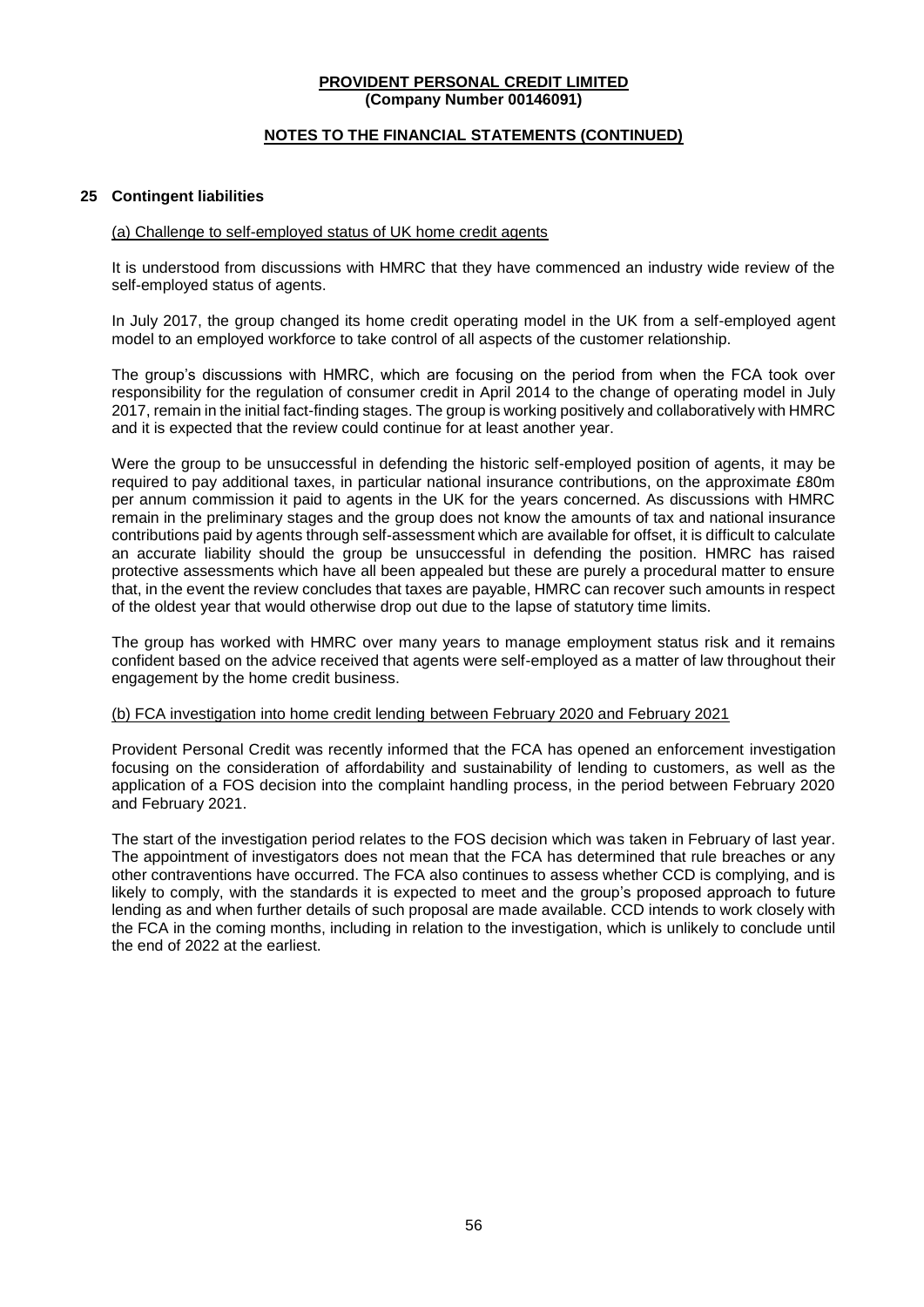**PROVIDENT PERSONAL CREDIT LIMITED**
**(Company Number 00146091)**

**NOTES TO THE FINANCIAL STATEMENTS (CONTINUED)**

## 25 Contingent liabilities

(a) Challenge to self-employed status of UK home credit agents

It is understood from discussions with HMRC that they have commenced an industry wide review of the self-employed status of agents.

In July 2017, the group changed its home credit operating model in the UK from a self-employed agent model to an employed workforce to take control of all aspects of the customer relationship.

The group's discussions with HMRC, which are focusing on the period from when the FCA took over responsibility for the regulation of consumer credit in April 2014 to the change of operating model in July 2017, remain in the initial fact-finding stages. The group is working positively and collaboratively with HMRC and it is expected that the review could continue for at least another year.

Were the group to be unsuccessful in defending the historic self-employed position of agents, it may be required to pay additional taxes, in particular national insurance contributions, on the approximate £80m per annum commission it paid to agents in the UK for the years concerned. As discussions with HMRC remain in the preliminary stages and the group does not know the amounts of tax and national insurance contributions paid by agents through self-assessment which are available for offset, it is difficult to calculate an accurate liability should the group be unsuccessful in defending the position. HMRC has raised protective assessments which have all been appealed but these are purely a procedural matter to ensure that, in the event the review concludes that taxes are payable, HMRC can recover such amounts in respect of the oldest year that would otherwise drop out due to the lapse of statutory time limits.

The group has worked with HMRC over many years to manage employment status risk and it remains confident based on the advice received that agents were self-employed as a matter of law throughout their engagement by the home credit business.

(b) FCA investigation into home credit lending between February 2020 and February 2021

Provident Personal Credit was recently informed that the FCA has opened an enforcement investigation focusing on the consideration of affordability and sustainability of lending to customers, as well as the application of a FOS decision into the complaint handling process, in the period between February 2020 and February 2021.

The start of the investigation period relates to the FOS decision which was taken in February of last year. The appointment of investigators does not mean that the FCA has determined that rule breaches or any other contraventions have occurred. The FCA also continues to assess whether CCD is complying, and is likely to comply, with the standards it is expected to meet and the group's proposed approach to future lending as and when further details of such proposal are made available. CCD intends to work closely with the FCA in the coming months, including in relation to the investigation, which is unlikely to conclude until the end of 2022 at the earliest.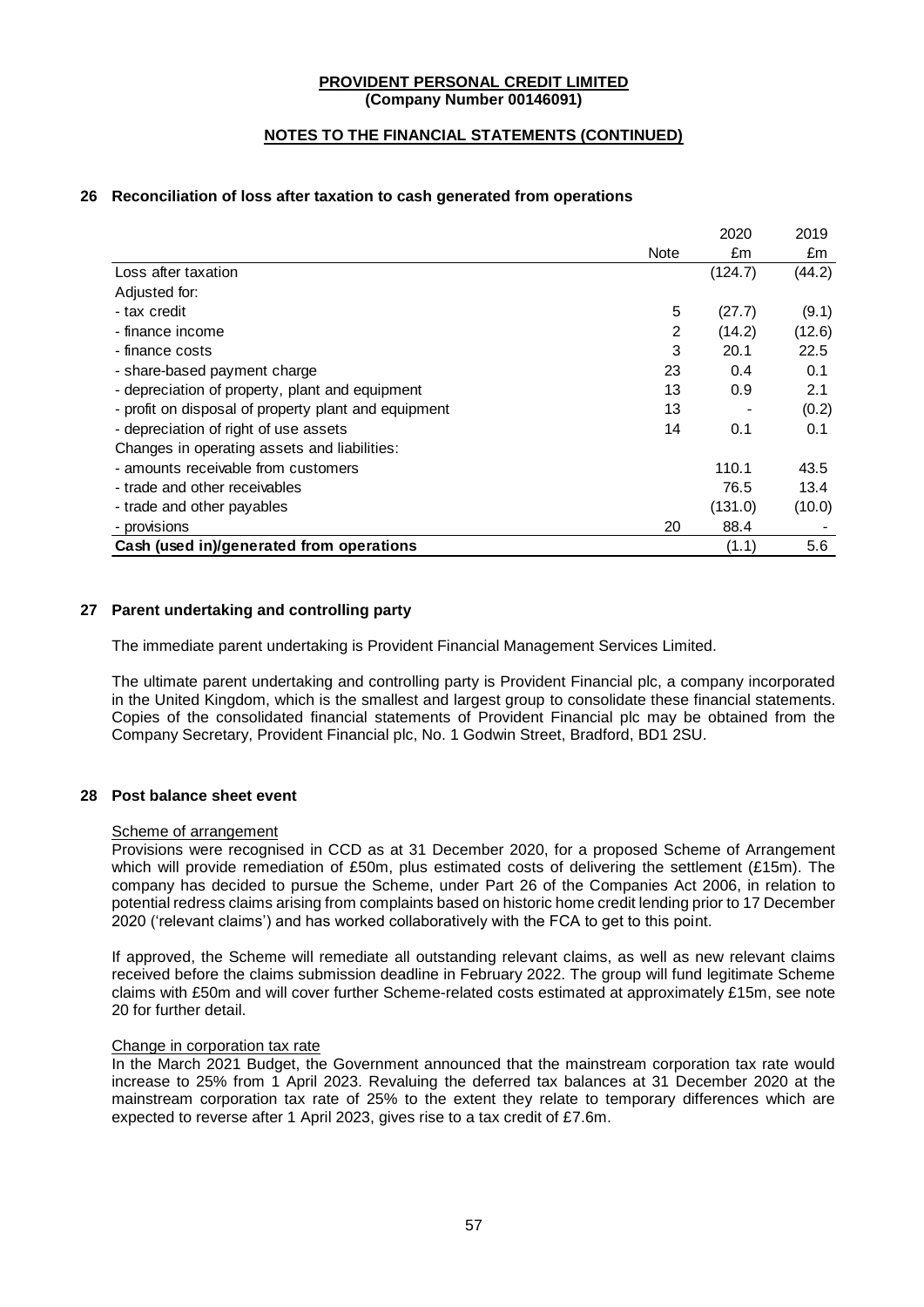**PROVIDENT PERSONAL CREDIT LIMITED**
**(Company Number 00146091)**

**NOTES TO THE FINANCIAL STATEMENTS (CONTINUED)**

## 26 Reconciliation of loss after taxation to cash generated from operations

| | Note | 2020 £m | 2019 £m |
|---|---|---|---|
| Loss after taxation | | (124.7) | (44.2) |
| Adjusted for: | | | |
| - tax credit | 5 | (27.7) | (9.1) |
| - finance income | 2 | (14.2) | (12.6) |
| - finance costs | 3 | 20.1 | 22.5 |
| - share-based payment charge | 23 | 0.4 | 0.1 |
| - depreciation of property, plant and equipment | 13 | 0.9 | 2.1 |
| - profit on disposal of property plant and equipment | 13 | - | (0.2) |
| - depreciation of right of use assets | 14 | 0.1 | 0.1 |
| Changes in operating assets and liabilities: | | | |
| - amounts receivable from customers | | 110.1 | 43.5 |
| - trade and other receivables | | 76.5 | 13.4 |
| - trade and other payables | | (131.0) | (10.0) |
| - provisions | 20 | 88.4 | - |
| **Cash (used in)/generated from operations** | | (1.1) | 5.6 |

## 27 Parent undertaking and controlling party

The immediate parent undertaking is Provident Financial Management Services Limited.

The ultimate parent undertaking and controlling party is Provident Financial plc, a company incorporated in the United Kingdom, which is the smallest and largest group to consolidate these financial statements. Copies of the consolidated financial statements of Provident Financial plc may be obtained from the Company Secretary, Provident Financial plc, No. 1 Godwin Street, Bradford, BD1 2SU.

## 28 Post balance sheet event

Scheme of arrangement

Provisions were recognised in CCD as at 31 December 2020, for a proposed Scheme of Arrangement which will provide remediation of £50m, plus estimated costs of delivering the settlement (£15m). The company has decided to pursue the Scheme, under Part 26 of the Companies Act 2006, in relation to potential redress claims arising from complaints based on historic home credit lending prior to 17 December 2020 ('relevant claims') and has worked collaboratively with the FCA to get to this point.

If approved, the Scheme will remediate all outstanding relevant claims, as well as new relevant claims received before the claims submission deadline in February 2022. The group will fund legitimate Scheme claims with £50m and will cover further Scheme-related costs estimated at approximately £15m, see note 20 for further detail.

Change in corporation tax rate

In the March 2021 Budget, the Government announced that the mainstream corporation tax rate would increase to 25% from 1 April 2023. Revaluing the deferred tax balances at 31 December 2020 at the mainstream corporation tax rate of 25% to the extent they relate to temporary differences which are expected to reverse after 1 April 2023, gives rise to a tax credit of £7.6m.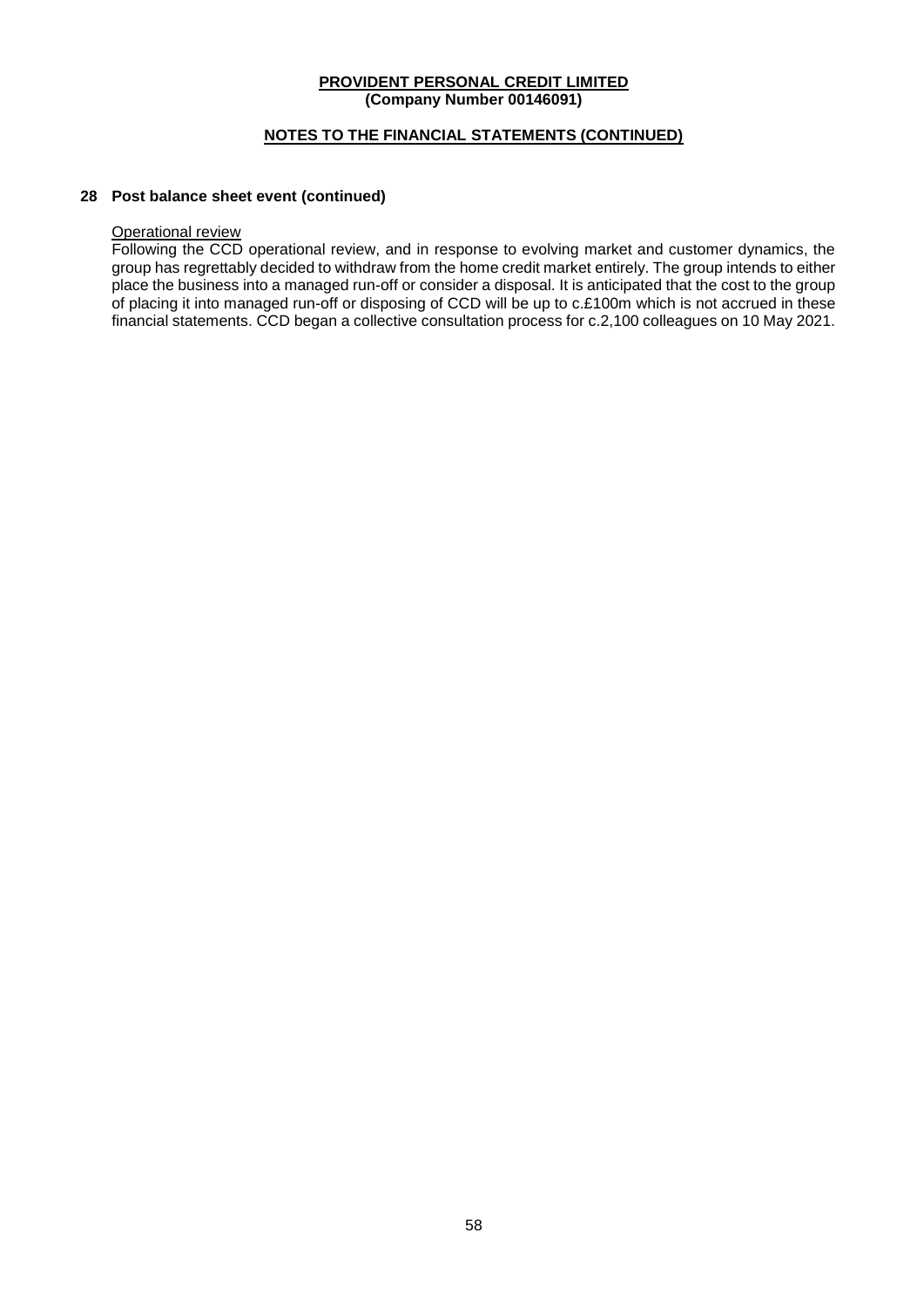**PROVIDENT PERSONAL CREDIT LIMITED**
**(Company Number 00146091)**

**NOTES TO THE FINANCIAL STATEMENTS (CONTINUED)**

## 28 Post balance sheet event (continued)

Operational review

Following the CCD operational review, and in response to evolving market and customer dynamics, the group has regrettably decided to withdraw from the home credit market entirely. The group intends to either place the business into a managed run-off or consider a disposal. It is anticipated that the cost to the group of placing it into managed run-off or disposing of CCD will be up to c.£100m which is not accrued in these financial statements. CCD began a collective consultation process for c.2,100 colleagues on 10 May 2021.